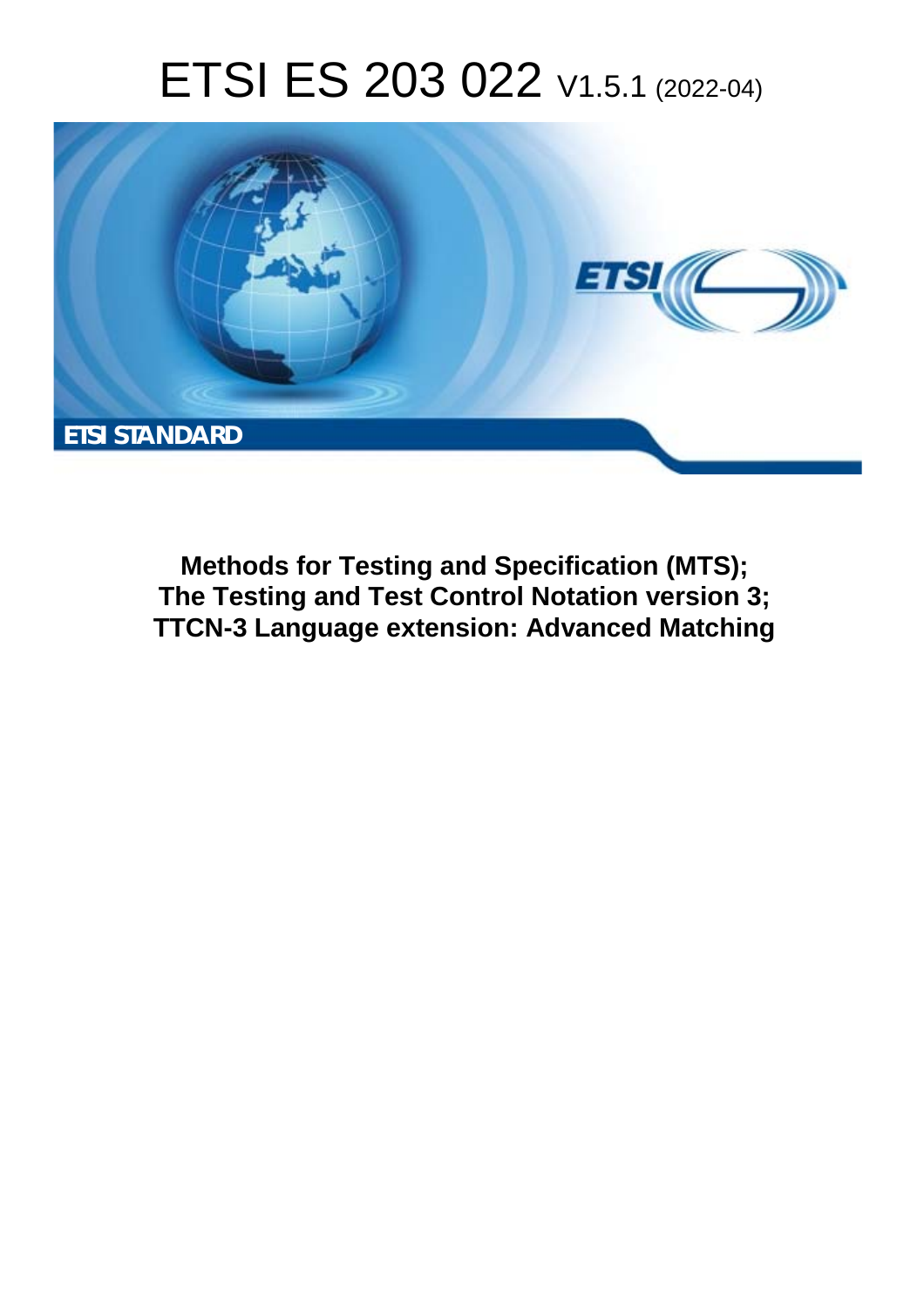# ETSI ES 203 022 V1.5.1 (2022-04)

ETSI STANDARD

**Methods for Testing and Specification (MTS); The Testing and Test Control Notation version 3; TTCN-3 Language extension: Advanced Matching**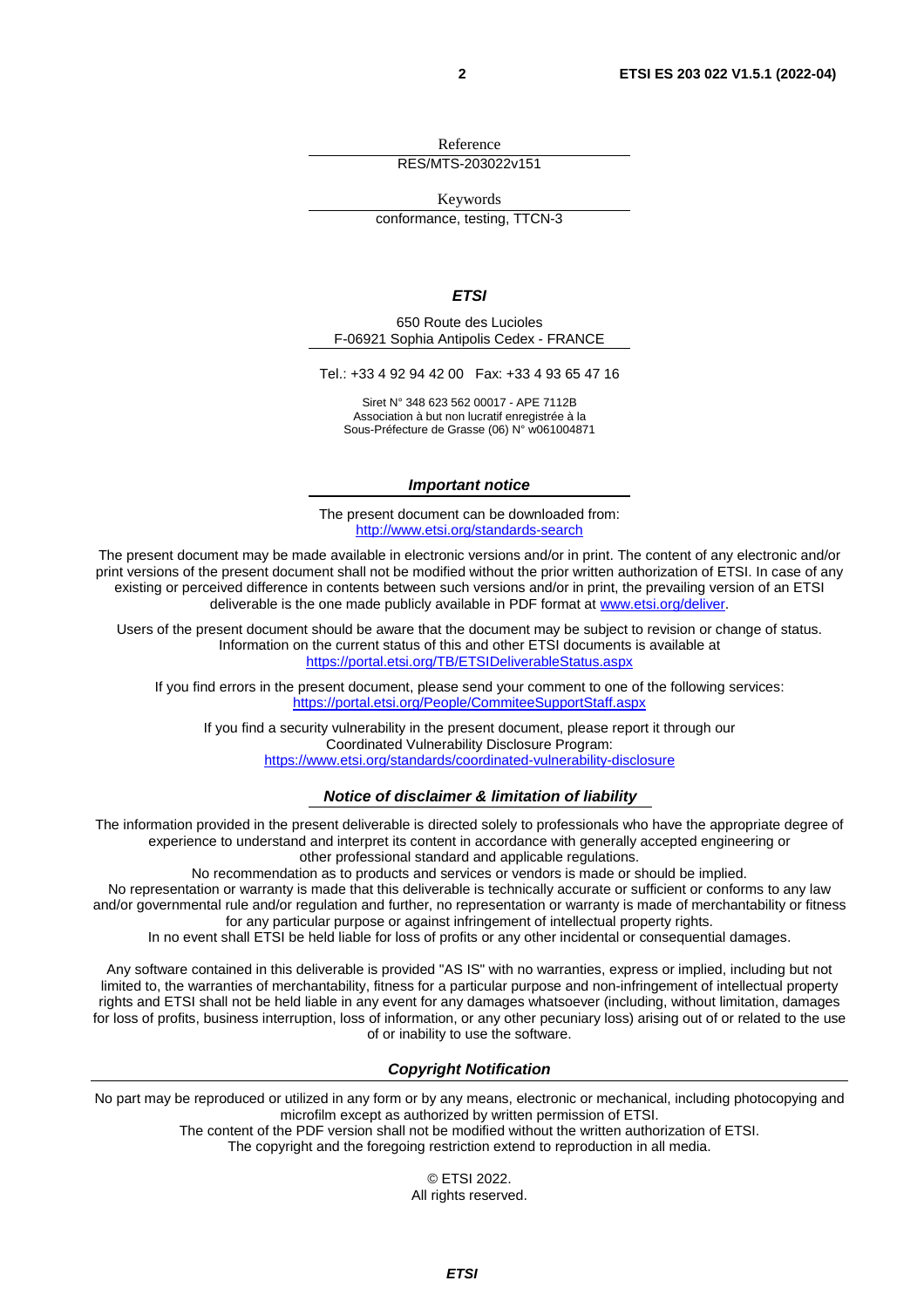Reference

RES/MTS-203022v151

Keywords

conformance, testing, TTCN-3

***ETSI***

650 Route des Lucioles
F-06921 Sophia Antipolis Cedex - FRANCE

Tel.: +33 4 92 94 42 00   Fax: +33 4 93 65 47 16

Siret N° 348 623 562 00017 - APE 7112B
Association à but non lucratif enregistrée à la
Sous-Préfecture de Grasse (06) N° w061004871

***Important notice***

The present document can be downloaded from:
http://www.etsi.org/standards-search

The present document may be made available in electronic versions and/or in print. The content of any electronic and/or print versions of the present document shall not be modified without the prior written authorization of ETSI. In case of any existing or perceived difference in contents between such versions and/or in print, the prevailing version of an ETSI deliverable is the one made publicly available in PDF format at www.etsi.org/deliver.

Users of the present document should be aware that the document may be subject to revision or change of status. Information on the current status of this and other ETSI documents is available at
https://portal.etsi.org/TB/ETSIDeliverableStatus.aspx

If you find errors in the present document, please send your comment to one of the following services:
https://portal.etsi.org/People/CommiteeSupportStaff.aspx

If you find a security vulnerability in the present document, please report it through our
Coordinated Vulnerability Disclosure Program:
https://www.etsi.org/standards/coordinated-vulnerability-disclosure

***Notice of disclaimer & limitation of liability***

The information provided in the present deliverable is directed solely to professionals who have the appropriate degree of experience to understand and interpret its content in accordance with generally accepted engineering or other professional standard and applicable regulations.
No recommendation as to products and services or vendors is made or should be implied.
No representation or warranty is made that this deliverable is technically accurate or sufficient or conforms to any law and/or governmental rule and/or regulation and further, no representation or warranty is made of merchantability or fitness for any particular purpose or against infringement of intellectual property rights.
In no event shall ETSI be held liable for loss of profits or any other incidental or consequential damages.

Any software contained in this deliverable is provided "AS IS" with no warranties, express or implied, including but not limited to, the warranties of merchantability, fitness for a particular purpose and non-infringement of intellectual property rights and ETSI shall not be held liable in any event for any damages whatsoever (including, without limitation, damages for loss of profits, business interruption, loss of information, or any other pecuniary loss) arising out of or related to the use of or inability to use the software.

***Copyright Notification***

No part may be reproduced or utilized in any form or by any means, electronic or mechanical, including photocopying and microfilm except as authorized by written permission of ETSI.
The content of the PDF version shall not be modified without the written authorization of ETSI.
The copyright and the foregoing restriction extend to reproduction in all media.

© ETSI 2022.
All rights reserved.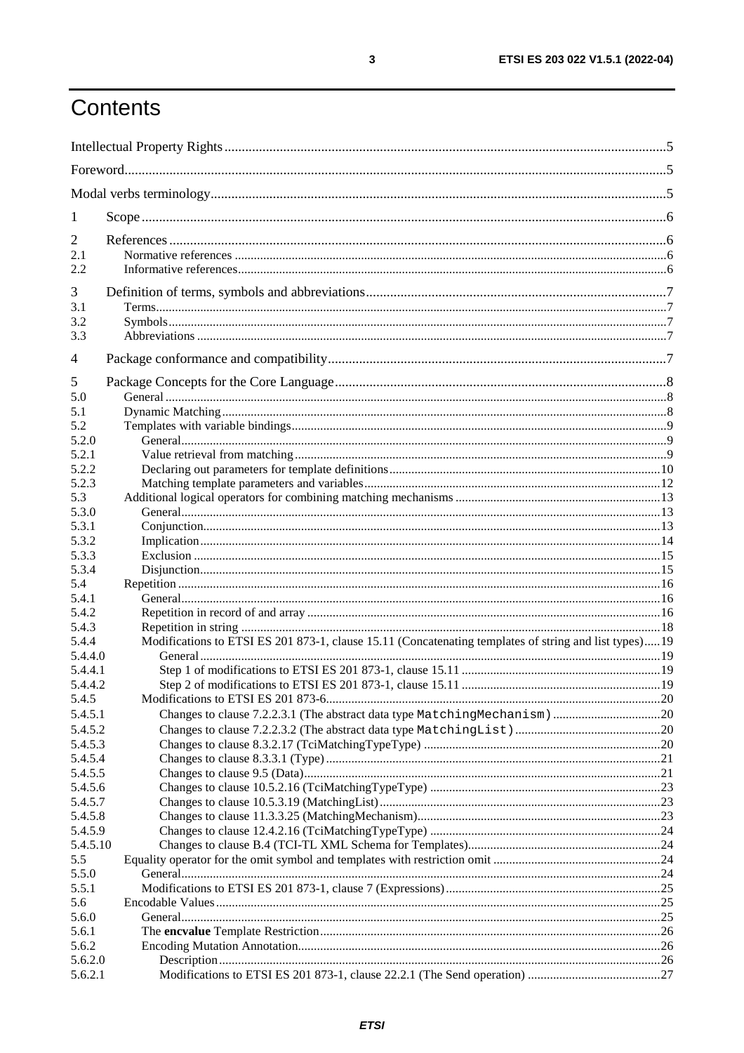# Contents

Intellectual Property Rights ........................................................................................................................ 5
Foreword ..................................................................................................................................................... 5
Modal verbs terminology ............................................................................................................................. 5

1 Scope ....................................................................................................................................................... 6

2 References ............................................................................................................................................... 6
2.1 Normative references ............................................................................................................................ 6
2.2 Informative references .......................................................................................................................... 6

3 Definition of terms, symbols and abbreviations ....................................................................................... 7
3.1 Terms .................................................................................................................................................... 7
3.2 Symbols ................................................................................................................................................ 7
3.3 Abbreviations ....................................................................................................................................... 7

4 Package conformance and compatibility .................................................................................................. 7

5 Package Concepts for the Core Language ................................................................................................ 8
5.0 General .................................................................................................................................................. 8
5.1 Dynamic Matching ................................................................................................................................ 8
5.2 Templates with variable bindings .......................................................................................................... 9
5.2.0 General ............................................................................................................................................... 9
5.2.1 Value retrieval from matching ............................................................................................................ 9
5.2.2 Declaring out parameters for template definitions ............................................................................ 10
5.2.3 Matching template parameters and variables .................................................................................... 12
5.3 Additional logical operators for combining matching mechanisms ..................................................... 13
5.3.0 General ............................................................................................................................................. 13
5.3.1 Conjunction ...................................................................................................................................... 13
5.3.2 Implication ....................................................................................................................................... 14
5.3.3 Exclusion .......................................................................................................................................... 15
5.3.4 Disjunction ....................................................................................................................................... 15
5.4 Repetition ............................................................................................................................................ 16
5.4.1 General ............................................................................................................................................. 16
5.4.2 Repetition in record of and array ...................................................................................................... 16
5.4.3 Repetition in string ........................................................................................................................... 18
5.4.4 Modifications to ETSI ES 201 873-1, clause 15.11 (Concatenating templates of string and list types) ..... 19
5.4.4.0 General .......................................................................................................................................... 19
5.4.4.1 Step 1 of modifications to ETSI ES 201 873-1, clause 15.11 ....................................................... 19
5.4.4.2 Step 2 of modifications to ETSI ES 201 873-1, clause 15.11 ....................................................... 19
5.4.5 Modifications to ETSI ES 201 873-6 ................................................................................................ 20
5.4.5.1 Changes to clause 7.2.2.3.1 (The abstract data type `MatchingMechanism`) ................................. 20
5.4.5.2 Changes to clause 7.2.2.3.2 (The abstract data type `MatchingList`) ............................................. 20
5.4.5.3 Changes to clause 8.3.2.17 (TciMatchingTypeType) .................................................................... 20
5.4.5.4 Changes to clause 8.3.3.1 (Type) ................................................................................................... 21
5.4.5.5 Changes to clause 9.5 (Data) ......................................................................................................... 21
5.4.5.6 Changes to clause 10.5.2.16 (TciMatchingTypeType) .................................................................. 23
5.4.5.7 Changes to clause 10.5.3.19 (MatchingList) ................................................................................. 23
5.4.5.8 Changes to clause 11.3.3.25 (MatchingMechanism) ..................................................................... 23
5.4.5.9 Changes to clause 12.4.2.16 (TciMatchingTypeType) .................................................................. 24
5.4.5.10 Changes to clause B.4 (TCI-TL XML Schema for Templates) ..................................................... 24
5.5 Equality operator for the omit symbol and templates with restriction omit ......................................... 24
5.5.0 General ............................................................................................................................................. 24
5.5.1 Modifications to ETSI ES 201 873-1, clause 7 (Expressions) ......................................................... 25
5.6 Encodable Values ................................................................................................................................ 25
5.6.0 General ............................................................................................................................................. 25
5.6.1 The **encvalue** Template Restriction ............................................................................................. 26
5.6.2 Encoding Mutation Annotation ......................................................................................................... 26
5.6.2.0 Description .................................................................................................................................... 26
5.6.2.1 Modifications to ETSI ES 201 873-1, clause 22.2.1 (The Send operation) ................................... 27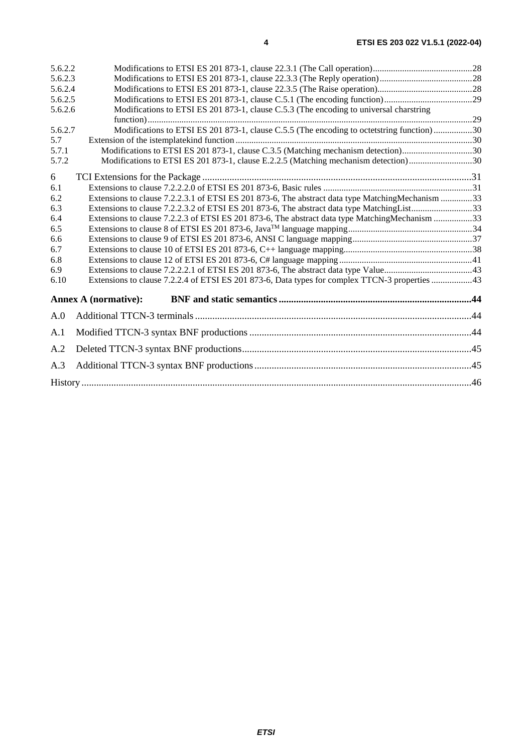5.6.2.2 Modifications to ETSI ES 201 873-1, clause 22.3.1 (The Call operation) ............................................ 28
5.6.2.3 Modifications to ETSI ES 201 873-1, clause 22.3.3 (The Reply operation) ......................................... 28
5.6.2.4 Modifications to ETSI ES 201 873-1, clause 22.3.5 (The Raise operation) .......................................... 28
5.6.2.5 Modifications to ETSI ES 201 873-1, clause C.5.1 (The encoding function) ....................................... 29
5.6.2.6 Modifications to ETSI ES 201 873-1, clause C.5.3 (The encoding to universal charstring function) .............................................................................................................................................. 29
5.6.2.7 Modifications to ETSI ES 201 873-1, clause C.5.5 (The encoding to octetstring function) ................. 30
5.7 Extension of the istemplatekind function ........................................................................................................ 30
5.7.1 Modifications to ETSI ES 201 873-1, clause C.3.5 (Matching mechanism detection) ............................... 30
5.7.2 Modifications to ETSI ES 201 873-1, clause E.2.2.5 (Matching mechanism detection) ............................ 30

6 TCI Extensions for the Package ............................................................................................................. 31
6.1 Extensions to clause 7.2.2.2.0 of ETSI ES 201 873-6, Basic rules .................................................................. 31
6.2 Extensions to clause 7.2.2.3.1 of ETSI ES 201 873-6, The abstract data type MatchingMechanism .............. 33
6.3 Extensions to clause 7.2.2.3.2 of ETSI ES 201 873-6, The abstract data type MatchingList ........................... 33
6.4 Extensions to clause 7.2.2.3 of ETSI ES 201 873-6, The abstract data type MatchingMechanism ................. 33
6.5 Extensions to clause 8 of ETSI ES 201 873-6, Java™ language mapping ....................................................... 34
6.6 Extensions to clause 9 of ETSI ES 201 873-6, ANSI C language mapping ..................................................... 37
6.7 Extensions to clause 10 of ETSI ES 201 873-6, C++ language mapping ......................................................... 38
6.8 Extensions to clause 12 of ETSI ES 201 873-6, C# language mapping ........................................................... 41
6.9 Extensions to clause 7.2.2.2.1 of ETSI ES 201 873-6, The abstract data type Value ....................................... 43
6.10 Extensions to clause 7.2.2.4 of ETSI ES 201 873-6, Data types for complex TTCN-3 properties .................. 43

**Annex A (normative): BNF and static semantics ............................................................................. 44**

A.0 Additional TTCN-3 terminals ............................................................................................................... 44

A.1 Modified TTCN-3 syntax BNF productions ......................................................................................... 44

A.2 Deleted TTCN-3 syntax BNF productions ............................................................................................ 45

A.3 Additional TTCN-3 syntax BNF productions ....................................................................................... 45

History ............................................................................................................................................................ 46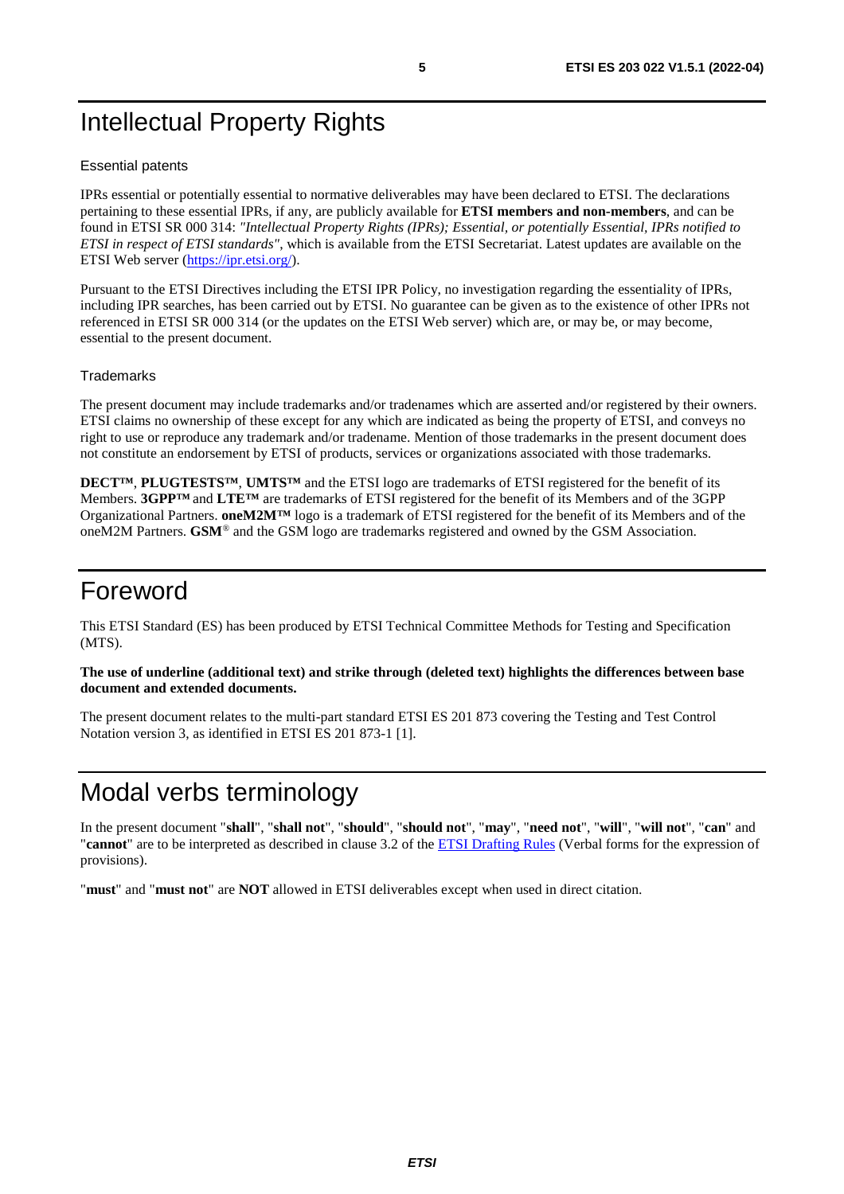# Intellectual Property Rights

Essential patents

IPRs essential or potentially essential to normative deliverables may have been declared to ETSI. The declarations pertaining to these essential IPRs, if any, are publicly available for **ETSI members and non-members**, and can be found in ETSI SR 000 314: *"Intellectual Property Rights (IPRs); Essential, or potentially Essential, IPRs notified to ETSI in respect of ETSI standards"*, which is available from the ETSI Secretariat. Latest updates are available on the ETSI Web server (https://ipr.etsi.org/).

Pursuant to the ETSI Directives including the ETSI IPR Policy, no investigation regarding the essentiality of IPRs, including IPR searches, has been carried out by ETSI. No guarantee can be given as to the existence of other IPRs not referenced in ETSI SR 000 314 (or the updates on the ETSI Web server) which are, or may be, or may become, essential to the present document.

Trademarks

The present document may include trademarks and/or tradenames which are asserted and/or registered by their owners. ETSI claims no ownership of these except for any which are indicated as being the property of ETSI, and conveys no right to use or reproduce any trademark and/or tradename. Mention of those trademarks in the present document does not constitute an endorsement by ETSI of products, services or organizations associated with those trademarks.

**DECT™**, **PLUGTESTS™**, **UMTS™** and the ETSI logo are trademarks of ETSI registered for the benefit of its Members. **3GPP™** and **LTE™** are trademarks of ETSI registered for the benefit of its Members and of the 3GPP Organizational Partners. **oneM2M™** logo is a trademark of ETSI registered for the benefit of its Members and of the oneM2M Partners. **GSM**® and the GSM logo are trademarks registered and owned by the GSM Association.

# Foreword

This ETSI Standard (ES) has been produced by ETSI Technical Committee Methods for Testing and Specification (MTS).

**The use of underline (additional text) and strike through (deleted text) highlights the differences between base document and extended documents.**

The present document relates to the multi-part standard ETSI ES 201 873 covering the Testing and Test Control Notation version 3, as identified in ETSI ES 201 873-1 [1].

# Modal verbs terminology

In the present document "**shall**", "**shall not**", "**should**", "**should not**", "**may**", "**need not**", "**will**", "**will not**", "**can**" and "**cannot**" are to be interpreted as described in clause 3.2 of the ETSI Drafting Rules (Verbal forms for the expression of provisions).

"**must**" and "**must not**" are **NOT** allowed in ETSI deliverables except when used in direct citation.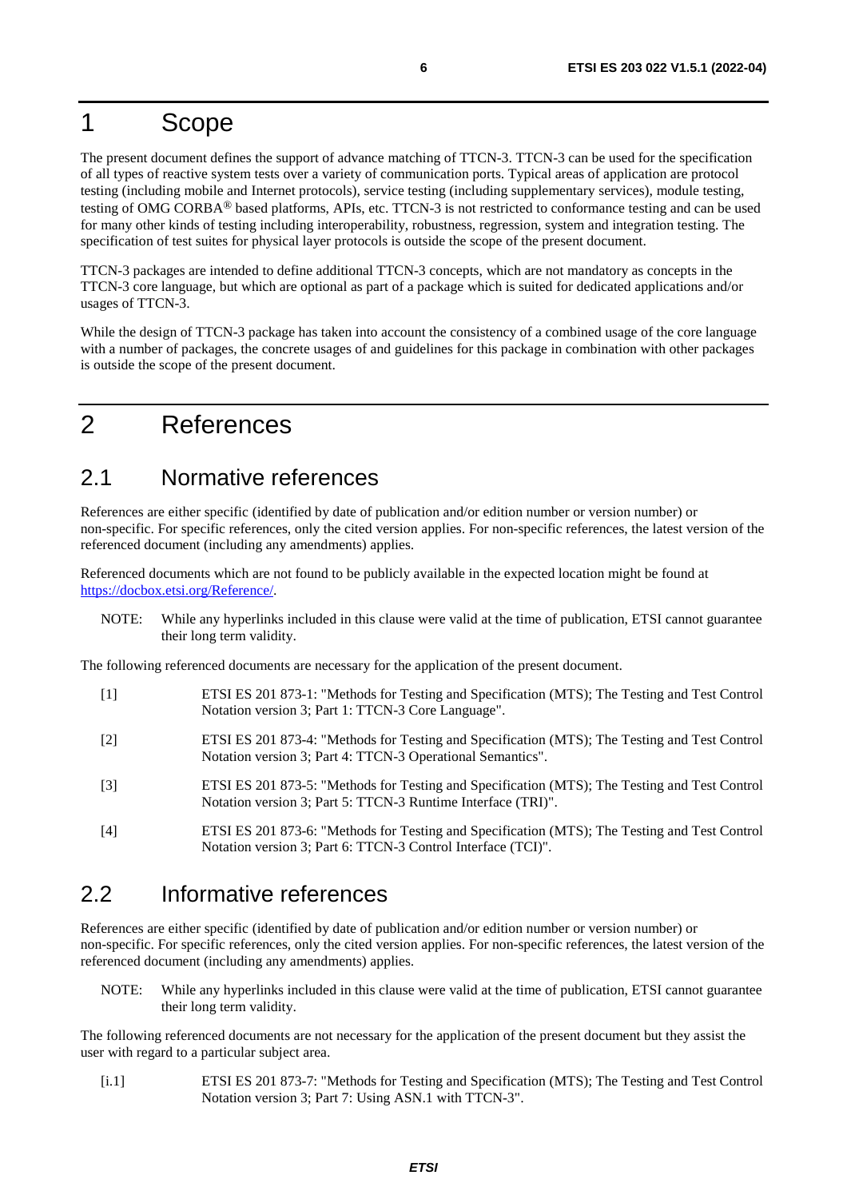# 1 Scope

The present document defines the support of advance matching of TTCN-3. TTCN-3 can be used for the specification of all types of reactive system tests over a variety of communication ports. Typical areas of application are protocol testing (including mobile and Internet protocols), service testing (including supplementary services), module testing, testing of OMG CORBA® based platforms, APIs, etc. TTCN-3 is not restricted to conformance testing and can be used for many other kinds of testing including interoperability, robustness, regression, system and integration testing. The specification of test suites for physical layer protocols is outside the scope of the present document.

TTCN-3 packages are intended to define additional TTCN-3 concepts, which are not mandatory as concepts in the TTCN-3 core language, but which are optional as part of a package which is suited for dedicated applications and/or usages of TTCN-3.

While the design of TTCN-3 package has taken into account the consistency of a combined usage of the core language with a number of packages, the concrete usages of and guidelines for this package in combination with other packages is outside the scope of the present document.

# 2 References

## 2.1 Normative references

References are either specific (identified by date of publication and/or edition number or version number) or non-specific. For specific references, only the cited version applies. For non-specific references, the latest version of the referenced document (including any amendments) applies.

Referenced documents which are not found to be publicly available in the expected location might be found at https://docbox.etsi.org/Reference/.

NOTE: While any hyperlinks included in this clause were valid at the time of publication, ETSI cannot guarantee their long term validity.

The following referenced documents are necessary for the application of the present document.

[1] ETSI ES 201 873-1: "Methods for Testing and Specification (MTS); The Testing and Test Control Notation version 3; Part 1: TTCN-3 Core Language".

[2] ETSI ES 201 873-4: "Methods for Testing and Specification (MTS); The Testing and Test Control Notation version 3; Part 4: TTCN-3 Operational Semantics".

[3] ETSI ES 201 873-5: "Methods for Testing and Specification (MTS); The Testing and Test Control Notation version 3; Part 5: TTCN-3 Runtime Interface (TRI)".

[4] ETSI ES 201 873-6: "Methods for Testing and Specification (MTS); The Testing and Test Control Notation version 3; Part 6: TTCN-3 Control Interface (TCI)".

## 2.2 Informative references

References are either specific (identified by date of publication and/or edition number or version number) or non-specific. For specific references, only the cited version applies. For non-specific references, the latest version of the referenced document (including any amendments) applies.

NOTE: While any hyperlinks included in this clause were valid at the time of publication, ETSI cannot guarantee their long term validity.

The following referenced documents are not necessary for the application of the present document but they assist the user with regard to a particular subject area.

[i.1] ETSI ES 201 873-7: "Methods for Testing and Specification (MTS); The Testing and Test Control Notation version 3; Part 7: Using ASN.1 with TTCN-3".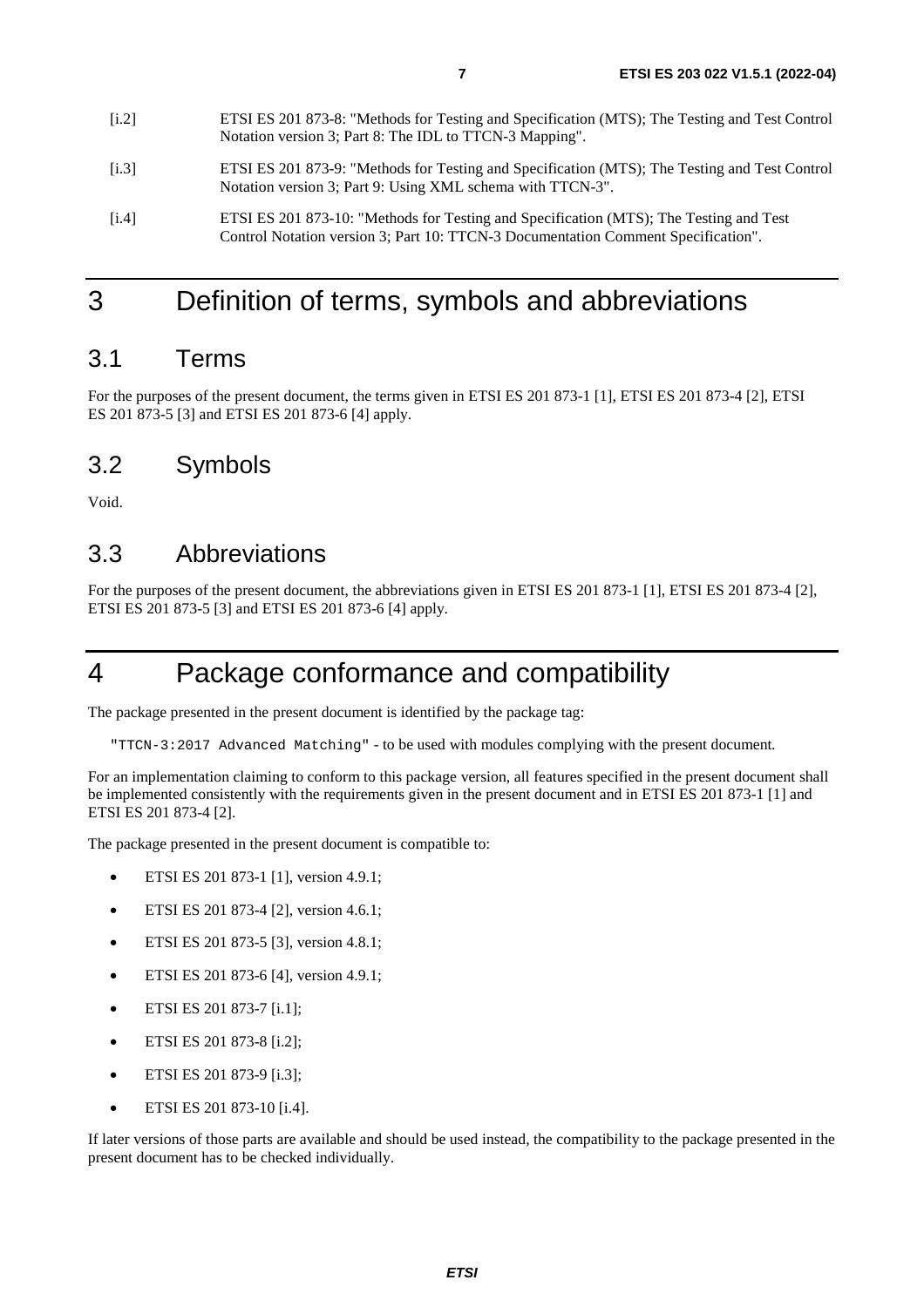[i.2] ETSI ES 201 873-8: "Methods for Testing and Specification (MTS); The Testing and Test Control Notation version 3; Part 8: The IDL to TTCN-3 Mapping".

[i.3] ETSI ES 201 873-9: "Methods for Testing and Specification (MTS); The Testing and Test Control Notation version 3; Part 9: Using XML schema with TTCN-3".

[i.4] ETSI ES 201 873-10: "Methods for Testing and Specification (MTS); The Testing and Test Control Notation version 3; Part 10: TTCN-3 Documentation Comment Specification".

# 3 Definition of terms, symbols and abbreviations

## 3.1 Terms

For the purposes of the present document, the terms given in ETSI ES 201 873-1 [1], ETSI ES 201 873-4 [2], ETSI ES 201 873-5 [3] and ETSI ES 201 873-6 [4] apply.

## 3.2 Symbols

Void.

## 3.3 Abbreviations

For the purposes of the present document, the abbreviations given in ETSI ES 201 873-1 [1], ETSI ES 201 873-4 [2], ETSI ES 201 873-5 [3] and ETSI ES 201 873-6 [4] apply.

# 4 Package conformance and compatibility

The package presented in the present document is identified by the package tag:

`"TTCN-3:2017 Advanced Matching"` - to be used with modules complying with the present document.

For an implementation claiming to conform to this package version, all features specified in the present document shall be implemented consistently with the requirements given in the present document and in ETSI ES 201 873-1 [1] and ETSI ES 201 873-4 [2].

The package presented in the present document is compatible to:

- ETSI ES 201 873-1 [1], version 4.9.1;
- ETSI ES 201 873-4 [2], version 4.6.1;
- ETSI ES 201 873-5 [3], version 4.8.1;
- ETSI ES 201 873-6 [4], version 4.9.1;
- ETSI ES 201 873-7 [i.1];
- ETSI ES 201 873-8 [i.2];
- ETSI ES 201 873-9 [i.3];
- ETSI ES 201 873-10 [i.4].

If later versions of those parts are available and should be used instead, the compatibility to the package presented in the present document has to be checked individually.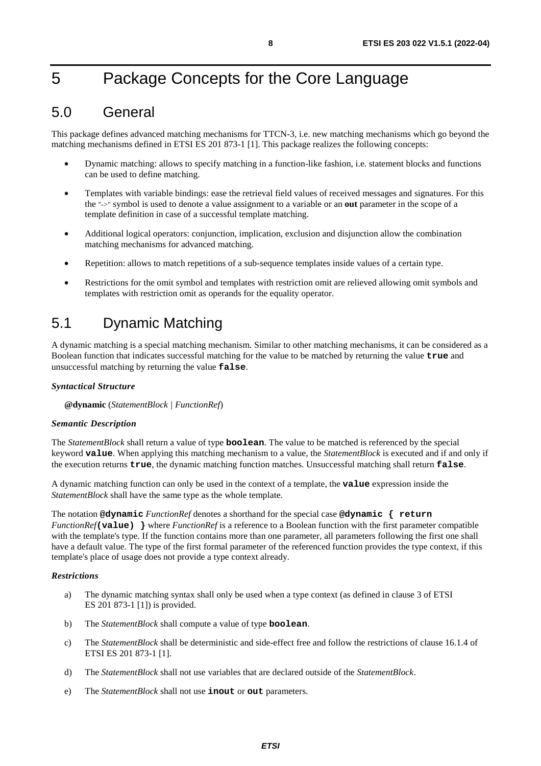# 5 Package Concepts for the Core Language

## 5.0 General

This package defines advanced matching mechanisms for TTCN-3, i.e. new matching mechanisms which go beyond the matching mechanisms defined in ETSI ES 201 873-1 [1]. This package realizes the following concepts:

- Dynamic matching: allows to specify matching in a function-like fashion, i.e. statement blocks and functions can be used to define matching.
- Templates with variable bindings: ease the retrieval field values of received messages and signatures. For this the "->" symbol is used to denote a value assignment to a variable or an **out** parameter in the scope of a template definition in case of a successful template matching.
- Additional logical operators: conjunction, implication, exclusion and disjunction allow the combination matching mechanisms for advanced matching.
- Repetition: allows to match repetitions of a sub-sequence templates inside values of a certain type.
- Restrictions for the omit symbol and templates with restriction omit are relieved allowing omit symbols and templates with restriction omit as operands for the equality operator.

## 5.1 Dynamic Matching

A dynamic matching is a special matching mechanism. Similar to other matching mechanisms, it can be considered as a Boolean function that indicates successful matching for the value to be matched by returning the value **`true`** and unsuccessful matching by returning the value **`false`**.

***Syntactical Structure***

**@dynamic** (*StatementBlock* | *FunctionRef*)

***Semantic Description***

The *StatementBlock* shall return a value of type **`boolean`**. The value to be matched is referenced by the special keyword **`value`**. When applying this matching mechanism to a value, the *StatementBlock* is executed and if and only if the execution returns **`true`**, the dynamic matching function matches. Unsuccessful matching shall return **`false`**.

A dynamic matching function can only be used in the context of a template, the **`value`** expression inside the *StatementBlock* shall have the same type as the whole template.

The notation **`@dynamic`** *FunctionRef* denotes a shorthand for the special case **`@dynamic { return`** *FunctionRef***`(value) }`** where *FunctionRef* is a reference to a Boolean function with the first parameter compatible with the template's type. If the function contains more than one parameter, all parameters following the first one shall have a default value. The type of the first formal parameter of the referenced function provides the type context, if this template's place of usage does not provide a type context already.

***Restrictions***

a) The dynamic matching syntax shall only be used when a type context (as defined in clause 3 of ETSI ES 201 873-1 [1]) is provided.

b) The *StatementBlock* shall compute a value of type **`boolean`**.

c) The *StatementBlock* shall be deterministic and side-effect free and follow the restrictions of clause 16.1.4 of ETSI ES 201 873-1 [1].

d) The *StatementBlock* shall not use variables that are declared outside of the *StatementBlock*.

e) The *StatementBlock* shall not use **`inout`** or **`out`** parameters.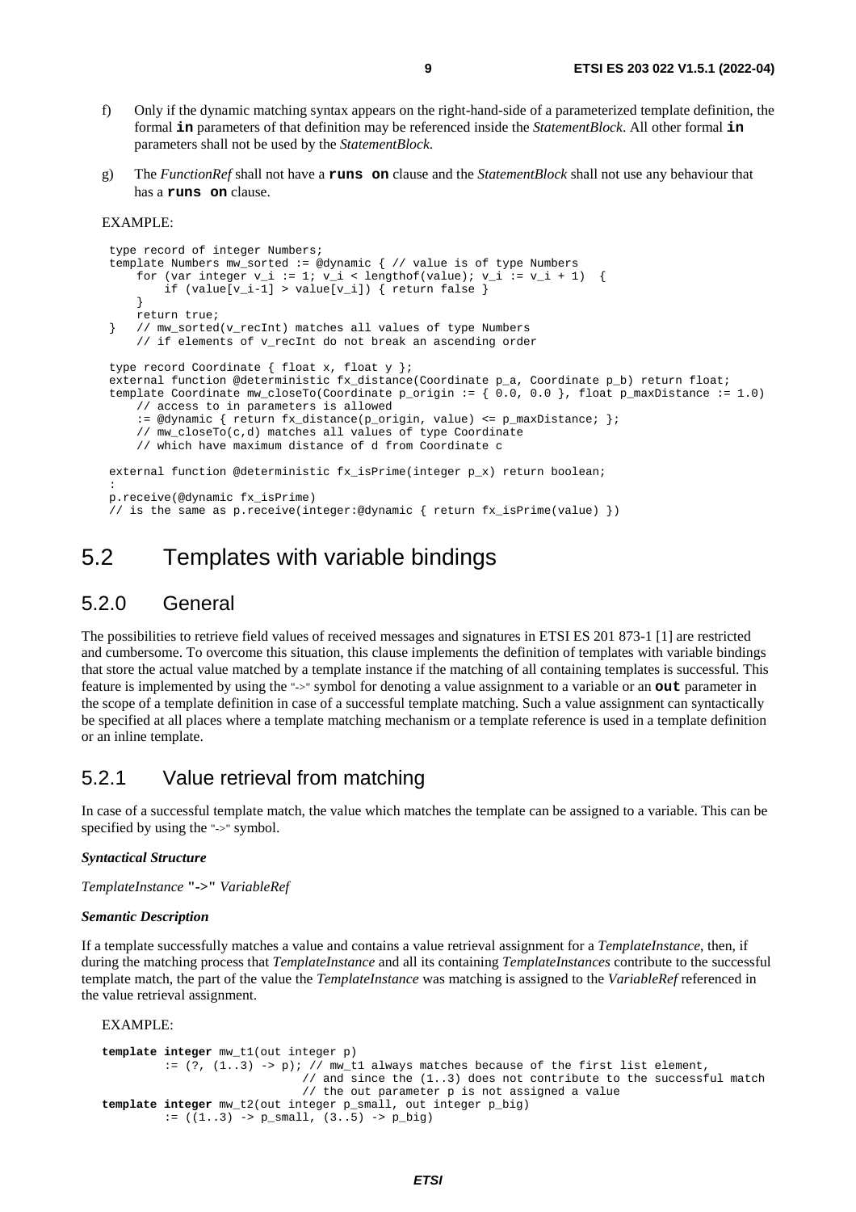f) Only if the dynamic matching syntax appears on the right-hand-side of a parameterized template definition, the formal **in** parameters of that definition may be referenced inside the *StatementBlock*. All other formal **in** parameters shall not be used by the *StatementBlock*.

g) The *FunctionRef* shall not have a **runs on** clause and the *StatementBlock* shall not use any behaviour that has a **runs on** clause.

EXAMPLE:

```
type record of integer Numbers;
template Numbers mw_sorted := @dynamic { // value is of type Numbers
    for (var integer v_i := 1; v_i < lengthof(value); v_i := v_i + 1)  {
        if (value[v_i-1] > value[v_i]) { return false }
    }
    return true;
}   // mw_sorted(v_recInt) matches all values of type Numbers
    // if elements of v_recInt do not break an ascending order

type record Coordinate { float x, float y };
external function @deterministic fx_distance(Coordinate p_a, Coordinate p_b) return float;
template Coordinate mw_closeTo(Coordinate p_origin := { 0.0, 0.0 }, float p_maxDistance := 1.0)
    // access to in parameters is allowed
    := @dynamic { return fx_distance(p_origin, value) <= p_maxDistance; };
    // mw_closeTo(c,d) matches all values of type Coordinate
    // which have maximum distance of d from Coordinate c

external function @deterministic fx_isPrime(integer p_x) return boolean;
:
p.receive(@dynamic fx_isPrime)
// is the same as p.receive(integer:@dynamic { return fx_isPrime(value) })
```

# 5.2 Templates with variable bindings

## 5.2.0 General

The possibilities to retrieve field values of received messages and signatures in ETSI ES 201 873-1 [1] are restricted and cumbersome. To overcome this situation, this clause implements the definition of templates with variable bindings that store the actual value matched by a template instance if the matching of all containing templates is successful. This feature is implemented by using the "->" symbol for denoting a value assignment to a variable or an **out** parameter in the scope of a template definition in case of a successful template matching. Such a value assignment can syntactically be specified at all places where a template matching mechanism or a template reference is used in a template definition or an inline template.

## 5.2.1 Value retrieval from matching

In case of a successful template match, the value which matches the template can be assigned to a variable. This can be specified by using the "->" symbol.

***Syntactical Structure***

*TemplateInstance* **"->"** *VariableRef*

***Semantic Description***

If a template successfully matches a value and contains a value retrieval assignment for a *TemplateInstance*, then, if during the matching process that *TemplateInstance* and all its containing *TemplateInstances* contribute to the successful template match, the part of the value the *TemplateInstance* was matching is assigned to the *VariableRef* referenced in the value retrieval assignment.

EXAMPLE:

```
template integer mw_t1(out integer p)
         := (?, (1..3) -> p); // mw_t1 always matches because of the first list element,
                              // and since the (1..3) does not contribute to the successful match
                              // the out parameter p is not assigned a value
template integer mw_t2(out integer p_small, out integer p_big)
         := ((1..3) -> p_small, (3..5) -> p_big)
```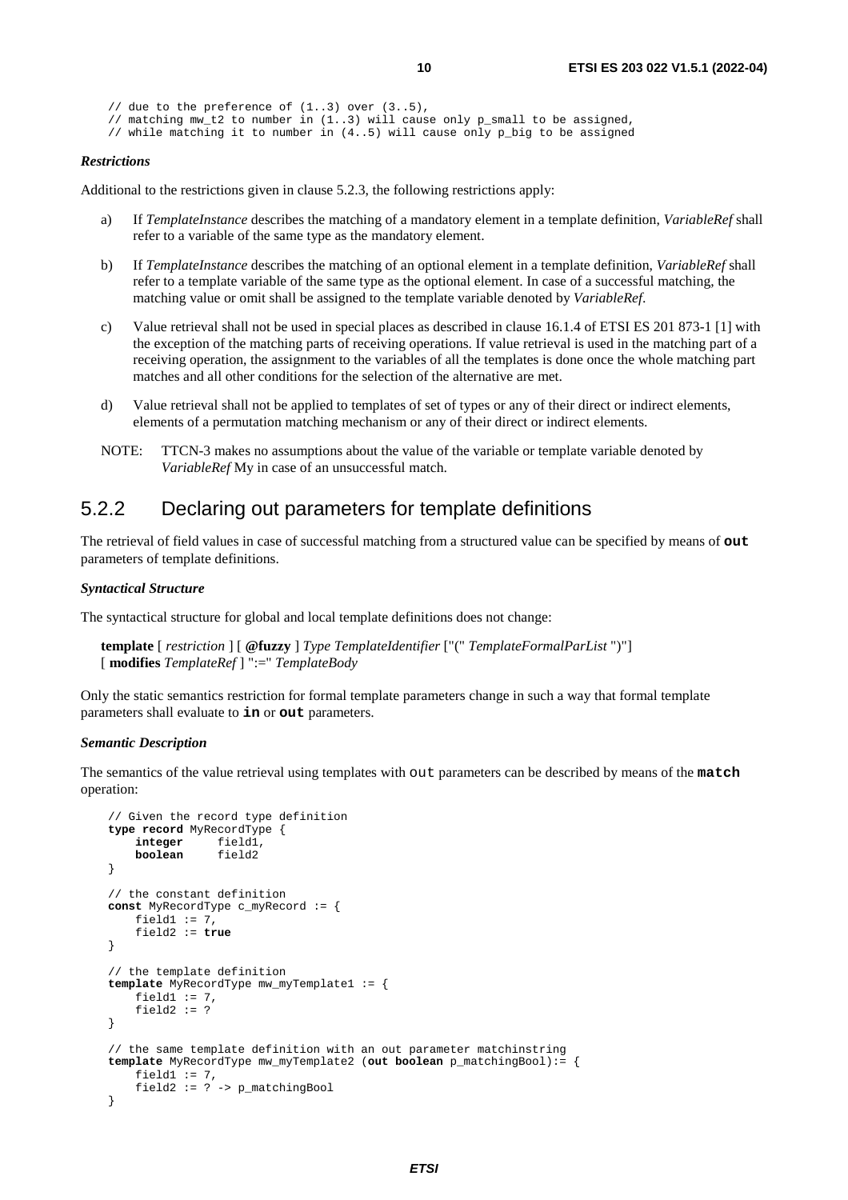```
// due to the preference of (1..3) over (3..5),
// matching mw_t2 to number in (1..3) will cause only p_small to be assigned,
// while matching it to number in (4..5) will cause only p_big to be assigned
```

***Restrictions***

Additional to the restrictions given in clause 5.2.3, the following restrictions apply:

a) If *TemplateInstance* describes the matching of a mandatory element in a template definition, *VariableRef* shall refer to a variable of the same type as the mandatory element.

b) If *TemplateInstance* describes the matching of an optional element in a template definition, *VariableRef* shall refer to a template variable of the same type as the optional element. In case of a successful matching, the matching value or omit shall be assigned to the template variable denoted by *VariableRef*.

c) Value retrieval shall not be used in special places as described in clause 16.1.4 of ETSI ES 201 873-1 [1] with the exception of the matching parts of receiving operations. If value retrieval is used in the matching part of a receiving operation, the assignment to the variables of all the templates is done once the whole matching part matches and all other conditions for the selection of the alternative are met.

d) Value retrieval shall not be applied to templates of set of types or any of their direct or indirect elements, elements of a permutation matching mechanism or any of their direct or indirect elements.

NOTE: TTCN-3 makes no assumptions about the value of the variable or template variable denoted by *VariableRef* My in case of an unsuccessful match.

## 5.2.2 Declaring out parameters for template definitions

The retrieval of field values in case of successful matching from a structured value can be specified by means of **out** parameters of template definitions.

***Syntactical Structure***

The syntactical structure for global and local template definitions does not change:

**template** [ *restriction* ] [ **@fuzzy** ] *Type TemplateIdentifier* ["(" *TemplateFormalParList* ")"] [ **modifies** *TemplateRef* ] ":=" *TemplateBody*

Only the static semantics restriction for formal template parameters change in such a way that formal template parameters shall evaluate to **in** or **out** parameters.

***Semantic Description***

The semantics of the value retrieval using templates with out parameters can be described by means of the **match** operation:

```
// Given the record type definition
type record MyRecordType {
    integer     field1,
    boolean     field2
}

// the constant definition
const MyRecordType c_myRecord := {
    field1 := 7,
    field2 := true
}

// the template definition
template MyRecordType mw_myTemplate1 := {
    field1 := 7,
    field2 := ?
}

// the same template definition with an out parameter matchinstring
template MyRecordType mw_myTemplate2 (out boolean p_matchingBool):= {
    field1 := 7,
    field2 := ? -> p_matchingBool
}
```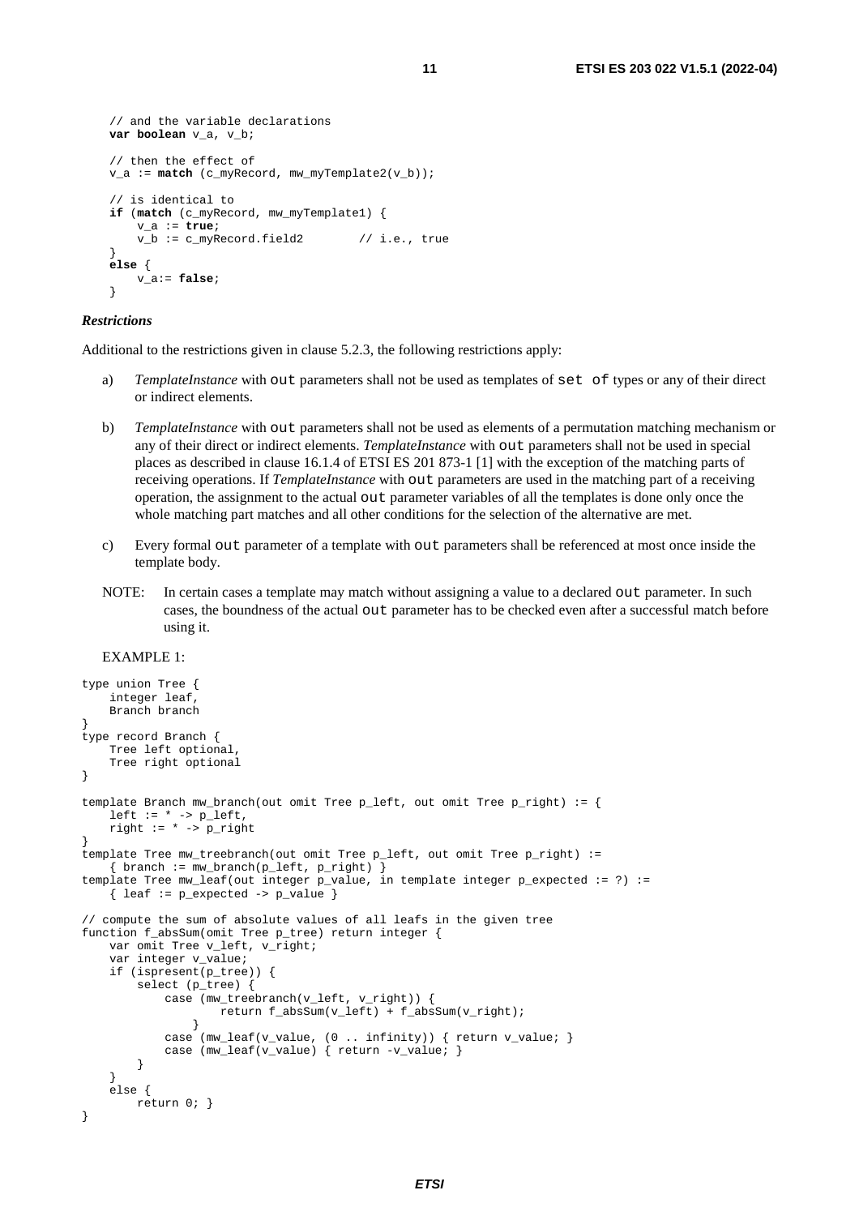```
// and the variable declarations
var boolean v_a, v_b;

// then the effect of
v_a := match (c_myRecord, mw_myTemplate2(v_b));

// is identical to
if (match (c_myRecord, mw_myTemplate1) {
    v_a := true;
    v_b := c_myRecord.field2        // i.e., true
}
else {
    v_a:= false;
}
```

***Restrictions***

Additional to the restrictions given in clause 5.2.3, the following restrictions apply:

a) *TemplateInstance* with `out` parameters shall not be used as templates of `set of` types or any of their direct or indirect elements.

b) *TemplateInstance* with `out` parameters shall not be used as elements of a permutation matching mechanism or any of their direct or indirect elements. *TemplateInstance* with `out` parameters shall not be used in special places as described in clause 16.1.4 of ETSI ES 201 873-1 [1] with the exception of the matching parts of receiving operations. If *TemplateInstance* with `out` parameters are used in the matching part of a receiving operation, the assignment to the actual `out` parameter variables of all the templates is done only once the whole matching part matches and all other conditions for the selection of the alternative are met.

c) Every formal `out` parameter of a template with `out` parameters shall be referenced at most once inside the template body.

NOTE: In certain cases a template may match without assigning a value to a declared `out` parameter. In such cases, the boundness of the actual `out` parameter has to be checked even after a successful match before using it.

EXAMPLE 1:

```
type union Tree {
    integer leaf,
    Branch branch
}
type record Branch {
    Tree left optional,
    Tree right optional
}

template Branch mw_branch(out omit Tree p_left, out omit Tree p_right) := {
    left := * -> p_left,
    right := * -> p_right
}
template Tree mw_treebranch(out omit Tree p_left, out omit Tree p_right) :=
    { branch := mw_branch(p_left, p_right) }
template Tree mw_leaf(out integer p_value, in template integer p_expected := ?) :=
    { leaf := p_expected -> p_value }

// compute the sum of absolute values of all leafs in the given tree
function f_absSum(omit Tree p_tree) return integer {
    var omit Tree v_left, v_right;
    var integer v_value;
    if (ispresent(p_tree)) {
        select (p_tree) {
            case (mw_treebranch(v_left, v_right)) {
                    return f_absSum(v_left) + f_absSum(v_right);
                }
            case (mw_leaf(v_value, (0 .. infinity)) { return v_value; }
            case (mw_leaf(v_value) { return -v_value; }
        }
    }
    else {
        return 0; }
}
```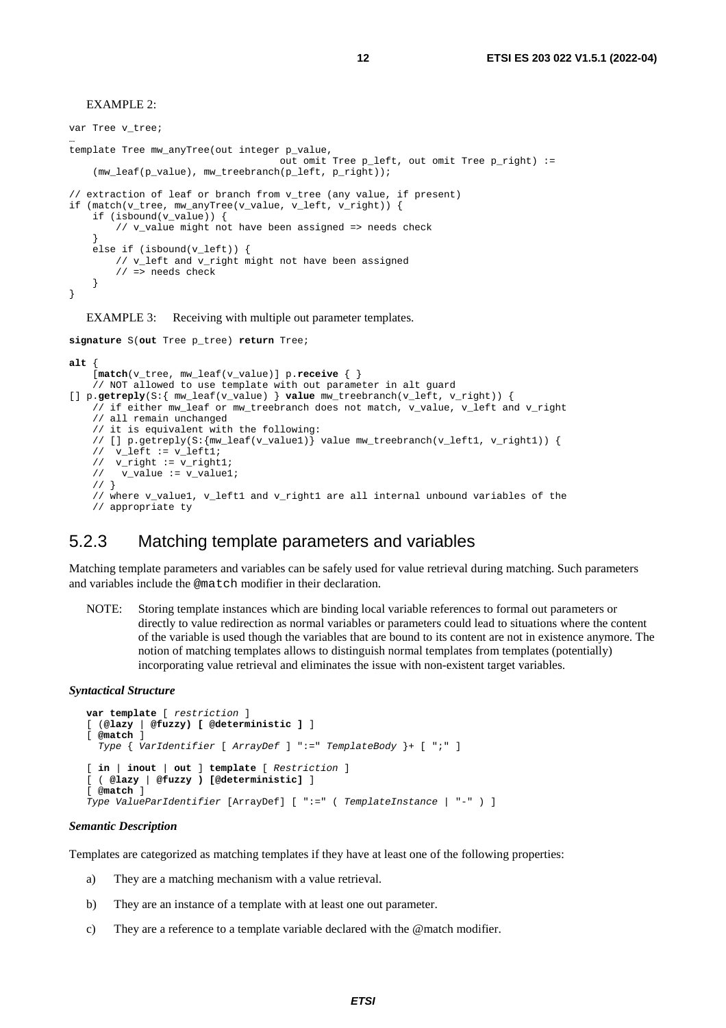EXAMPLE 2:

```
var Tree v_tree;
…
template Tree mw_anyTree(out integer p_value,
                                    out omit Tree p_left, out omit Tree p_right) :=
    (mw_leaf(p_value), mw_treebranch(p_left, p_right));

// extraction of leaf or branch from v_tree (any value, if present)
if (match(v_tree, mw_anyTree(v_value, v_left, v_right)) {
    if (isbound(v_value)) {
        // v_value might not have been assigned => needs check
    }
    else if (isbound(v_left)) {
        // v_left and v_right might not have been assigned
        // => needs check
    }
}
```

EXAMPLE 3: Receiving with multiple out parameter templates.

```
signature S(out Tree p_tree) return Tree;

alt {
    [match(v_tree, mw_leaf(v_value)] p.receive { }
    // NOT allowed to use template with out parameter in alt guard
[] p.getreply(S:{ mw_leaf(v_value) } value mw_treebranch(v_left, v_right)) {
    // if either mw_leaf or mw_treebranch does not match, v_value, v_left and v_right
    // all remain unchanged
    // it is equivalent with the following:
    // [] p.getreply(S:{mw_leaf(v_value1)} value mw_treebranch(v_left1, v_right1)) {
    //  v_left := v_left1;
    //  v_right := v_right1;
    //   v_value := v_value1;
    // }
    // where v_value1, v_left1 and v_right1 are all internal unbound variables of the
    // appropriate ty
```

## 5.2.3 Matching template parameters and variables

Matching template parameters and variables can be safely used for value retrieval during matching. Such parameters and variables include the @match modifier in their declaration.

NOTE: Storing template instances which are binding local variable references to formal out parameters or directly to value redirection as normal variables or parameters could lead to situations where the content of the variable is used though the variables that are bound to its content are not in existence anymore. The notion of matching templates allows to distinguish normal templates from templates (potentially) incorporating value retrieval and eliminates the issue with non-existent target variables.

***Syntactical Structure***

```
var template [ restriction ]
[ (@lazy | @fuzzy) [ @deterministic ] ]
[ @match ]
  Type { VarIdentifier [ ArrayDef ] ":=" TemplateBody }+ [ ";" ]

[ in | inout | out ] template [ Restriction ]
[ ( @lazy | @fuzzy ) [@deterministic] ]
[ @match ]
Type ValueParIdentifier [ArrayDef] [ ":=" ( TemplateInstance | "-" ) ]
```

***Semantic Description***

Templates are categorized as matching templates if they have at least one of the following properties:

a) They are a matching mechanism with a value retrieval.

b) They are an instance of a template with at least one out parameter.

c) They are a reference to a template variable declared with the @match modifier.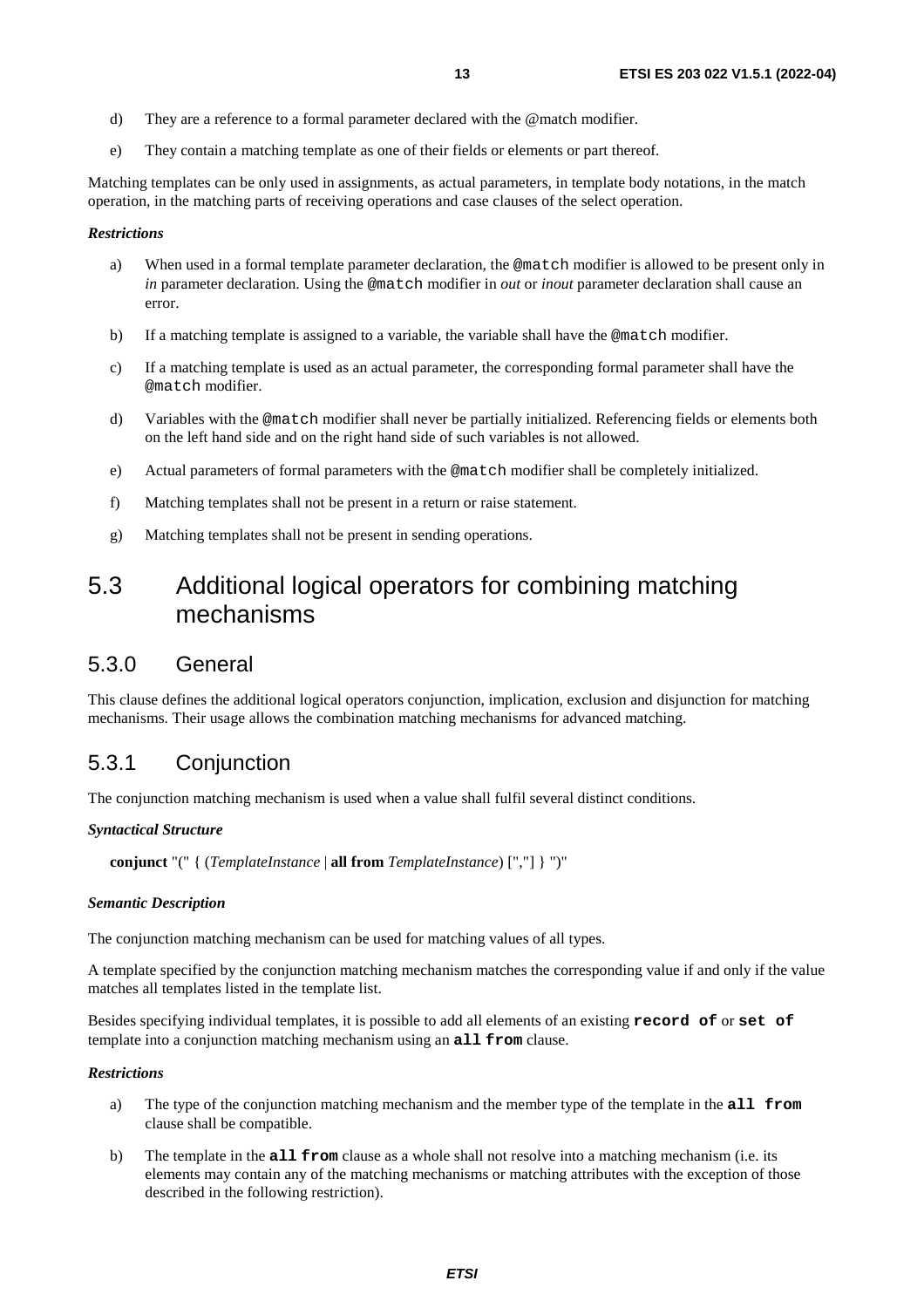d) They are a reference to a formal parameter declared with the @match modifier.

e) They contain a matching template as one of their fields or elements or part thereof.

Matching templates can be only used in assignments, as actual parameters, in template body notations, in the match operation, in the matching parts of receiving operations and case clauses of the select operation.

***Restrictions***

a) When used in a formal template parameter declaration, the `@match` modifier is allowed to be present only in *in* parameter declaration. Using the `@match` modifier in *out* or *inout* parameter declaration shall cause an error.

b) If a matching template is assigned to a variable, the variable shall have the `@match` modifier.

c) If a matching template is used as an actual parameter, the corresponding formal parameter shall have the `@match` modifier.

d) Variables with the `@match` modifier shall never be partially initialized. Referencing fields or elements both on the left hand side and on the right hand side of such variables is not allowed.

e) Actual parameters of formal parameters with the `@match` modifier shall be completely initialized.

f) Matching templates shall not be present in a return or raise statement.

g) Matching templates shall not be present in sending operations.

# 5.3 Additional logical operators for combining matching mechanisms

## 5.3.0 General

This clause defines the additional logical operators conjunction, implication, exclusion and disjunction for matching mechanisms. Their usage allows the combination matching mechanisms for advanced matching.

## 5.3.1 Conjunction

The conjunction matching mechanism is used when a value shall fulfil several distinct conditions.

***Syntactical Structure***

**conjunct** "(" { (*TemplateInstance* | **all from** *TemplateInstance*) [","] } ")"

***Semantic Description***

The conjunction matching mechanism can be used for matching values of all types.

A template specified by the conjunction matching mechanism matches the corresponding value if and only if the value matches all templates listed in the template list.

Besides specifying individual templates, it is possible to add all elements of an existing **`record of`** or **`set of`** template into a conjunction matching mechanism using an **`all from`** clause.

***Restrictions***

a) The type of the conjunction matching mechanism and the member type of the template in the **`all from`** clause shall be compatible.

b) The template in the **`all from`** clause as a whole shall not resolve into a matching mechanism (i.e. its elements may contain any of the matching mechanisms or matching attributes with the exception of those described in the following restriction).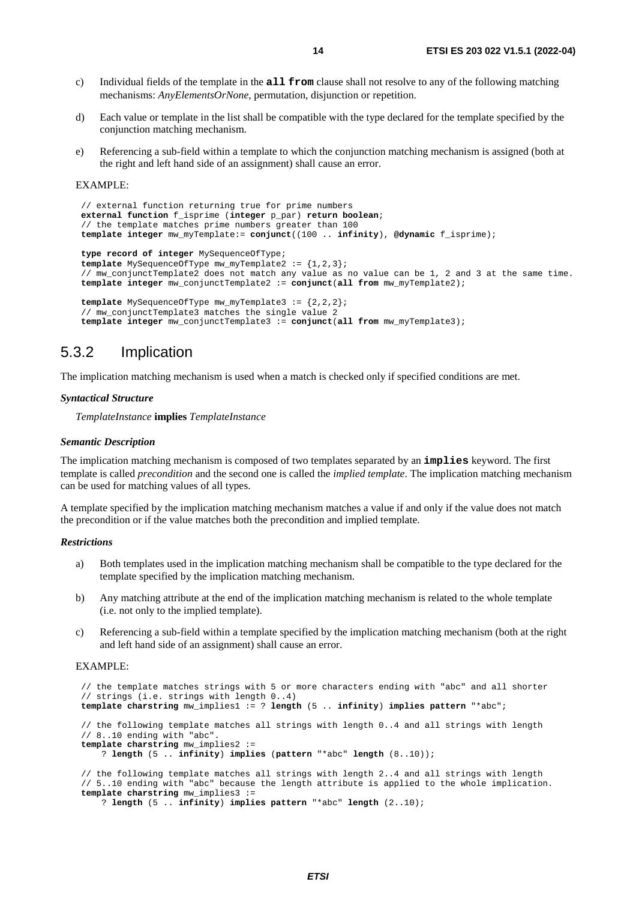c) Individual fields of the template in the **all from** clause shall not resolve to any of the following matching mechanisms: *AnyElementsOrNone*, permutation, disjunction or repetition.

d) Each value or template in the list shall be compatible with the type declared for the template specified by the conjunction matching mechanism.

e) Referencing a sub-field within a template to which the conjunction matching mechanism is assigned (both at the right and left hand side of an assignment) shall cause an error.

EXAMPLE:

```
// external function returning true for prime numbers
external function f_isprime (integer p_par) return boolean;
// the template matches prime numbers greater than 100
template integer mw_myTemplate:= conjunct((100 .. infinity), @dynamic f_isprime);

type record of integer MySequenceOfType;
template MySequenceOfType mw_myTemplate2 := {1,2,3};
// mw_conjunctTemplate2 does not match any value as no value can be 1, 2 and 3 at the same time.
template integer mw_conjunctTemplate2 := conjunct(all from mw_myTemplate2);

template MySequenceOfType mw_myTemplate3 := {2,2,2};
// mw_conjunctTemplate3 matches the single value 2
template integer mw_conjunctTemplate3 := conjunct(all from mw_myTemplate3);
```

## 5.3.2 Implication

The implication matching mechanism is used when a match is checked only if specified conditions are met.

***Syntactical Structure***

*TemplateInstance* **implies** *TemplateInstance*

***Semantic Description***

The implication matching mechanism is composed of two templates separated by an **implies** keyword. The first template is called *precondition* and the second one is called the *implied template*. The implication matching mechanism can be used for matching values of all types.

A template specified by the implication matching mechanism matches a value if and only if the value does not match the precondition or if the value matches both the precondition and implied template.

***Restrictions***

a) Both templates used in the implication matching mechanism shall be compatible to the type declared for the template specified by the implication matching mechanism.

b) Any matching attribute at the end of the implication matching mechanism is related to the whole template (i.e. not only to the implied template).

c) Referencing a sub-field within a template specified by the implication matching mechanism (both at the right and left hand side of an assignment) shall cause an error.

EXAMPLE:

```
// the template matches strings with 5 or more characters ending with "abc" and all shorter
// strings (i.e. strings with length 0..4)
template charstring mw_implies1 := ? length (5 .. infinity) implies pattern "*abc";

// the following template matches all strings with length 0..4 and all strings with length
// 8..10 ending with "abc".
template charstring mw_implies2 :=
    ? length (5 .. infinity) implies (pattern "*abc" length (8..10));

// the following template matches all strings with length 2..4 and all strings with length
// 5..10 ending with "abc" because the length attribute is applied to the whole implication.
template charstring mw_implies3 :=
    ? length (5 .. infinity) implies pattern "*abc" length (2..10);
```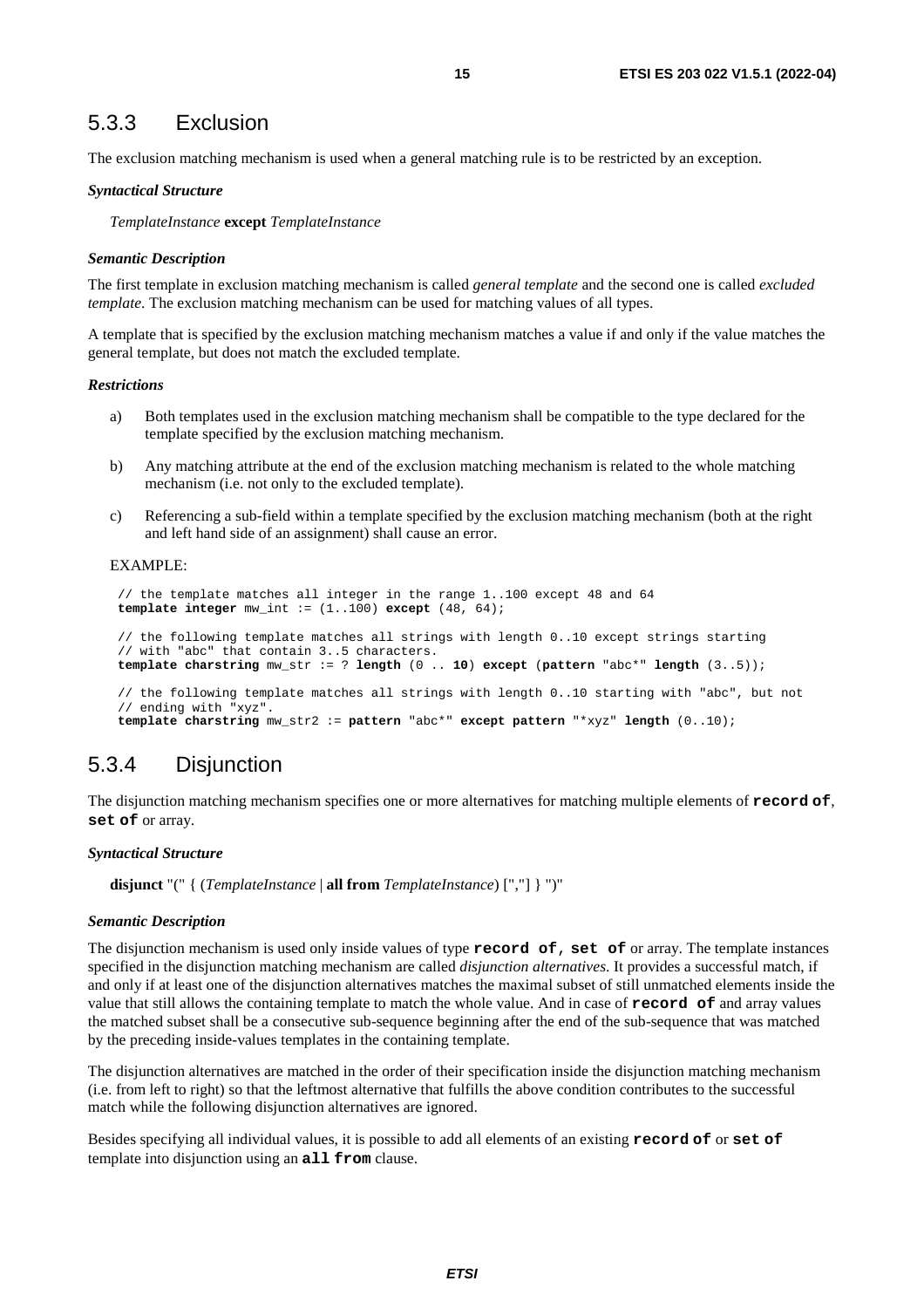### 5.3.3 Exclusion

The exclusion matching mechanism is used when a general matching rule is to be restricted by an exception.

***Syntactical Structure***

*TemplateInstance* **except** *TemplateInstance*

***Semantic Description***

The first template in exclusion matching mechanism is called *general template* and the second one is called *excluded template*. The exclusion matching mechanism can be used for matching values of all types.

A template that is specified by the exclusion matching mechanism matches a value if and only if the value matches the general template, but does not match the excluded template.

***Restrictions***

a) Both templates used in the exclusion matching mechanism shall be compatible to the type declared for the template specified by the exclusion matching mechanism.

b) Any matching attribute at the end of the exclusion matching mechanism is related to the whole matching mechanism (i.e. not only to the excluded template).

c) Referencing a sub-field within a template specified by the exclusion matching mechanism (both at the right and left hand side of an assignment) shall cause an error.

EXAMPLE:

```
// the template matches all integer in the range 1..100 except 48 and 64
template integer mw_int := (1..100) except (48, 64);

// the following template matches all strings with length 0..10 except strings starting
// with "abc" that contain 3..5 characters.
template charstring mw_str := ? length (0 .. 10) except (pattern "abc*" length (3..5));

// the following template matches all strings with length 0..10 starting with "abc", but not
// ending with "xyz".
template charstring mw_str2 := pattern "abc*" except pattern "*xyz" length (0..10);
```

### 5.3.4 Disjunction

The disjunction matching mechanism specifies one or more alternatives for matching multiple elements of **record of**, **set of** or array.

***Syntactical Structure***

**disjunct** "(" { (*TemplateInstance* | **all from** *TemplateInstance*) [","] } ")"

***Semantic Description***

The disjunction mechanism is used only inside values of type **record of, set of** or array. The template instances specified in the disjunction matching mechanism are called *disjunction alternatives*. It provides a successful match, if and only if at least one of the disjunction alternatives matches the maximal subset of still unmatched elements inside the value that still allows the containing template to match the whole value. And in case of **record of** and array values the matched subset shall be a consecutive sub-sequence beginning after the end of the sub-sequence that was matched by the preceding inside-values templates in the containing template.

The disjunction alternatives are matched in the order of their specification inside the disjunction matching mechanism (i.e. from left to right) so that the leftmost alternative that fulfills the above condition contributes to the successful match while the following disjunction alternatives are ignored.

Besides specifying all individual values, it is possible to add all elements of an existing **record of** or **set of** template into disjunction using an **all from** clause.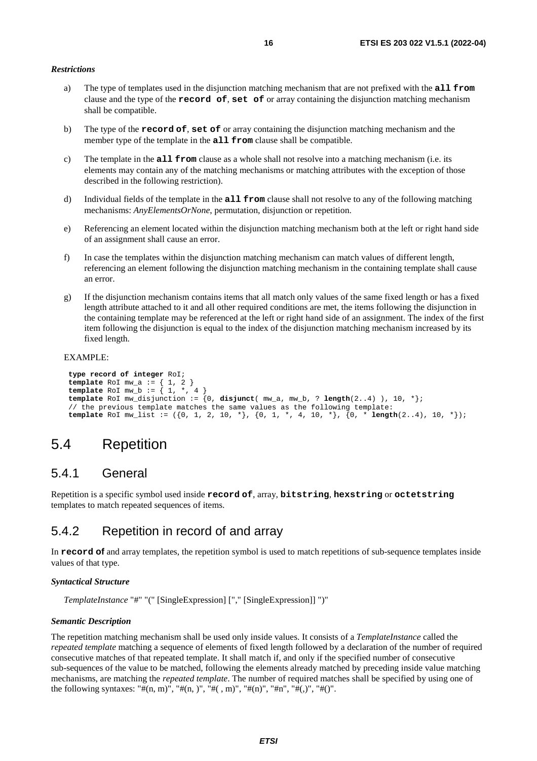*Restrictions*

a) The type of templates used in the disjunction matching mechanism that are not prefixed with the **all from** clause and the type of the **record of**, **set of** or array containing the disjunction matching mechanism shall be compatible.

b) The type of the **record of**, **set of** or array containing the disjunction matching mechanism and the member type of the template in the **all from** clause shall be compatible.

c) The template in the **all from** clause as a whole shall not resolve into a matching mechanism (i.e. its elements may contain any of the matching mechanisms or matching attributes with the exception of those described in the following restriction).

d) Individual fields of the template in the **all from** clause shall not resolve to any of the following matching mechanisms: *AnyElementsOrNone*, permutation, disjunction or repetition.

e) Referencing an element located within the disjunction matching mechanism both at the left or right hand side of an assignment shall cause an error.

f) In case the templates within the disjunction matching mechanism can match values of different length, referencing an element following the disjunction matching mechanism in the containing template shall cause an error.

g) If the disjunction mechanism contains items that all match only values of the same fixed length or has a fixed length attribute attached to it and all other required conditions are met, the items following the disjunction in the containing template may be referenced at the left or right hand side of an assignment. The index of the first item following the disjunction is equal to the index of the disjunction matching mechanism increased by its fixed length.

EXAMPLE:

```
type record of integer RoI;
template RoI mw_a := { 1, 2 }
template RoI mw_b := { 1, *, 4 }
template RoI mw_disjunction := {0, disjunct( mw_a, mw_b, ? length(2..4) ), 10, *};
// the previous template matches the same values as the following template:
template RoI mw_list := ({0, 1, 2, 10, *}, {0, 1, *, 4, 10, *}, {0, * length(2..4), 10, *});
```

# 5.4 Repetition

## 5.4.1 General

Repetition is a specific symbol used inside **record of**, array, **bitstring**, **hexstring** or **octetstring** templates to match repeated sequences of items.

## 5.4.2 Repetition in record of and array

In **record of** and array templates, the repetition symbol is used to match repetitions of sub-sequence templates inside values of that type.

*Syntactical Structure*

*TemplateInstance* "#" "(" [SingleExpression] ["," [SingleExpression]] ")"

*Semantic Description*

The repetition matching mechanism shall be used only inside values. It consists of a *TemplateInstance* called the *repeated template* matching a sequence of elements of fixed length followed by a declaration of the number of required consecutive matches of that repeated template. It shall match if, and only if the specified number of consecutive sub-sequences of the value to be matched, following the elements already matched by preceding inside value matching mechanisms, are matching the *repeated template*. The number of required matches shall be specified by using one of the following syntaxes: "#(n, m)", "#(n, )", "#( , m)", "#(n)", "#n", "#(,)", "#()".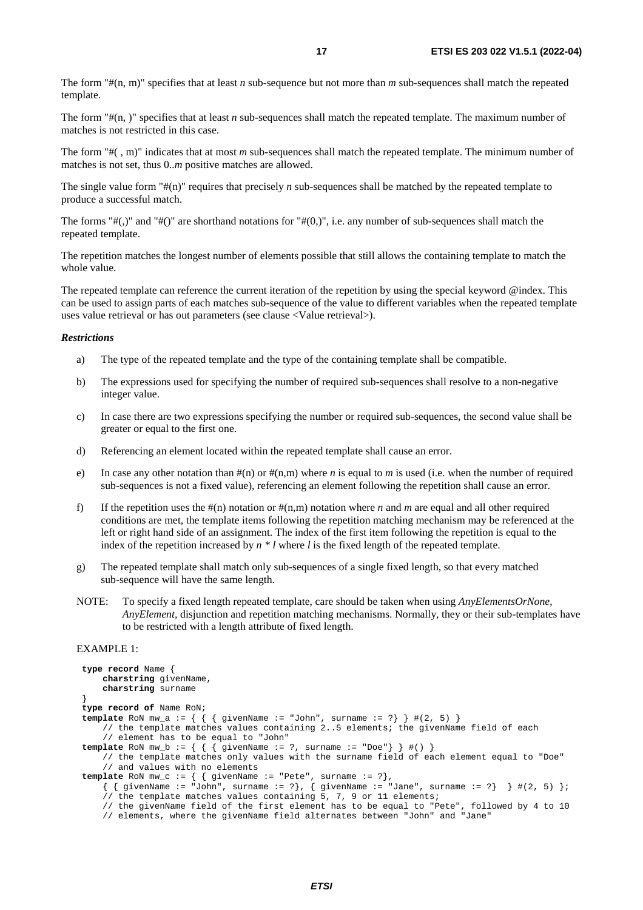The form "#(n, m)" specifies that at least *n* sub-sequence but not more than *m* sub-sequences shall match the repeated template.

The form "#(n, )" specifies that at least *n* sub-sequences shall match the repeated template. The maximum number of matches is not restricted in this case.

The form "#( , m)" indicates that at most *m* sub-sequences shall match the repeated template. The minimum number of matches is not set, thus 0..*m* positive matches are allowed.

The single value form "#(n)" requires that precisely *n* sub-sequences shall be matched by the repeated template to produce a successful match.

The forms "#(,)" and "#()" are shorthand notations for "#(0,)", i.e. any number of sub-sequences shall match the repeated template.

The repetition matches the longest number of elements possible that still allows the containing template to match the whole value.

The repeated template can reference the current iteration of the repetition by using the special keyword @index. This can be used to assign parts of each matches sub-sequence of the value to different variables when the repeated template uses value retrieval or has out parameters (see clause <Value retrieval>).

***Restrictions***

a) The type of the repeated template and the type of the containing template shall be compatible.

b) The expressions used for specifying the number of required sub-sequences shall resolve to a non-negative integer value.

c) In case there are two expressions specifying the number or required sub-sequences, the second value shall be greater or equal to the first one.

d) Referencing an element located within the repeated template shall cause an error.

e) In case any other notation than #(n) or #(n,m) where *n* is equal to *m* is used (i.e. when the number of required sub-sequences is not a fixed value), referencing an element following the repetition shall cause an error.

f) If the repetition uses the #(n) notation or #(n,m) notation where *n* and *m* are equal and all other required conditions are met, the template items following the repetition matching mechanism may be referenced at the left or right hand side of an assignment. The index of the first item following the repetition is equal to the index of the repetition increased by *n* * *l* where *l* is the fixed length of the repeated template.

g) The repeated template shall match only sub-sequences of a single fixed length, so that every matched sub-sequence will have the same length.

NOTE: To specify a fixed length repeated template, care should be taken when using *AnyElementsOrNone*, *AnyElement*, disjunction and repetition matching mechanisms. Normally, they or their sub-templates have to be restricted with a length attribute of fixed length.

EXAMPLE 1:

```
type record Name {
    charstring givenName,
    charstring surname
}
type record of Name RoN;
template RoN mw_a := { { { givenName := "John", surname := ?} } #(2, 5) }
    // the template matches values containing 2..5 elements; the givenName field of each
    // element has to be equal to "John"
template RoN mw_b := { { { givenName := ?, surname := "Doe"} } #() }
    // the template matches only values with the surname field of each element equal to "Doe"
    // and values with no elements
template RoN mw_c := { { givenName := "Pete", surname := ?},
    { { givenName := "John", surname := ?}, { givenName := "Jane", surname := ?}  } #(2, 5) };
    // the template matches values containing 5, 7, 9 or 11 elements;
    // the givenName field of the first element has to be equal to "Pete", followed by 4 to 10
    // elements, where the givenName field alternates between "John" and "Jane"
```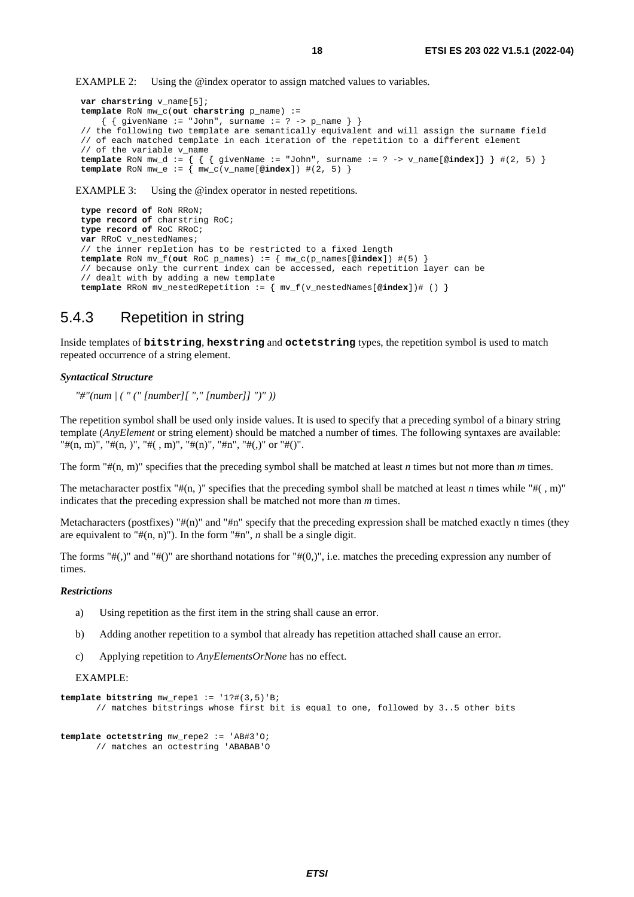EXAMPLE 2: Using the @index operator to assign matched values to variables.

```
var charstring v_name[5];
template RoN mw_c(out charstring p_name) :=
    { { givenName := "John", surname := ? -> p_name } }
// the following two template are semantically equivalent and will assign the surname field
// of each matched template in each iteration of the repetition to a different element
// of the variable v_name
template RoN mw_d := { { { givenName := "John", surname := ? -> v_name[@index]} } #(2, 5) }
template RoN mw_e := { mw_c(v_name[@index]) #(2, 5) }
```

EXAMPLE 3: Using the @index operator in nested repetitions.

```
type record of RoN RRoN;
type record of charstring RoC;
type record of RoC RRoC;
var RRoC v_nestedNames;
// the inner repletion has to be restricted to a fixed length
template RoN mv_f(out RoC p_names) := { mw_c(p_names[@index]) #(5) }
// because only the current index can be accessed, each repetition layer can be
// dealt with by adding a new template
template RRoN mv_nestedRepetition := { mv_f(v_nestedNames[@index])# () }
```

### 5.4.3 Repetition in string

Inside templates of **bitstring**, **hexstring** and **octetstring** types, the repetition symbol is used to match repeated occurrence of a string element.

***Syntactical Structure***

*"#"(num | ( " (" [number][ "," [number]] ")" ))*

The repetition symbol shall be used only inside values. It is used to specify that a preceding symbol of a binary string template (*AnyElement* or string element) should be matched a number of times. The following syntaxes are available: "#(n, m)", "#(n, )", "#( , m)", "#(n)", "#n", "#(,)" or "#()".

The form "#(n, m)" specifies that the preceding symbol shall be matched at least *n* times but not more than *m* times.

The metacharacter postfix "#(n, )" specifies that the preceding symbol shall be matched at least *n* times while "#( , m)" indicates that the preceding expression shall be matched not more than *m* times.

Metacharacters (postfixes) "#(n)" and "#n" specify that the preceding expression shall be matched exactly n times (they are equivalent to "#(n, n)"). In the form "#n", *n* shall be a single digit.

The forms "#(,)" and "#()" are shorthand notations for "#(0,)", i.e. matches the preceding expression any number of times.

***Restrictions***

a) Using repetition as the first item in the string shall cause an error.

b) Adding another repetition to a symbol that already has repetition attached shall cause an error.

c) Applying repetition to *AnyElementsOrNone* has no effect.

EXAMPLE:

```
template bitstring mw_repe1 := '1?#(3,5)'B;
      // matches bitstrings whose first bit is equal to one, followed by 3..5 other bits

template octetstring mw_repe2 := 'AB#3'O;
      // matches an octestring 'ABABAB'O
```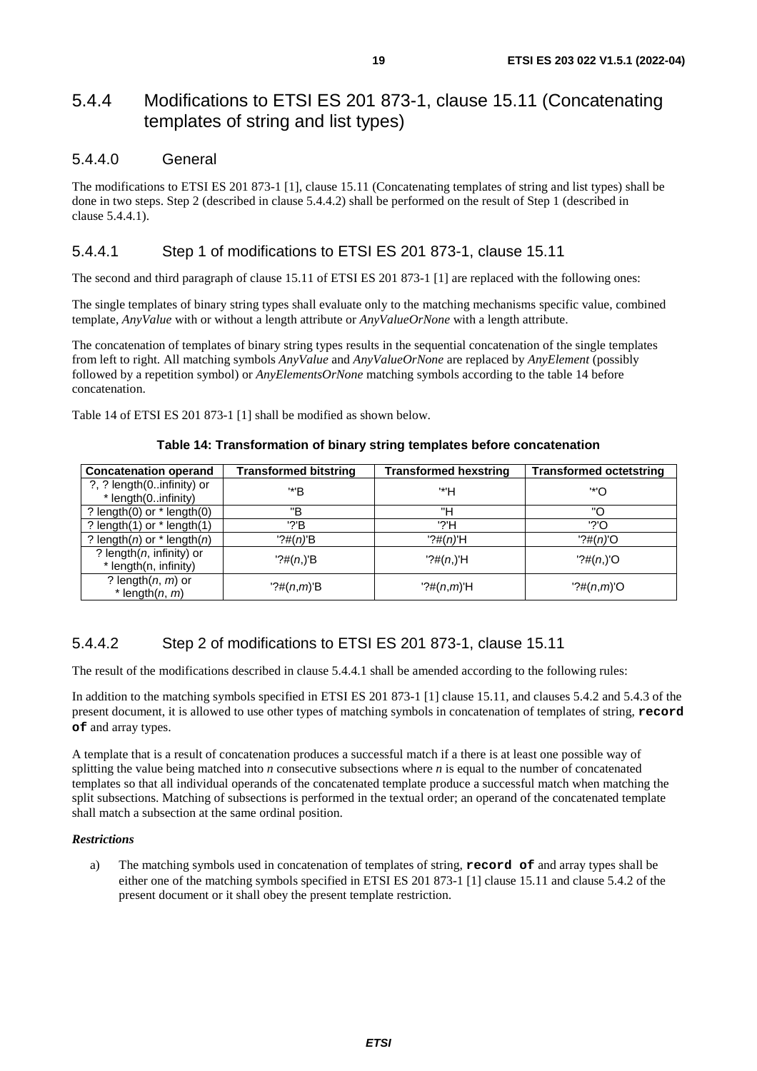## 5.4.4 Modifications to ETSI ES 201 873-1, clause 15.11 (Concatenating templates of string and list types)

### 5.4.4.0 General

The modifications to ETSI ES 201 873-1 [1], clause 15.11 (Concatenating templates of string and list types) shall be done in two steps. Step 2 (described in clause 5.4.4.2) shall be performed on the result of Step 1 (described in clause 5.4.4.1).

### 5.4.4.1 Step 1 of modifications to ETSI ES 201 873-1, clause 15.11

The second and third paragraph of clause 15.11 of ETSI ES 201 873-1 [1] are replaced with the following ones:

The single templates of binary string types shall evaluate only to the matching mechanisms specific value, combined template, *AnyValue* with or without a length attribute or *AnyValueOrNone* with a length attribute.

The concatenation of templates of binary string types results in the sequential concatenation of the single templates from left to right. All matching symbols *AnyValue* and *AnyValueOrNone* are replaced by *AnyElement* (possibly followed by a repetition symbol) or *AnyElementsOrNone* matching symbols according to the table 14 before concatenation.

Table 14 of ETSI ES 201 873-1 [1] shall be modified as shown below.

**Table 14: Transformation of binary string templates before concatenation**

| Concatenation operand | Transformed bitstring | Transformed hexstring | Transformed octetstring |
|---|---|---|---|
| ?, ? length(0..infinity) or * length(0..infinity) | '*'B | '*'H | '*'O |
| ? length(0) or * length(0) | ''B | ''H | ''O |
| ? length(1) or * length(1) | '?'B | '?'H | '?'O |
| ? length(*n*) or * length(*n*) | '?#(*n*)'B | '?#(*n*)'H | '?#(*n*)'O |
| ? length(*n*, infinity) or * length(n, infinity) | '?#(*n*,)'B | '?#(*n*,)'H | '?#(*n*,)'O |
| ? length(*n*, *m*) or * length(*n*, *m*) | '?#(*n*,*m*)'B | '?#(*n*,*m*)'H | '?#(*n*,*m*)'O |

### 5.4.4.2 Step 2 of modifications to ETSI ES 201 873-1, clause 15.11

The result of the modifications described in clause 5.4.4.1 shall be amended according to the following rules:

In addition to the matching symbols specified in ETSI ES 201 873-1 [1] clause 15.11, and clauses 5.4.2 and 5.4.3 of the present document, it is allowed to use other types of matching symbols in concatenation of templates of string, **record of** and array types.

A template that is a result of concatenation produces a successful match if a there is at least one possible way of splitting the value being matched into *n* consecutive subsections where *n* is equal to the number of concatenated templates so that all individual operands of the concatenated template produce a successful match when matching the split subsections. Matching of subsections is performed in the textual order; an operand of the concatenated template shall match a subsection at the same ordinal position.

***Restrictions***

a) The matching symbols used in concatenation of templates of string, **record of** and array types shall be either one of the matching symbols specified in ETSI ES 201 873-1 [1] clause 15.11 and clause 5.4.2 of the present document or it shall obey the present template restriction.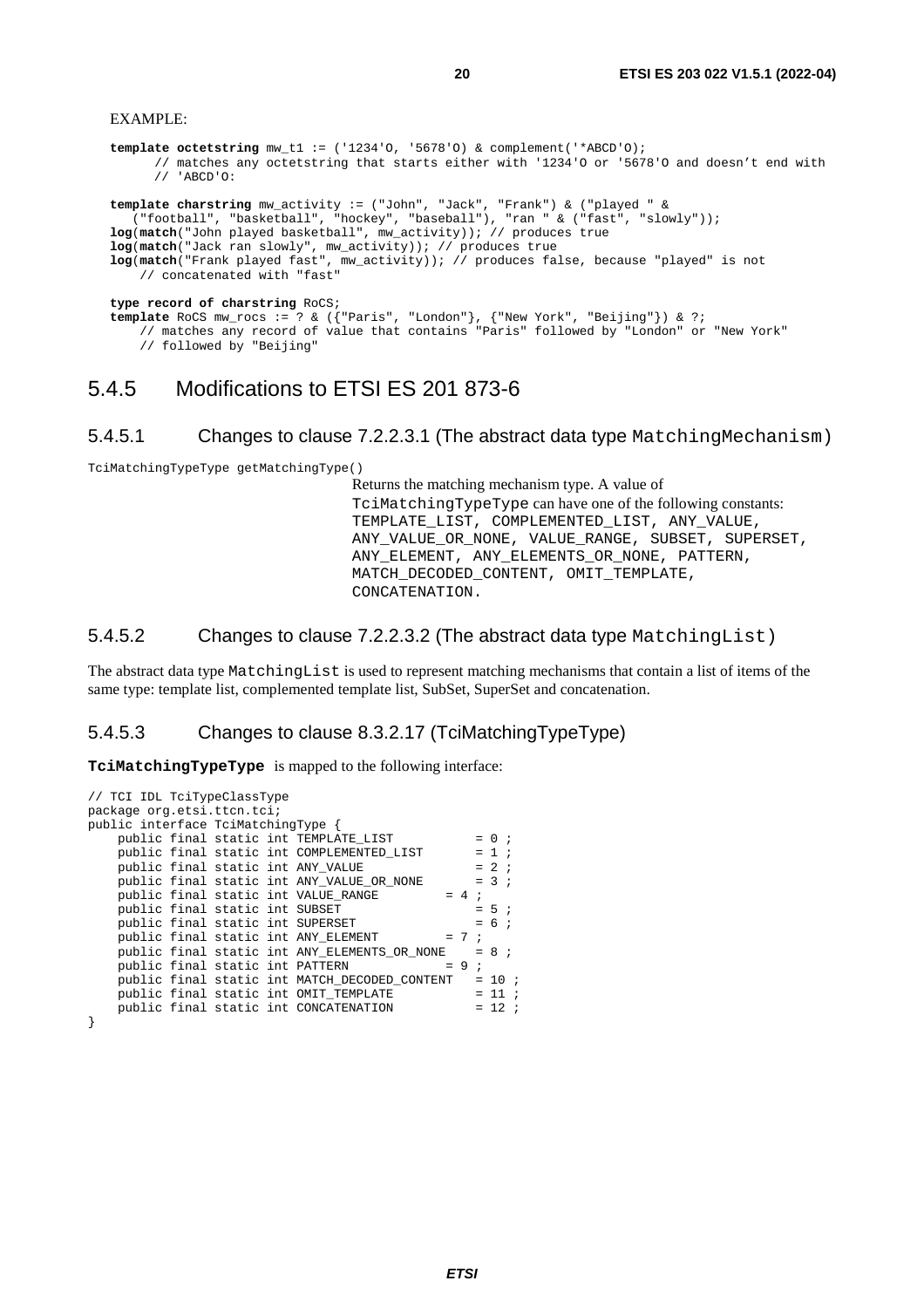EXAMPLE:

```
template octetstring mw_t1 := ('1234'O, '5678'O) & complement('*ABCD'O);
      // matches any octetstring that starts either with '1234'O or '5678'O and doesn't end with
      // 'ABCD'O:

template charstring mw_activity := ("John", "Jack", "Frank") & ("played " &
   ("football", "basketball", "hockey", "baseball"), "ran " & ("fast", "slowly"));
log(match("John played basketball", mw_activity)); // produces true
log(match("Jack ran slowly", mw_activity)); // produces true
log(match("Frank played fast", mw_activity)); // produces false, because "played" is not
    // concatenated with "fast"

type record of charstring RoCS;
template RoCS mw_rocs := ? & ({"Paris", "London"}, {"New York", "Beijing"}) & ?;
    // matches any record of value that contains "Paris" followed by "London" or "New York"
    // followed by "Beijing"
```

## 5.4.5 Modifications to ETSI ES 201 873-6

### 5.4.5.1 Changes to clause 7.2.2.3.1 (The abstract data type `MatchingMechanism`)

`TciMatchingTypeType getMatchingType()`

Returns the matching mechanism type. A value of `TciMatchingTypeType` can have one of the following constants: `TEMPLATE_LIST`, `COMPLEMENTED_LIST`, `ANY_VALUE`, `ANY_VALUE_OR_NONE`, `VALUE_RANGE`, `SUBSET`, `SUPERSET`, `ANY_ELEMENT`, `ANY_ELEMENTS_OR_NONE`, `PATTERN`, `MATCH_DECODED_CONTENT`, `OMIT_TEMPLATE`, `CONCATENATION`.

### 5.4.5.2 Changes to clause 7.2.2.3.2 (The abstract data type `MatchingList`)

The abstract data type `MatchingList` is used to represent matching mechanisms that contain a list of items of the same type: template list, complemented template list, SubSet, SuperSet and concatenation.

### 5.4.5.3 Changes to clause 8.3.2.17 (TciMatchingTypeType)

**`TciMatchingTypeType`** is mapped to the following interface:

```
// TCI IDL TciTypeClassType
package org.etsi.ttcn.tci;
public interface TciMatchingType {
    public final static int TEMPLATE_LIST           = 0 ;
    public final static int COMPLEMENTED_LIST       = 1 ;
    public final static int ANY_VALUE               = 2 ;
    public final static int ANY_VALUE_OR_NONE       = 3 ;
    public final static int VALUE_RANGE        = 4 ;
    public final static int SUBSET                  = 5 ;
    public final static int SUPERSET                = 6 ;
    public final static int ANY_ELEMENT        = 7 ;
    public final static int ANY_ELEMENTS_OR_NONE    = 8 ;
    public final static int PATTERN            = 9 ;
    public final static int MATCH_DECODED_CONTENT   = 10 ;
    public final static int OMIT_TEMPLATE           = 11 ;
    public final static int CONCATENATION           = 12 ;
}
```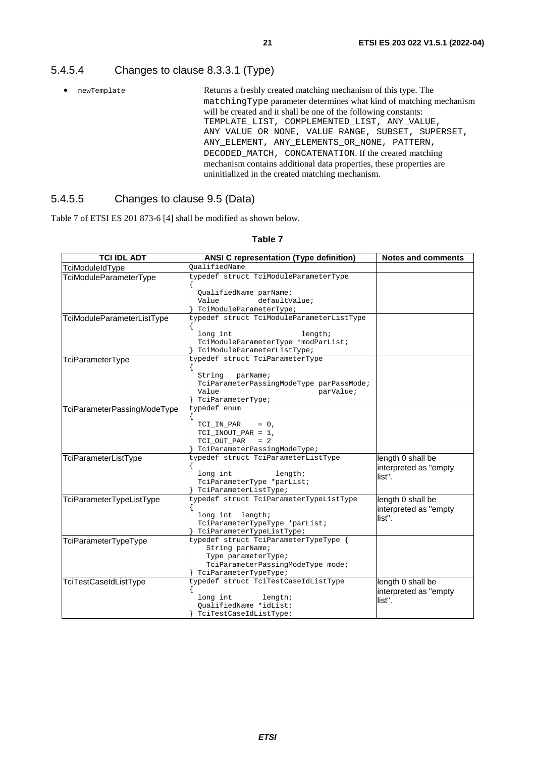### 5.4.5.4 Changes to clause 8.3.3.1 (Type)

- `newTemplate` Returns a freshly created matching mechanism of this type. The `matchingType` parameter determines what kind of matching mechanism will be created and it shall be one of the following constants: `TEMPLATE_LIST`, `COMPLEMENTED_LIST`, `ANY_VALUE`, `ANY_VALUE_OR_NONE`, `VALUE_RANGE`, `SUBSET`, `SUPERSET`, `ANY_ELEMENT`, `ANY_ELEMENTS_OR_NONE`, `PATTERN`, `DECODED_MATCH`, `CONCATENATION`. If the created matching mechanism contains additional data properties, these properties are uninitialized in the created matching mechanism.

### 5.4.5.5 Changes to clause 9.5 (Data)

Table 7 of ETSI ES 201 873-6 [4] shall be modified as shown below.

**Table 7**

| TCI IDL ADT | ANSI C representation (Type definition) | Notes and comments |
|---|---|---|
| TciModuleIdType | `QualifiedName` | |
| TciModuleParameterType | `typedef struct TciModuleParameterType { QualifiedName parName; Value defaultValue; } TciModuleParameterType;` | |
| TciModuleParameterListType | `typedef struct TciModuleParameterListType { long int length; TciModuleParameterType *modParList; } TciModuleParameterListType;` | |
| TciParameterType | `typedef struct TciParameterType { String parName; TciParameterPassingModeType parPassMode; Value parValue; } TciParameterType;` | |
| TciParameterPassingModeType | `typedef enum { TCI_IN_PAR = 0, TCI_INOUT_PAR = 1, TCI_OUT_PAR = 2 } TciParameterPassingModeType;` | |
| TciParameterListType | `typedef struct TciParameterListType { long int length; TciParameterType *parList; } TciParameterListType;` | length 0 shall be interpreted as "empty list". |
| TciParameterTypeListType | `typedef struct TciParameterTypeListType { long int length; TciParameterTypeType *parList; } TciParameterTypeListType;` | length 0 shall be interpreted as "empty list". |
| TciParameterTypeType | `typedef struct TciParameterTypeType { String parName; Type parameterType; TciParameterPassingModeType mode; } TciParameterTypeType;` | |
| TciTestCaseIdListType | `typedef struct TciTestCaseIdListType { long int length; QualifiedName *idList; } TciTestCaseIdListType;` | length 0 shall be interpreted as "empty list". |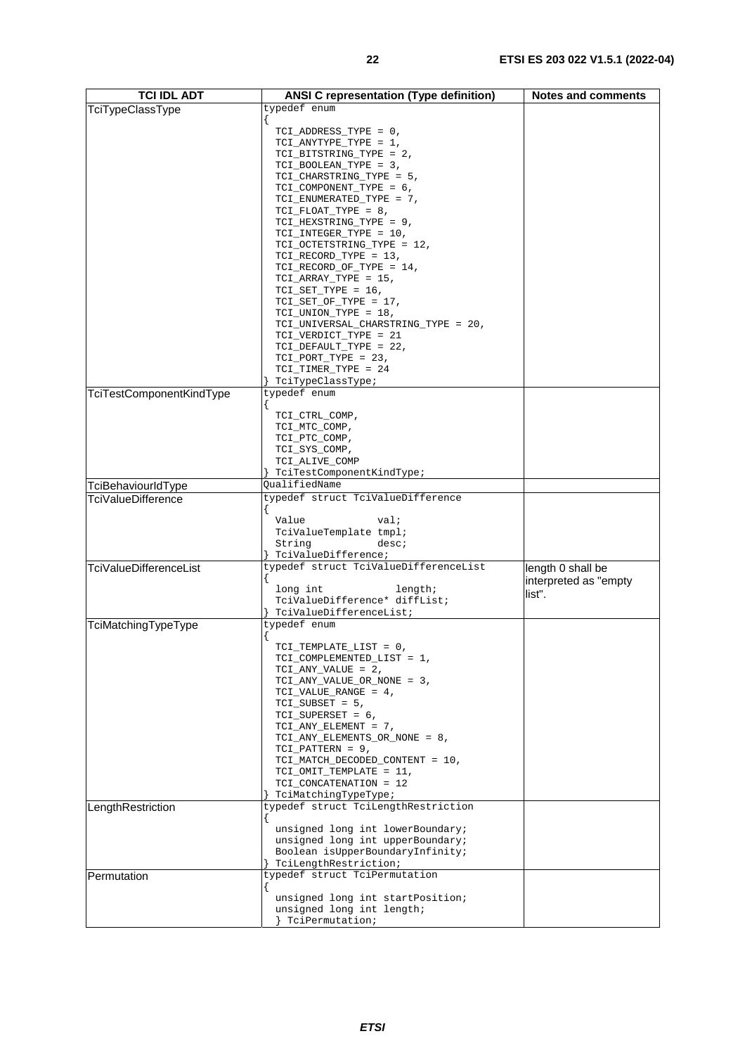| TCI IDL ADT | ANSI C representation (Type definition) | Notes and comments |
|---|---|---|
| TciTypeClassType | `typedef enum`<br>`{`<br>`TCI_ADDRESS_TYPE = 0,`<br>`TCI_ANYTYPE_TYPE = 1,`<br>`TCI_BITSTRING_TYPE = 2,`<br>`TCI_BOOLEAN_TYPE = 3,`<br>`TCI_CHARSTRING_TYPE = 5,`<br>`TCI_COMPONENT_TYPE = 6,`<br>`TCI_ENUMERATED_TYPE = 7,`<br>`TCI_FLOAT_TYPE = 8,`<br>`TCI_HEXSTRING_TYPE = 9,`<br>`TCI_INTEGER_TYPE = 10,`<br>`TCI_OCTETSTRING_TYPE = 12,`<br>`TCI_RECORD_TYPE = 13,`<br>`TCI_RECORD_OF_TYPE = 14,`<br>`TCI_ARRAY_TYPE = 15,`<br>`TCI_SET_TYPE = 16,`<br>`TCI_SET_OF_TYPE = 17,`<br>`TCI_UNION_TYPE = 18,`<br>`TCI_UNIVERSAL_CHARSTRING_TYPE = 20,`<br>`TCI_VERDICT_TYPE = 21`<br>`TCI_DEFAULT_TYPE = 22,`<br>`TCI_PORT_TYPE = 23,`<br>`TCI_TIMER_TYPE = 24`<br>`} TciTypeClassType;` | |
| TciTestComponentKindType | `typedef enum`<br>`{`<br>`TCI_CTRL_COMP,`<br>`TCI_MTC_COMP,`<br>`TCI_PTC_COMP,`<br>`TCI_SYS_COMP,`<br>`TCI_ALIVE_COMP`<br>`} TciTestComponentKindType;` | |
| TciBehaviourIdType | `QualifiedName` | |
| TciValueDifference | `typedef struct TciValueDifference`<br>`{`<br>`Value val;`<br>`TciValueTemplate tmpl;`<br>`String desc;`<br>`} TciValueDifference;` | |
| TciValueDifferenceList | `typedef struct TciValueDifferenceList`<br>`{`<br>`long int length;`<br>`TciValueDifference* diffList;`<br>`} TciValueDifferenceList;` | length 0 shall be interpreted as "empty list". |
| TciMatchingTypeType | `typedef enum`<br>`{`<br>`TCI_TEMPLATE_LIST = 0,`<br>`TCI_COMPLEMENTED_LIST = 1,`<br>`TCI_ANY_VALUE = 2,`<br>`TCI_ANY_VALUE_OR_NONE = 3,`<br>`TCI_VALUE_RANGE = 4,`<br>`TCI_SUBSET = 5,`<br>`TCI_SUPERSET = 6,`<br>`TCI_ANY_ELEMENT = 7,`<br>`TCI_ANY_ELEMENTS_OR_NONE = 8,`<br>`TCI_PATTERN = 9,`<br>`TCI_MATCH_DECODED_CONTENT = 10,`<br>`TCI_OMIT_TEMPLATE = 11,`<br>`TCI_CONCATENATION = 12`<br>`} TciMatchingTypeType;` | |
| LengthRestriction | `typedef struct TciLengthRestriction`<br>`{`<br>`unsigned long int lowerBoundary;`<br>`unsigned long int upperBoundary;`<br>`Boolean isUpperBoundaryInfinity;`<br>`} TciLengthRestriction;` | |
| Permutation | `typedef struct TciPermutation`<br>`{`<br>`unsigned long int startPosition;`<br>`unsigned long int length;`<br>`} TciPermutation;` | |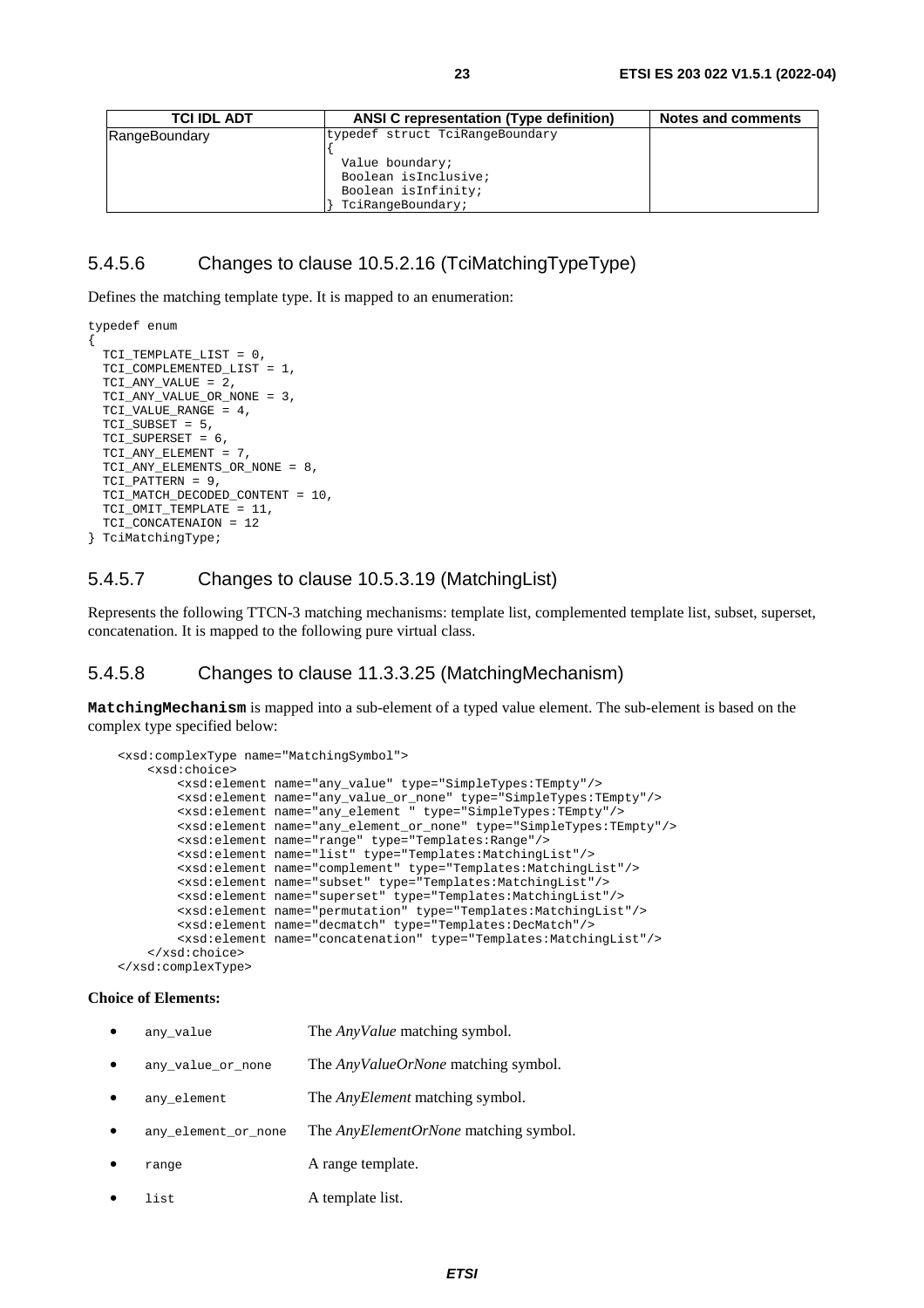| TCI IDL ADT | ANSI C representation (Type definition) | Notes and comments |
| --- | --- | --- |
| RangeBoundary | typedef struct TciRangeBoundary<br>{<br>  Value boundary;<br>  Boolean isInclusive;<br>  Boolean isInfinity;<br>} TciRangeBoundary; | |

### 5.4.5.6 Changes to clause 10.5.2.16 (TciMatchingTypeType)

Defines the matching template type. It is mapped to an enumeration:

```
typedef enum
{
  TCI_TEMPLATE_LIST = 0,
  TCI_COMPLEMENTED_LIST = 1,
  TCI_ANY_VALUE = 2,
  TCI_ANY_VALUE_OR_NONE = 3,
  TCI_VALUE_RANGE = 4,
  TCI_SUBSET = 5,
  TCI_SUPERSET = 6,
  TCI_ANY_ELEMENT = 7,
  TCI_ANY_ELEMENTS_OR_NONE = 8,
  TCI_PATTERN = 9,
  TCI_MATCH_DECODED_CONTENT = 10,
  TCI_OMIT_TEMPLATE = 11,
  TCI_CONCATENAION = 12
} TciMatchingType;
```

### 5.4.5.7 Changes to clause 10.5.3.19 (MatchingList)

Represents the following TTCN-3 matching mechanisms: template list, complemented template list, subset, superset, concatenation. It is mapped to the following pure virtual class.

### 5.4.5.8 Changes to clause 11.3.3.25 (MatchingMechanism)

**MatchingMechanism** is mapped into a sub-element of a typed value element. The sub-element is based on the complex type specified below:

```
<xsd:complexType name="MatchingSymbol">
    <xsd:choice>
        <xsd:element name="any_value" type="SimpleTypes:TEmpty"/>
        <xsd:element name="any_value_or_none" type="SimpleTypes:TEmpty"/>
        <xsd:element name="any_element " type="SimpleTypes:TEmpty"/>
        <xsd:element name="any_element_or_none" type="SimpleTypes:TEmpty"/>
        <xsd:element name="range" type="Templates:Range"/>
        <xsd:element name="list" type="Templates:MatchingList"/>
        <xsd:element name="complement" type="Templates:MatchingList"/>
        <xsd:element name="subset" type="Templates:MatchingList"/>
        <xsd:element name="superset" type="Templates:MatchingList"/>
        <xsd:element name="permutation" type="Templates:MatchingList"/>
        <xsd:element name="decmatch" type="Templates:DecMatch"/>
        <xsd:element name="concatenation" type="Templates:MatchingList"/>
    </xsd:choice>
</xsd:complexType>
```

**Choice of Elements:**

- `any_value` The *AnyValue* matching symbol.
- `any_value_or_none` The *AnyValueOrNone* matching symbol.
- `any_element` The *AnyElement* matching symbol.
- `any_element_or_none` The *AnyElementOrNone* matching symbol.
- `range` A range template.
- `list` A template list.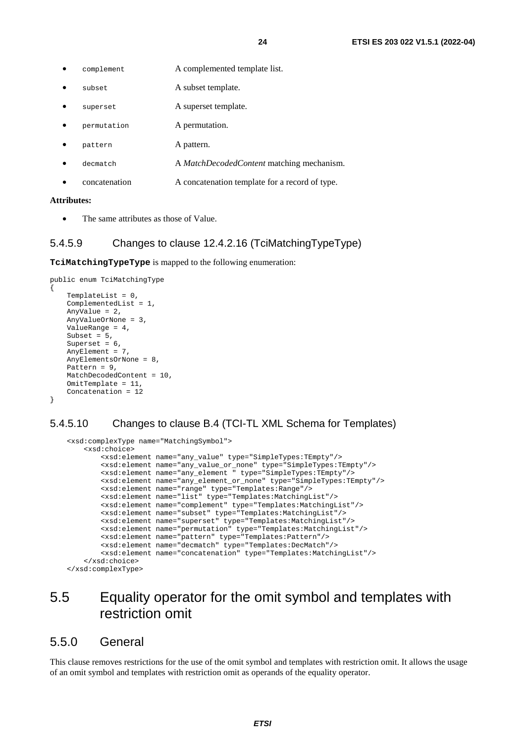- `complement` A complemented template list.
- `subset` A subset template.
- `superset` A superset template.
- `permutation` A permutation.
- `pattern` A pattern.
- `decmatch` A *MatchDecodedContent* matching mechanism.
- concatenation A concatenation template for a record of type.

**Attributes:**

- The same attributes as those of Value.

### 5.4.5.9 Changes to clause 12.4.2.16 (TciMatchingTypeType)

**`TciMatchingTypeType`** is mapped to the following enumeration:

```
public enum TciMatchingType
{
    TemplateList = 0,
    ComplementedList = 1,
    AnyValue = 2,
    AnyValueOrNone = 3,
    ValueRange = 4,
    Subset = 5,
    Superset = 6,
    AnyElement = 7,
    AnyElementsOrNone = 8,
    Pattern = 9,
    MatchDecodedContent = 10,
    OmitTemplate = 11,
    Concatenation = 12
}
```

### 5.4.5.10 Changes to clause B.4 (TCI-TL XML Schema for Templates)

```
<xsd:complexType name="MatchingSymbol">
    <xsd:choice>
        <xsd:element name="any_value" type="SimpleTypes:TEmpty"/>
        <xsd:element name="any_value_or_none" type="SimpleTypes:TEmpty"/>
        <xsd:element name="any_element " type="SimpleTypes:TEmpty"/>
        <xsd:element name="any_element_or_none" type="SimpleTypes:TEmpty"/>
        <xsd:element name="range" type="Templates:Range"/>
        <xsd:element name="list" type="Templates:MatchingList"/>
        <xsd:element name="complement" type="Templates:MatchingList"/>
        <xsd:element name="subset" type="Templates:MatchingList"/>
        <xsd:element name="superset" type="Templates:MatchingList"/>
        <xsd:element name="permutation" type="Templates:MatchingList"/>
        <xsd:element name="pattern" type="Templates:Pattern"/>
        <xsd:element name="decmatch" type="Templates:DecMatch"/>
        <xsd:element name="concatenation" type="Templates:MatchingList"/>
    </xsd:choice>
</xsd:complexType>
```

## 5.5 Equality operator for the omit symbol and templates with restriction omit

### 5.5.0 General

This clause removes restrictions for the use of the omit symbol and templates with restriction omit. It allows the usage of an omit symbol and templates with restriction omit as operands of the equality operator.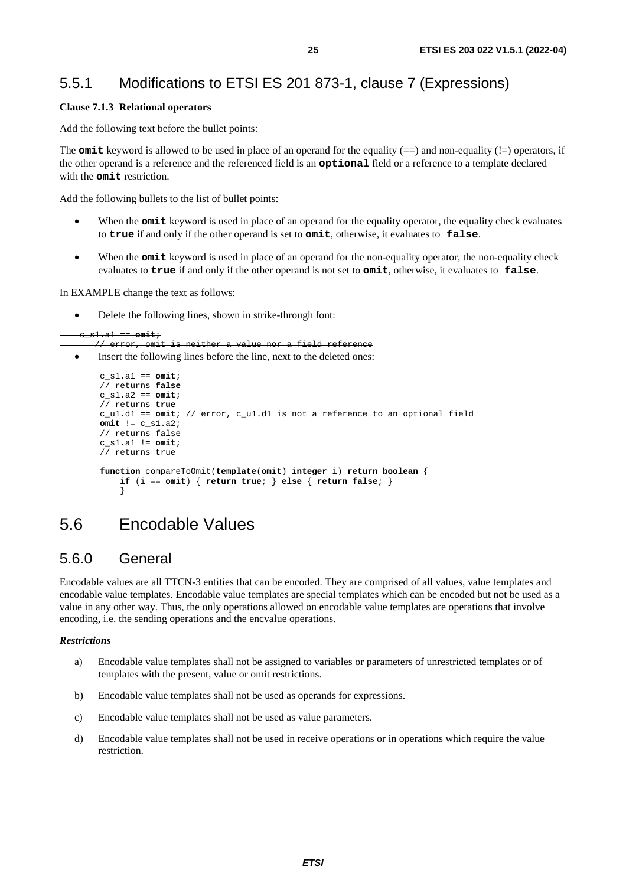## 5.5.1 Modifications to ETSI ES 201 873-1, clause 7 (Expressions)

**Clause 7.1.3 Relational operators**

Add the following text before the bullet points:

The **omit** keyword is allowed to be used in place of an operand for the equality (==) and non-equality (!=) operators, if the other operand is a reference and the referenced field is an **optional** field or a reference to a template declared with the **omit** restriction.

Add the following bullets to the list of bullet points:

- When the **omit** keyword is used in place of an operand for the equality operator, the equality check evaluates to **true** if and only if the other operand is set to **omit**, otherwise, it evaluates to **false**.
- When the **omit** keyword is used in place of an operand for the non-equality operator, the non-equality check evaluates to **true** if and only if the other operand is not set to **omit**, otherwise, it evaluates to **false**.

In EXAMPLE change the text as follows:

- Delete the following lines, shown in strike-through font:

~~c_s1.a1 == omit;~~
~~// error, omit is neither a value nor a field reference~~

- Insert the following lines before the line, next to the deleted ones:

```
c_s1.a1 == omit;
// returns false
c_s1.a2 == omit;
// returns true
c_u1.d1 == omit; // error, c_u1.d1 is not a reference to an optional field
omit != c_s1.a2;
// returns false
c_s1.a1 != omit;
// returns true

function compareToOmit(template(omit) integer i) return boolean {
    if (i == omit) { return true; } else { return false; }
    }
```

# 5.6 Encodable Values

## 5.6.0 General

Encodable values are all TTCN-3 entities that can be encoded. They are comprised of all values, value templates and encodable value templates. Encodable value templates are special templates which can be encoded but not be used as a value in any other way. Thus, the only operations allowed on encodable value templates are operations that involve encoding, i.e. the sending operations and the encvalue operations.

***Restrictions***

a) Encodable value templates shall not be assigned to variables or parameters of unrestricted templates or of templates with the present, value or omit restrictions.

b) Encodable value templates shall not be used as operands for expressions.

c) Encodable value templates shall not be used as value parameters.

d) Encodable value templates shall not be used in receive operations or in operations which require the value restriction.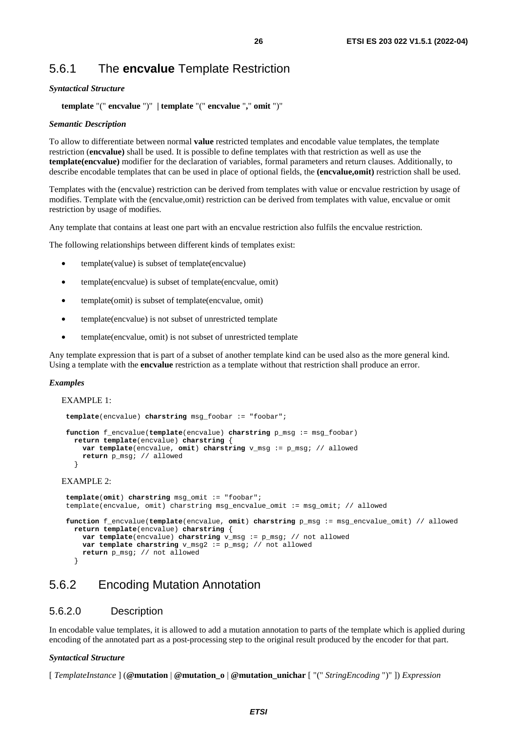## 5.6.1 The **encvalue** Template Restriction

***Syntactical Structure***

**template** "(" **encvalue** ")" | **template** "(" **encvalue** "," **omit** ")"

***Semantic Description***

To allow to differentiate between normal **value** restricted templates and encodable value templates, the template restriction (**encvalue)** shall be used. It is possible to define templates with that restriction as well as use the **template(encvalue)** modifier for the declaration of variables, formal parameters and return clauses. Additionally, to describe encodable templates that can be used in place of optional fields, the **(encvalue,omit)** restriction shall be used.

Templates with the (encvalue) restriction can be derived from templates with value or encvalue restriction by usage of modifies. Template with the (encvalue,omit) restriction can be derived from templates with value, encvalue or omit restriction by usage of modifies.

Any template that contains at least one part with an encvalue restriction also fulfils the encvalue restriction.

The following relationships between different kinds of templates exist:

- template(value) is subset of template(encvalue)
- template(encvalue) is subset of template(encvalue, omit)
- template(omit) is subset of template(encvalue, omit)
- template(encvalue) is not subset of unrestricted template
- template(encvalue, omit) is not subset of unrestricted template

Any template expression that is part of a subset of another template kind can be used also as the more general kind. Using a template with the **encvalue** restriction as a template without that restriction shall produce an error.

***Examples***

EXAMPLE 1:

```
template(encvalue) charstring msg_foobar := "foobar";

function f_encvalue(template(encvalue) charstring p_msg := msg_foobar)
  return template(encvalue) charstring {
    var template(encvalue, omit) charstring v_msg := p_msg; // allowed
    return p_msg; // allowed
  }
```

EXAMPLE 2:

```
template(omit) charstring msg_omit := "foobar";
template(encvalue, omit) charstring msg_encvalue_omit := msg_omit; // allowed

function f_encvalue(template(encvalue, omit) charstring p_msg := msg_encvalue_omit) // allowed
  return template(encvalue) charstring {
    var template(encvalue) charstring v_msg := p_msg; // not allowed
    var template charstring v_msg2 := p_msg; // not allowed
    return p_msg; // not allowed
  }
```

## 5.6.2 Encoding Mutation Annotation

### 5.6.2.0 Description

In encodable value templates, it is allowed to add a mutation annotation to parts of the template which is applied during encoding of the annotated part as a post-processing step to the original result produced by the encoder for that part.

***Syntactical Structure***

[ *TemplateInstance* ] (**@mutation** | **@mutation_o** | **@mutation_unichar** [ "(" *StringEncoding* ")" ]) *Expression*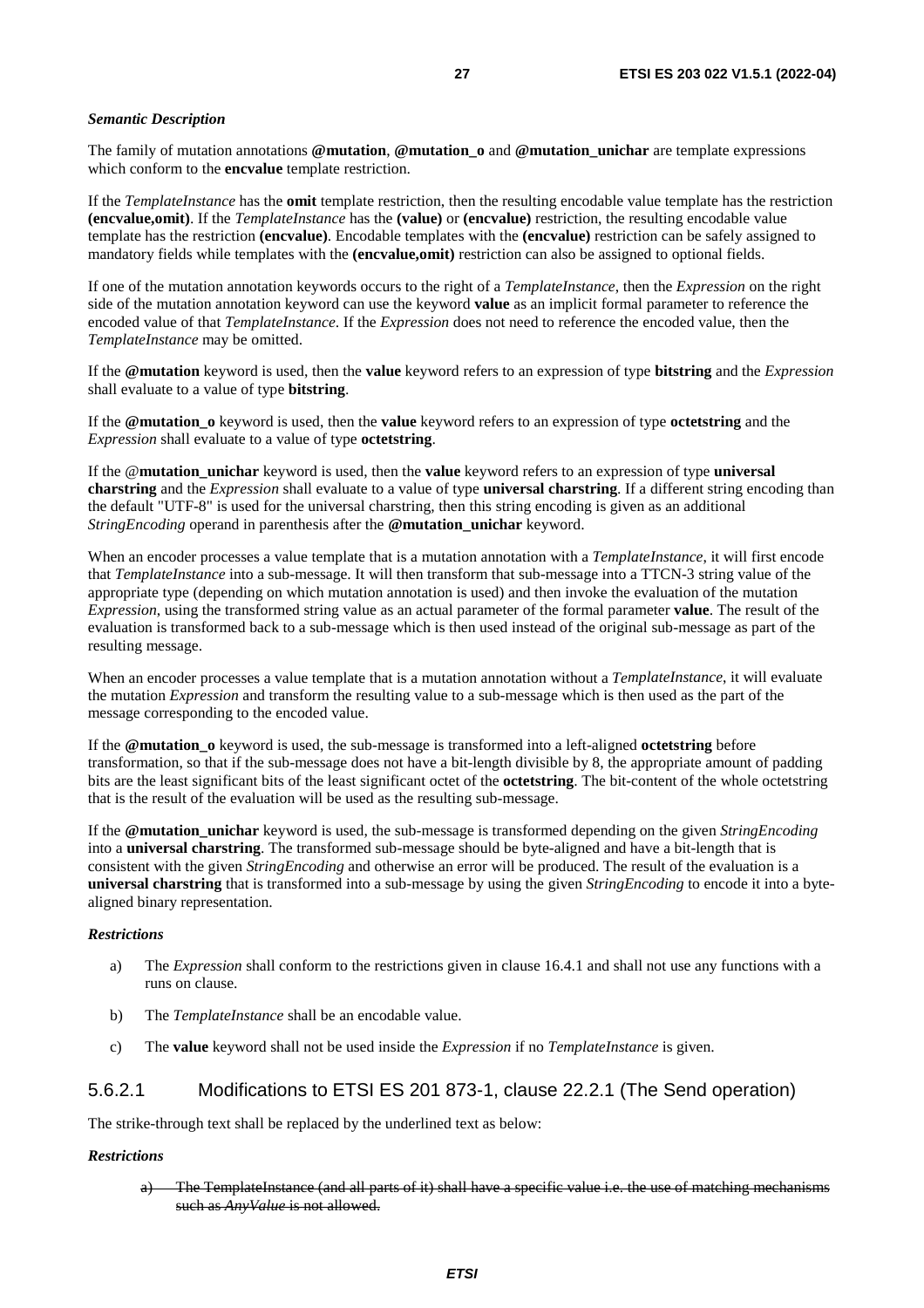***Semantic Description***

The family of mutation annotations **@mutation**, **@mutation_o** and **@mutation_unichar** are template expressions which conform to the **encvalue** template restriction.

If the *TemplateInstance* has the **omit** template restriction, then the resulting encodable value template has the restriction **(encvalue,omit)**. If the *TemplateInstance* has the **(value)** or **(encvalue)** restriction, the resulting encodable value template has the restriction **(encvalue)**. Encodable templates with the **(encvalue)** restriction can be safely assigned to mandatory fields while templates with the **(encvalue,omit)** restriction can also be assigned to optional fields.

If one of the mutation annotation keywords occurs to the right of a *TemplateInstance*, then the *Expression* on the right side of the mutation annotation keyword can use the keyword **value** as an implicit formal parameter to reference the encoded value of that *TemplateInstance*. If the *Expression* does not need to reference the encoded value, then the *TemplateInstance* may be omitted.

If the **@mutation** keyword is used, then the **value** keyword refers to an expression of type **bitstring** and the *Expression* shall evaluate to a value of type **bitstring**.

If the **@mutation_o** keyword is used, then the **value** keyword refers to an expression of type **octetstring** and the *Expression* shall evaluate to a value of type **octetstring**.

If the @**mutation_unichar** keyword is used, then the **value** keyword refers to an expression of type **universal charstring** and the *Expression* shall evaluate to a value of type **universal charstring**. If a different string encoding than the default "UTF-8" is used for the universal charstring, then this string encoding is given as an additional *StringEncoding* operand in parenthesis after the **@mutation_unichar** keyword.

When an encoder processes a value template that is a mutation annotation with a *TemplateInstance*, it will first encode that *TemplateInstance* into a sub-message. It will then transform that sub-message into a TTCN-3 string value of the appropriate type (depending on which mutation annotation is used) and then invoke the evaluation of the mutation *Expression*, using the transformed string value as an actual parameter of the formal parameter **value**. The result of the evaluation is transformed back to a sub-message which is then used instead of the original sub-message as part of the resulting message.

When an encoder processes a value template that is a mutation annotation without a *TemplateInstance*, it will evaluate the mutation *Expression* and transform the resulting value to a sub-message which is then used as the part of the message corresponding to the encoded value.

If the **@mutation_o** keyword is used, the sub-message is transformed into a left-aligned **octetstring** before transformation, so that if the sub-message does not have a bit-length divisible by 8, the appropriate amount of padding bits are the least significant bits of the least significant octet of the **octetstring**. The bit-content of the whole octetstring that is the result of the evaluation will be used as the resulting sub-message.

If the **@mutation_unichar** keyword is used, the sub-message is transformed depending on the given *StringEncoding* into a **universal charstring**. The transformed sub-message should be byte-aligned and have a bit-length that is consistent with the given *StringEncoding* and otherwise an error will be produced. The result of the evaluation is a **universal charstring** that is transformed into a sub-message by using the given *StringEncoding* to encode it into a byte-aligned binary representation.

***Restrictions***

a) The *Expression* shall conform to the restrictions given in clause 16.4.1 and shall not use any functions with a runs on clause.

b) The *TemplateInstance* shall be an encodable value.

c) The **value** keyword shall not be used inside the *Expression* if no *TemplateInstance* is given.

### 5.6.2.1 Modifications to ETSI ES 201 873-1, clause 22.2.1 (The Send operation)

The strike-through text shall be replaced by the underlined text as below:

***Restrictions***

a) ~~The TemplateInstance (and all parts of it) shall have a specific value i.e. the use of matching mechanisms such as *AnyValue* is not allowed.~~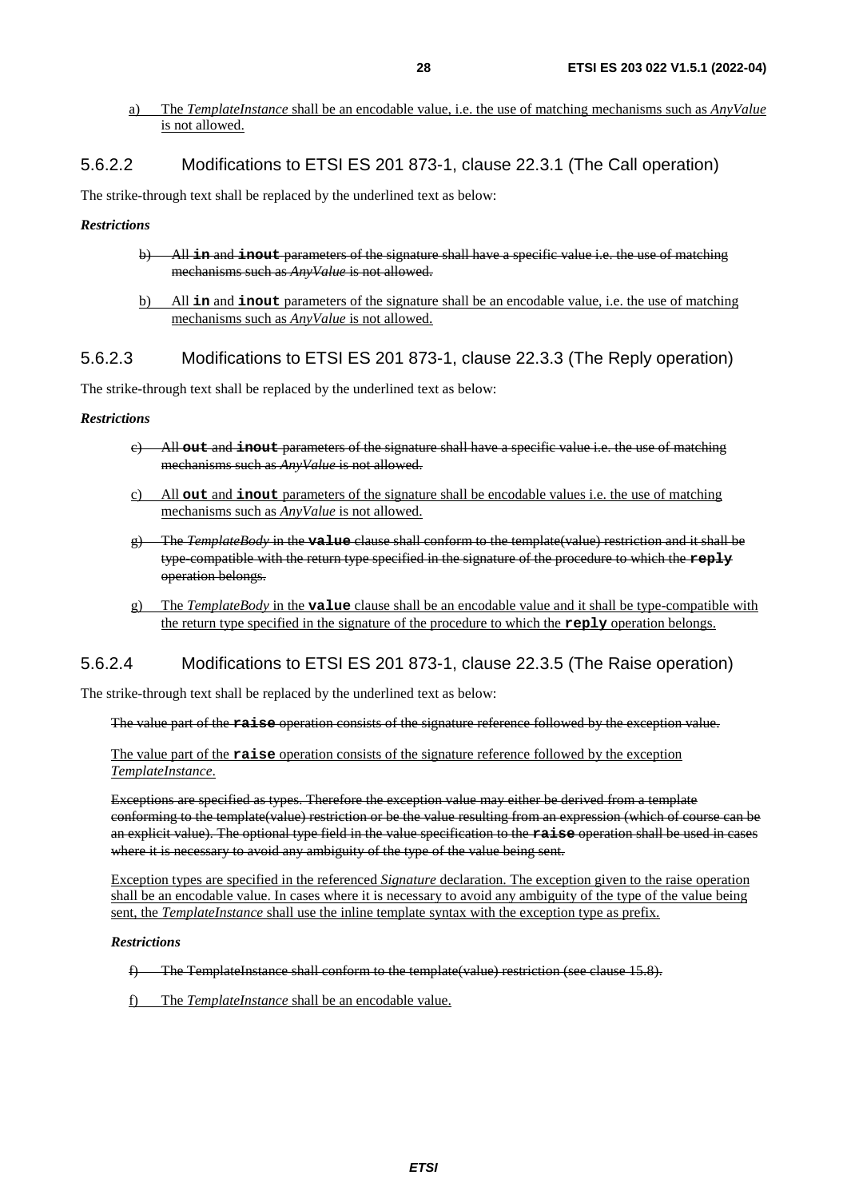a) The *TemplateInstance* shall be an encodable value, i.e. the use of matching mechanisms such as *AnyValue* is not allowed.

### 5.6.2.2 Modifications to ETSI ES 201 873-1, clause 22.3.1 (The Call operation)

The strike-through text shall be replaced by the underlined text as below:

***Restrictions***

~~b) All **in** and **inout** parameters of the signature shall have a specific value i.e. the use of matching mechanisms such as *AnyValue* is not allowed.~~

b) All **in** and **inout** parameters of the signature shall be an encodable value, i.e. the use of matching mechanisms such as *AnyValue* is not allowed.

### 5.6.2.3 Modifications to ETSI ES 201 873-1, clause 22.3.3 (The Reply operation)

The strike-through text shall be replaced by the underlined text as below:

***Restrictions***

~~c) All **out** and **inout** parameters of the signature shall have a specific value i.e. the use of matching mechanisms such as *AnyValue* is not allowed.~~

c) All **out** and **inout** parameters of the signature shall be encodable values i.e. the use of matching mechanisms such as *AnyValue* is not allowed.

~~g) The *TemplateBody* in the **value** clause shall conform to the template(value) restriction and it shall be type-compatible with the return type specified in the signature of the procedure to which the **reply** operation belongs.~~

g) The *TemplateBody* in the **value** clause shall be an encodable value and it shall be type-compatible with the return type specified in the signature of the procedure to which the **reply** operation belongs.

### 5.6.2.4 Modifications to ETSI ES 201 873-1, clause 22.3.5 (The Raise operation)

The strike-through text shall be replaced by the underlined text as below:

~~The value part of the **raise** operation consists of the signature reference followed by the exception value.~~

The value part of the **raise** operation consists of the signature reference followed by the exception *TemplateInstance*.

~~Exceptions are specified as types. Therefore the exception value may either be derived from a template conforming to the template(value) restriction or be the value resulting from an expression (which of course can be an explicit value). The optional type field in the value specification to the **raise** operation shall be used in cases where it is necessary to avoid any ambiguity of the type of the value being sent.~~

Exception types are specified in the referenced *Signature* declaration. The exception given to the raise operation shall be an encodable value. In cases where it is necessary to avoid any ambiguity of the type of the value being sent, the *TemplateInstance* shall use the inline template syntax with the exception type as prefix.

***Restrictions***

~~f) The TemplateInstance shall conform to the template(value) restriction (see clause 15.8).~~

f) The *TemplateInstance* shall be an encodable value.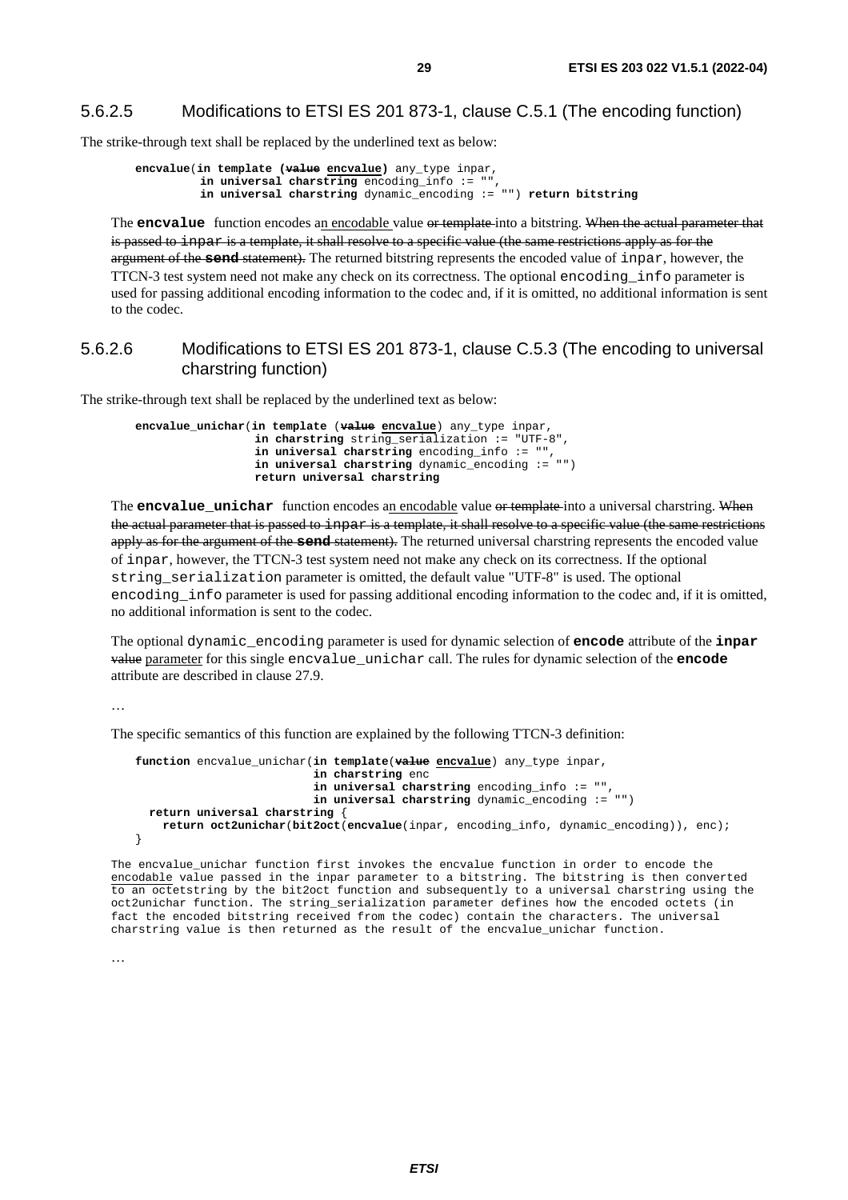### 5.6.2.5 Modifications to ETSI ES 201 873-1, clause C.5.1 (The encoding function)

The strike-through text shall be replaced by the underlined text as below:

```
encvalue(in template (~~value~~ encvalue) any_type inpar,
         in universal charstring encoding_info := "",
         in universal charstring dynamic_encoding := "") return bitstring
```

The **encvalue** function encodes <u>an encodable</u> value ~~or template~~ into a bitstring. ~~When the actual parameter that is passed to inpar is a template, it shall resolve to a specific value (the same restrictions apply as for the argument of the **send** statement).~~ The returned bitstring represents the encoded value of inpar, however, the TTCN-3 test system need not make any check on its correctness. The optional encoding_info parameter is used for passing additional encoding information to the codec and, if it is omitted, no additional information is sent to the codec.

### 5.6.2.6 Modifications to ETSI ES 201 873-1, clause C.5.3 (The encoding to universal charstring function)

The strike-through text shall be replaced by the underlined text as below:

```
encvalue_unichar(in template (~~value~~ encvalue) any_type inpar,
                 in charstring string_serialization := "UTF-8",
                 in universal charstring encoding_info := "",
                 in universal charstring dynamic_encoding := "")
                 return universal charstring
```

The **encvalue_unichar** function encodes <u>an encodable</u> value ~~or template~~ into a universal charstring. ~~When the actual parameter that is passed to inpar is a template, it shall resolve to a specific value (the same restrictions apply as for the argument of the **send** statement).~~ The returned universal charstring represents the encoded value of inpar, however, the TTCN-3 test system need not make any check on its correctness. If the optional string_serialization parameter is omitted, the default value "UTF-8" is used. The optional encoding_info parameter is used for passing additional encoding information to the codec and, if it is omitted, no additional information is sent to the codec.

The optional dynamic_encoding parameter is used for dynamic selection of **encode** attribute of the **inpar** ~~value~~ <u>parameter</u> for this single encvalue_unichar call. The rules for dynamic selection of the **encode** attribute are described in clause 27.9.

…

The specific semantics of this function are explained by the following TTCN-3 definition:

```
function encvalue_unichar(in template(~~value~~ encvalue) any_type inpar,
                          in charstring enc
                          in universal charstring encoding_info := "",
                          in universal charstring dynamic_encoding := "")
  return universal charstring {
    return oct2unichar(bit2oct(encvalue(inpar, encoding_info, dynamic_encoding)), enc);
}
```

```
The encvalue_unichar function first invokes the encvalue function in order to encode the
encodable value passed in the inpar parameter to a bitstring. The bitstring is then converted
to an octetstring by the bit2oct function and subsequently to a universal charstring using the
oct2unichar function. The string_serialization parameter defines how the encoded octets (in
fact the encoded bitstring received from the codec) contain the characters. The universal
charstring value is then returned as the result of the encvalue_unichar function.
```

…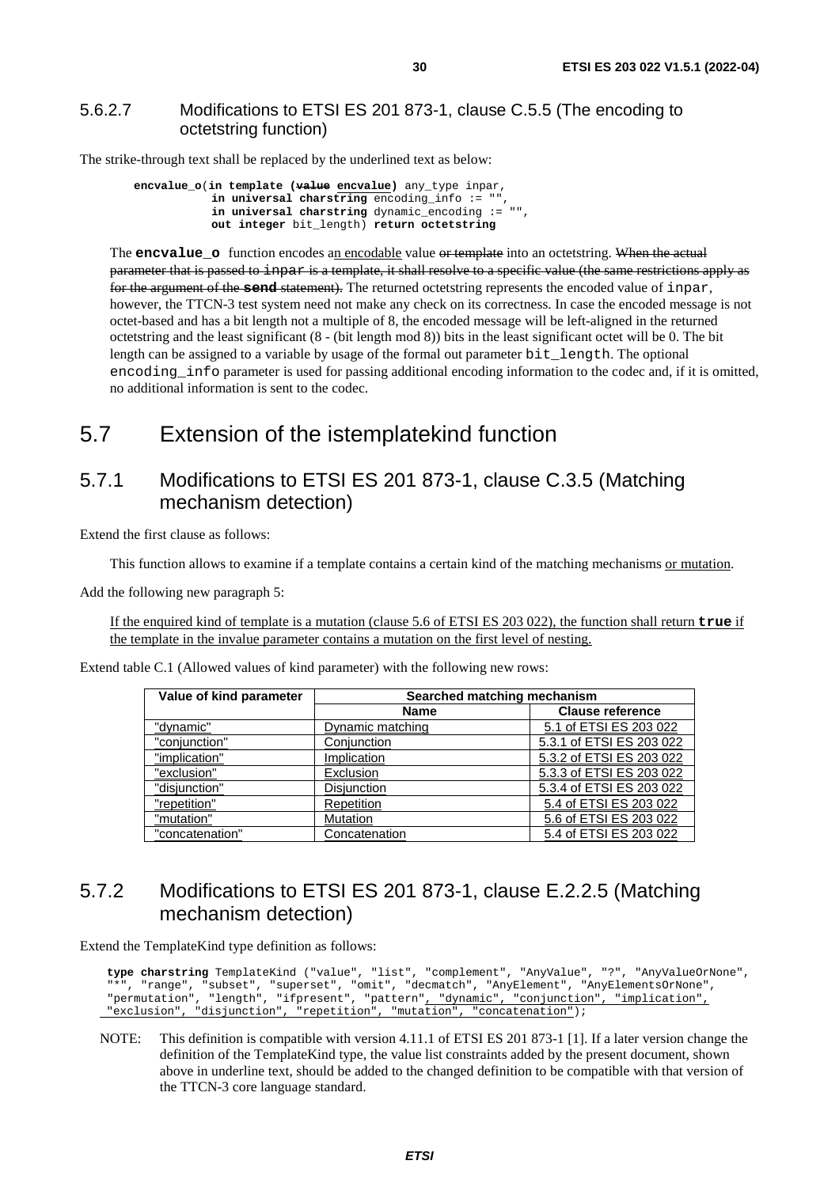### 5.6.2.7 Modifications to ETSI ES 201 873-1, clause C.5.5 (The encoding to octetstring function)

The strike-through text shall be replaced by the underlined text as below:

```
encvalue_o(in template (value encvalue) any_type inpar,
           in universal charstring encoding_info := "",
           in universal charstring dynamic_encoding := "",
           out integer bit_length) return octetstring
```

The **encvalue_o** function encodes an encodable value ~~or template~~ into an octetstring. ~~When the actual parameter that is passed to inpar is a template, it shall resolve to a specific value (the same restrictions apply as for the argument of the **send** statement).~~ The returned octetstring represents the encoded value of inpar, however, the TTCN-3 test system need not make any check on its correctness. In case the encoded message is not octet-based and has a bit length not a multiple of 8, the encoded message will be left-aligned in the returned octetstring and the least significant (8 - (bit length mod 8)) bits in the least significant octet will be 0. The bit length can be assigned to a variable by usage of the formal out parameter bit_length. The optional encoding_info parameter is used for passing additional encoding information to the codec and, if it is omitted, no additional information is sent to the codec.

# 5.7 Extension of the istemplatekind function

## 5.7.1 Modifications to ETSI ES 201 873-1, clause C.3.5 (Matching mechanism detection)

Extend the first clause as follows:

This function allows to examine if a template contains a certain kind of the matching mechanisms or mutation.

Add the following new paragraph 5:

If the enquired kind of template is a mutation (clause 5.6 of ETSI ES 203 022), the function shall return **true** if the template in the invalue parameter contains a mutation on the first level of nesting.

Extend table C.1 (Allowed values of kind parameter) with the following new rows:

| Value of kind parameter | Searched matching mechanism | |
|---|---|---|
| | **Name** | **Clause reference** |
| "dynamic" | Dynamic matching | 5.1 of ETSI ES 203 022 |
| "conjunction" | Conjunction | 5.3.1 of ETSI ES 203 022 |
| "implication" | Implication | 5.3.2 of ETSI ES 203 022 |
| "exclusion" | Exclusion | 5.3.3 of ETSI ES 203 022 |
| "disjunction" | Disjunction | 5.3.4 of ETSI ES 203 022 |
| "repetition" | Repetition | 5.4 of ETSI ES 203 022 |
| "mutation" | Mutation | 5.6 of ETSI ES 203 022 |
| "concatenation" | Concatenation | 5.4 of ETSI ES 203 022 |

## 5.7.2 Modifications to ETSI ES 201 873-1, clause E.2.2.5 (Matching mechanism detection)

Extend the TemplateKind type definition as follows:

```
type charstring TemplateKind ("value", "list", "complement", "AnyValue", "?", "AnyValueOrNone",
"*", "range", "subset", "superset", "omit", "decmatch", "AnyElement", "AnyElementsOrNone",
"permutation", "length", "ifpresent", "pattern", "dynamic", "conjunction", "implication",
"exclusion", "disjunction", "repetition", "mutation", "concatenation");
```

NOTE: This definition is compatible with version 4.11.1 of ETSI ES 201 873-1 [1]. If a later version change the definition of the TemplateKind type, the value list constraints added by the present document, shown above in underline text, should be added to the changed definition to be compatible with that version of the TTCN-3 core language standard.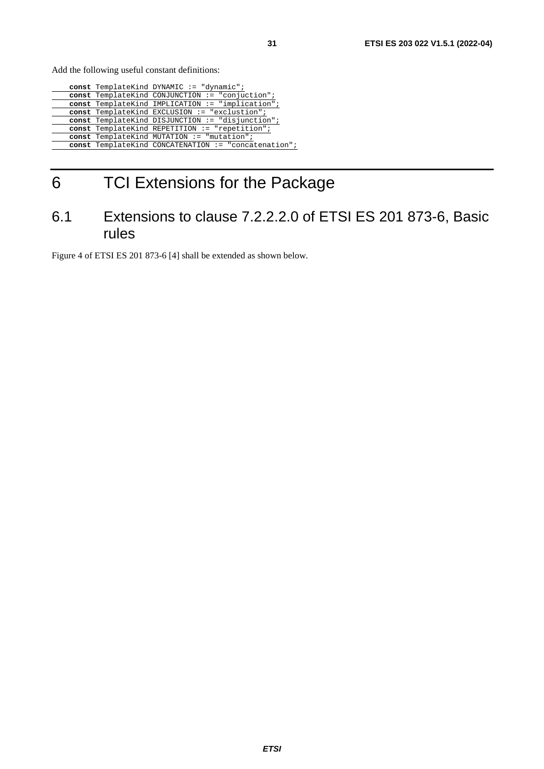Add the following useful constant definitions:

```
const TemplateKind DYNAMIC := "dynamic";
const TemplateKind CONJUNCTION := "conjuction";
const TemplateKind IMPLICATION := "implication";
const TemplateKind EXCLUSION := "exclustion";
const TemplateKind DISJUNCTION := "disjunction";
const TemplateKind REPETITION := "repetition";
const TemplateKind MUTATION := "mutation";
const TemplateKind CONCATENATION := "concatenation";
```

# 6 TCI Extensions for the Package

## 6.1 Extensions to clause 7.2.2.2.0 of ETSI ES 201 873-6, Basic rules

Figure 4 of ETSI ES 201 873-6 [4] shall be extended as shown below.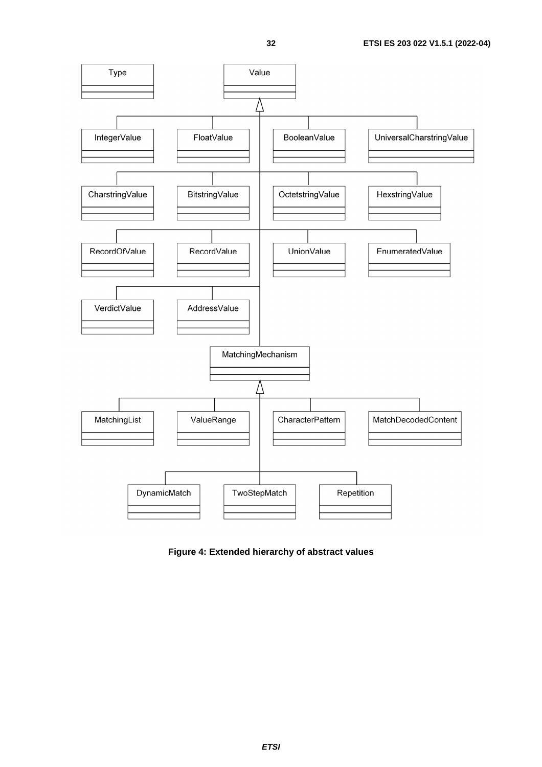Figure 4: Extended hierarchy of abstract values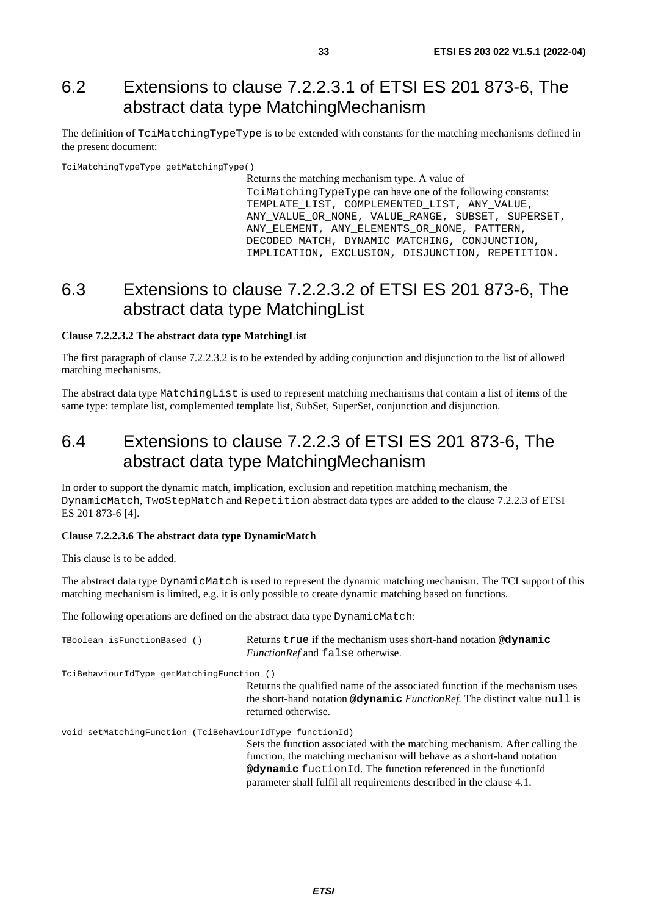## 6.2 Extensions to clause 7.2.2.3.1 of ETSI ES 201 873-6, The abstract data type MatchingMechanism

The definition of `TciMatchingTypeType` is to be extended with constants for the matching mechanisms defined in the present document:

`TciMatchingTypeType getMatchingType()`

Returns the matching mechanism type. A value of `TciMatchingTypeType` can have one of the following constants: `TEMPLATE_LIST, COMPLEMENTED_LIST, ANY_VALUE, ANY_VALUE_OR_NONE, VALUE_RANGE, SUBSET, SUPERSET, ANY_ELEMENT, ANY_ELEMENTS_OR_NONE, PATTERN, DECODED_MATCH, DYNAMIC_MATCHING, CONJUNCTION, IMPLICATION, EXCLUSION, DISJUNCTION, REPETITION`.

## 6.3 Extensions to clause 7.2.2.3.2 of ETSI ES 201 873-6, The abstract data type MatchingList

**Clause 7.2.2.3.2 The abstract data type MatchingList**

The first paragraph of clause 7.2.2.3.2 is to be extended by adding conjunction and disjunction to the list of allowed matching mechanisms.

The abstract data type `MatchingList` is used to represent matching mechanisms that contain a list of items of the same type: template list, complemented template list, SubSet, SuperSet, conjunction and disjunction.

## 6.4 Extensions to clause 7.2.2.3 of ETSI ES 201 873-6, The abstract data type MatchingMechanism

In order to support the dynamic match, implication, exclusion and repetition matching mechanism, the `DynamicMatch`, `TwoStepMatch` and `Repetition` abstract data types are added to the clause 7.2.2.3 of ETSI ES 201 873-6 [4].

**Clause 7.2.2.3.6 The abstract data type DynamicMatch**

This clause is to be added.

The abstract data type `DynamicMatch` is used to represent the dynamic matching mechanism. The TCI support of this matching mechanism is limited, e.g. it is only possible to create dynamic matching based on functions.

The following operations are defined on the abstract data type `DynamicMatch`:

`TBoolean isFunctionBased ()`

Returns `true` if the mechanism uses short-hand notation **`@dynamic`** *FunctionRef* and `false` otherwise.

`TciBehaviourIdType getMatchingFunction ()`

Returns the qualified name of the associated function if the mechanism uses the short-hand notation **`@dynamic`** *FunctionRef*. The distinct value `null` is returned otherwise.

`void setMatchingFunction (TciBehaviourIdType functionId)`

Sets the function associated with the matching mechanism. After calling the function, the matching mechanism will behave as a short-hand notation **`@dynamic`** `fuctionId`. The function referenced in the functionId parameter shall fulfil all requirements described in the clause 4.1.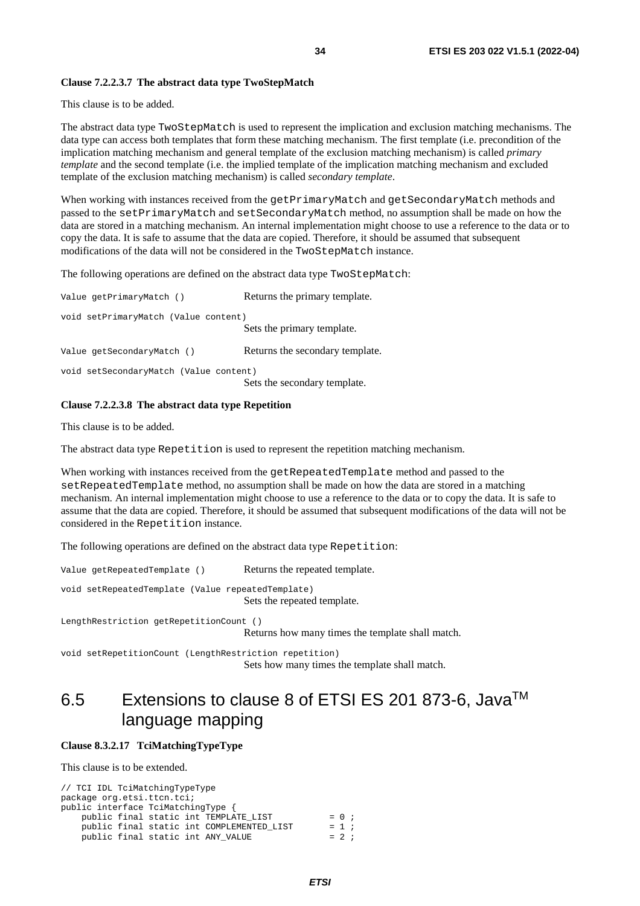**Clause 7.2.2.3.7 The abstract data type TwoStepMatch**

This clause is to be added.

The abstract data type `TwoStepMatch` is used to represent the implication and exclusion matching mechanisms. The data type can access both templates that form these matching mechanism. The first template (i.e. precondition of the implication matching mechanism and general template of the exclusion matching mechanism) is called *primary template* and the second template (i.e. the implied template of the implication matching mechanism and excluded template of the exclusion matching mechanism) is called *secondary template*.

When working with instances received from the `getPrimaryMatch` and `getSecondaryMatch` methods and passed to the `setPrimaryMatch` and `setSecondaryMatch` method, no assumption shall be made on how the data are stored in a matching mechanism. An internal implementation might choose to use a reference to the data or to copy the data. It is safe to assume that the data are copied. Therefore, it should be assumed that subsequent modifications of the data will not be considered in the `TwoStepMatch` instance.

The following operations are defined on the abstract data type `TwoStepMatch`:

`Value getPrimaryMatch ()` Returns the primary template.

`void setPrimaryMatch (Value content)`
Sets the primary template.

`Value getSecondaryMatch ()` Returns the secondary template.

`void setSecondaryMatch (Value content)`
Sets the secondary template.

**Clause 7.2.2.3.8 The abstract data type Repetition**

This clause is to be added.

The abstract data type `Repetition` is used to represent the repetition matching mechanism.

When working with instances received from the `getRepeatedTemplate` method and passed to the `setRepeatedTemplate` method, no assumption shall be made on how the data are stored in a matching mechanism. An internal implementation might choose to use a reference to the data or to copy the data. It is safe to assume that the data are copied. Therefore, it should be assumed that subsequent modifications of the data will not be considered in the `Repetition` instance.

The following operations are defined on the abstract data type `Repetition`:

`Value getRepeatedTemplate ()` Returns the repeated template.

`void setRepeatedTemplate (Value repeatedTemplate)`
Sets the repeated template.

`LengthRestriction getRepetitionCount ()`
Returns how many times the template shall match.

`void setRepetitionCount (LengthRestriction repetition)`
Sets how many times the template shall match.

## 6.5 Extensions to clause 8 of ETSI ES 201 873-6, Java[TM] language mapping

**Clause 8.3.2.17 TciMatchingTypeType**

This clause is to be extended.

```
// TCI IDL TciMatchingTypeType
package org.etsi.ttcn.tci;
public interface TciMatchingType {
    public final static int TEMPLATE_LIST          = 0 ;
    public final static int COMPLEMENTED_LIST      = 1 ;
    public final static int ANY_VALUE              = 2 ;
```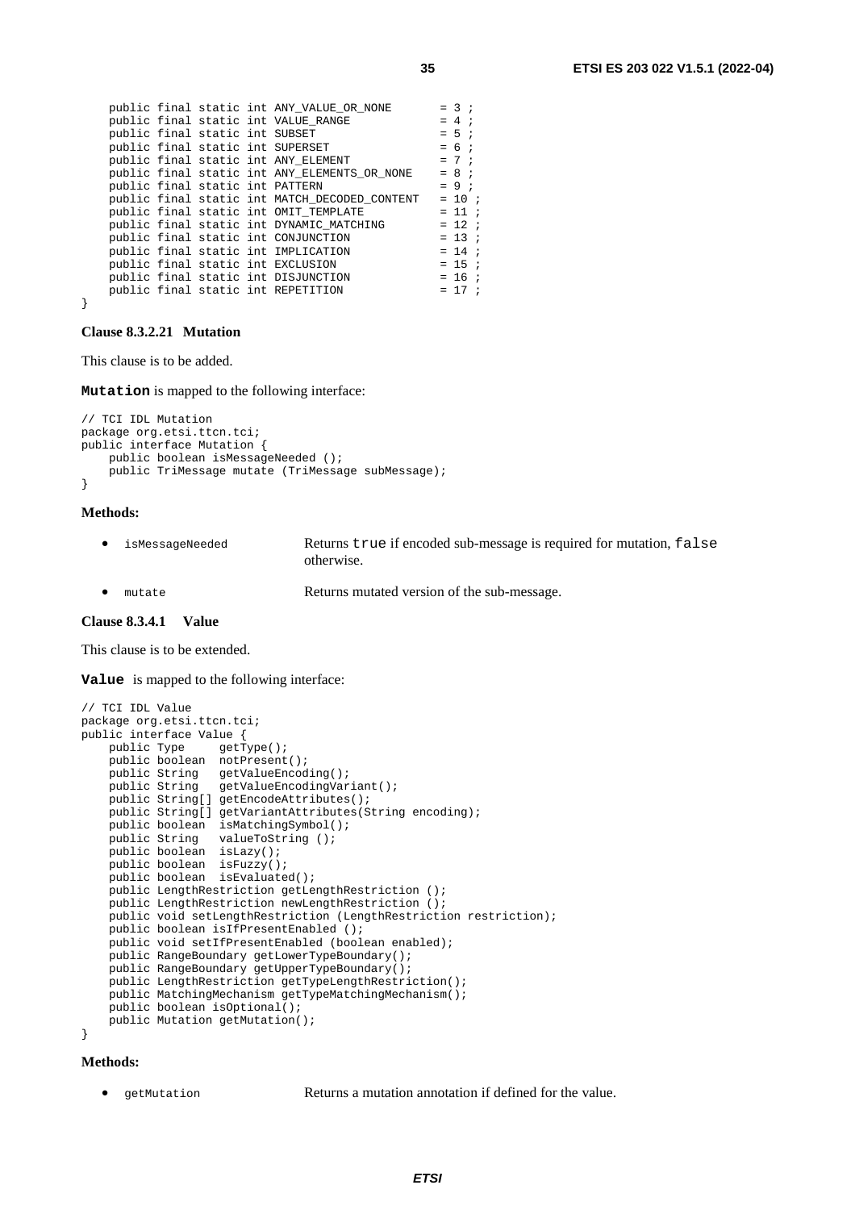```
    public final static int ANY_VALUE_OR_NONE       = 3 ;
    public final static int VALUE_RANGE             = 4 ;
    public final static int SUBSET                  = 5 ;
    public final static int SUPERSET                = 6 ;
    public final static int ANY_ELEMENT             = 7 ;
    public final static int ANY_ELEMENTS_OR_NONE    = 8 ;
    public final static int PATTERN                 = 9 ;
    public final static int MATCH_DECODED_CONTENT   = 10 ;
    public final static int OMIT_TEMPLATE           = 11 ;
    public final static int DYNAMIC_MATCHING        = 12 ;
    public final static int CONJUNCTION             = 13 ;
    public final static int IMPLICATION             = 14 ;
    public final static int EXCLUSION               = 15 ;
    public final static int DISJUNCTION             = 16 ;
    public final static int REPETITION              = 17 ;
}
```

**Clause 8.3.2.21 Mutation**

This clause is to be added.

**Mutation** is mapped to the following interface:

```
// TCI IDL Mutation
package org.etsi.ttcn.tci;
public interface Mutation {
    public boolean isMessageNeeded ();
    public TriMessage mutate (TriMessage subMessage);
}
```

**Methods:**

- `isMessageNeeded` Returns `true` if encoded sub-message is required for mutation, `false` otherwise.
- `mutate` Returns mutated version of the sub-message.

**Clause 8.3.4.1 Value**

This clause is to be extended.

**Value** is mapped to the following interface:

```
// TCI IDL Value
package org.etsi.ttcn.tci;
public interface Value {
    public Type      getType();
    public boolean   notPresent();
    public String    getValueEncoding();
    public String    getValueEncodingVariant();
    public String[]  getEncodeAttributes();
    public String[]  getVariantAttributes(String encoding);
    public boolean   isMatchingSymbol();
    public String    valueToString ();
    public boolean   isLazy();
    public boolean   isFuzzy();
    public boolean   isEvaluated();
    public LengthRestriction getLengthRestriction ();
    public LengthRestriction newLengthRestriction ();
    public void setLengthRestriction (LengthRestriction restriction);
    public boolean isIfPresentEnabled ();
    public void setIfPresentEnabled (boolean enabled);
    public RangeBoundary getLowerTypeBoundary();
    public RangeBoundary getUpperTypeBoundary();
    public LengthRestriction getTypeLengthRestriction();
    public MatchingMechanism getTypeMatchingMechanism();
    public boolean isOptional();
    public Mutation getMutation();
}
```

**Methods:**

- `getMutation` Returns a mutation annotation if defined for the value.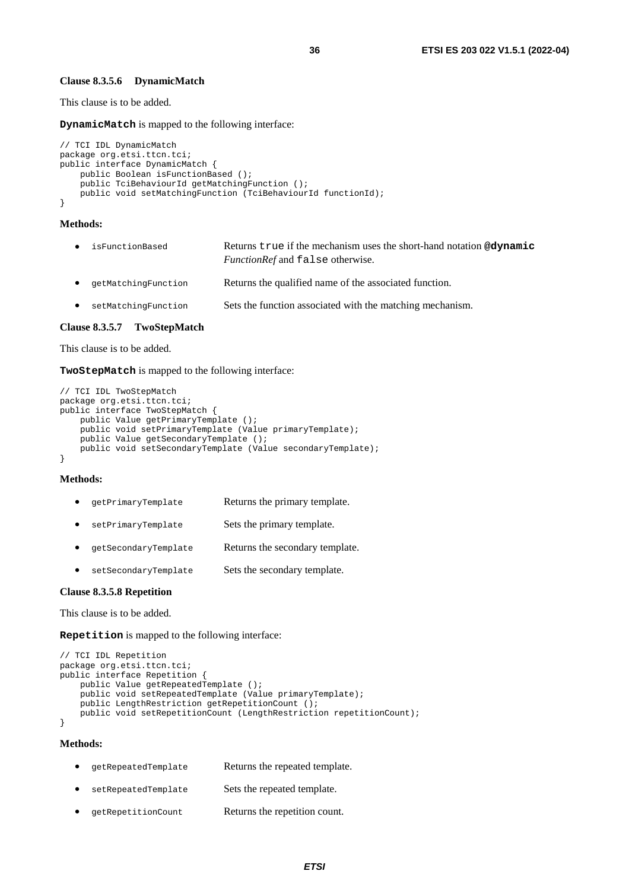**Clause 8.3.5.6 DynamicMatch**

This clause is to be added.

**DynamicMatch** is mapped to the following interface:

```
// TCI IDL DynamicMatch
package org.etsi.ttcn.tci;
public interface DynamicMatch {
    public Boolean isFunctionBased ();
    public TciBehaviourId getMatchingFunction ();
    public void setMatchingFunction (TciBehaviourId functionId);
}
```

**Methods:**

- `isFunctionBased` Returns `true` if the mechanism uses the short-hand notation **`@dynamic`** *FunctionRef* and `false` otherwise.
- `getMatchingFunction` Returns the qualified name of the associated function.
- `setMatchingFunction` Sets the function associated with the matching mechanism.

**Clause 8.3.5.7 TwoStepMatch**

This clause is to be added.

**TwoStepMatch** is mapped to the following interface:

```
// TCI IDL TwoStepMatch
package org.etsi.ttcn.tci;
public interface TwoStepMatch {
    public Value getPrimaryTemplate ();
    public void setPrimaryTemplate (Value primaryTemplate);
    public Value getSecondaryTemplate ();
    public void setSecondaryTemplate (Value secondaryTemplate);
}
```

**Methods:**

- `getPrimaryTemplate` Returns the primary template.
- `setPrimaryTemplate` Sets the primary template.
- `getSecondaryTemplate` Returns the secondary template.
- `setSecondaryTemplate` Sets the secondary template.

**Clause 8.3.5.8 Repetition**

This clause is to be added.

**Repetition** is mapped to the following interface:

```
// TCI IDL Repetition
package org.etsi.ttcn.tci;
public interface Repetition {
    public Value getRepeatedTemplate ();
    public void setRepeatedTemplate (Value primaryTemplate);
    public LengthRestriction getRepetitionCount ();
    public void setRepetitionCount (LengthRestriction repetitionCount);
}
```

**Methods:**

- `getRepeatedTemplate` Returns the repeated template.
- `setRepeatedTemplate` Sets the repeated template.
- `getRepetitionCount` Returns the repetition count.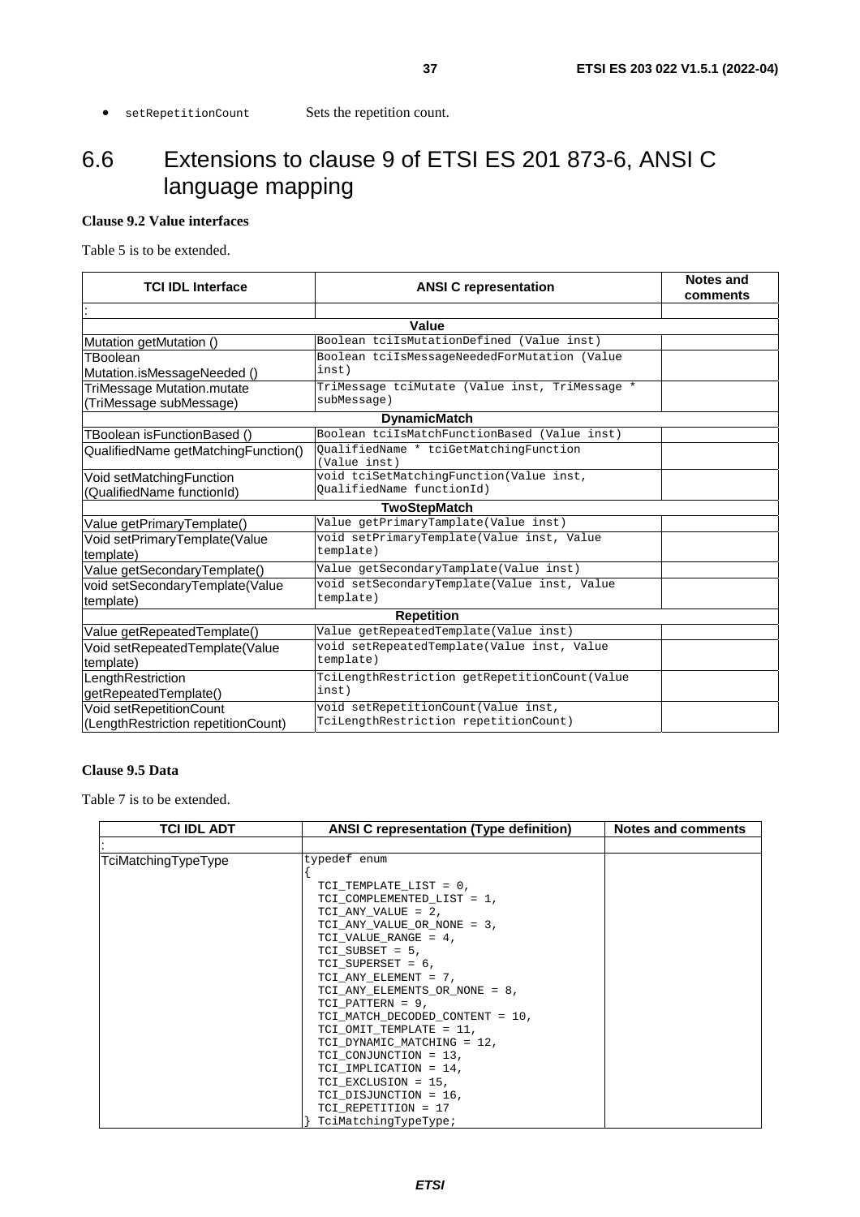- `setRepetitionCount` Sets the repetition count.

## 6.6 Extensions to clause 9 of ETSI ES 201 873-6, ANSI C language mapping

**Clause 9.2 Value interfaces**

Table 5 is to be extended.

| TCI IDL Interface | ANSI C representation | Notes and comments |
|---|---|---|
| : | | |
| **Value** | | |
| Mutation getMutation () | Boolean tciIsMutationDefined (Value inst) | |
| TBoolean Mutation.isMessageNeeded () | Boolean tciIsMessageNeededForMutation (Value inst) | |
| TriMessage Mutation.mutate (TriMessage subMessage) | TriMessage tciMutate (Value inst, TriMessage * subMessage) | |
| **DynamicMatch** | | |
| TBoolean isFunctionBased () | Boolean tciIsMatchFunctionBased (Value inst) | |
| QualifiedName getMatchingFunction() | QualifiedName * tciGetMatchingFunction (Value inst) | |
| Void setMatchingFunction (QualifiedName functionId) | void tciSetMatchingFunction(Value inst, QualifiedName functionId) | |
| **TwoStepMatch** | | |
| Value getPrimaryTemplate() | Value getPrimaryTamplate(Value inst) | |
| Void setPrimaryTemplate(Value template) | void setPrimaryTemplate(Value inst, Value template) | |
| Value getSecondaryTemplate() | Value getSecondaryTamplate(Value inst) | |
| void setSecondaryTemplate(Value template) | void setSecondaryTemplate(Value inst, Value template) | |
| **Repetition** | | |
| Value getRepeatedTemplate() | Value getRepeatedTemplate(Value inst) | |
| Void setRepeatedTemplate(Value template) | void setRepeatedTemplate(Value inst, Value template) | |
| LengthRestriction getRepeatedTemplate() | TciLengthRestriction getRepetitionCount(Value inst) | |
| Void setRepetitionCount (LengthRestriction repetitionCount) | void setRepetitionCount(Value inst, TciLengthRestriction repetitionCount) | |

**Clause 9.5 Data**

Table 7 is to be extended.

| TCI IDL ADT | ANSI C representation (Type definition) | Notes and comments |
|---|---|---|
| : | | |
| TciMatchingTypeType | typedef enum<br>{<br>TCI_TEMPLATE_LIST = 0,<br>TCI_COMPLEMENTED_LIST = 1,<br>TCI_ANY_VALUE = 2,<br>TCI_ANY_VALUE_OR_NONE = 3,<br>TCI_VALUE_RANGE = 4,<br>TCI_SUBSET = 5,<br>TCI_SUPERSET = 6,<br>TCI_ANY_ELEMENT = 7,<br>TCI_ANY_ELEMENTS_OR_NONE = 8,<br>TCI_PATTERN = 9,<br>TCI_MATCH_DECODED_CONTENT = 10,<br>TCI_OMIT_TEMPLATE = 11,<br>TCI_DYNAMIC_MATCHING = 12,<br>TCI_CONJUNCTION = 13,<br>TCI_IMPLICATION = 14,<br>TCI_EXCLUSION = 15,<br>TCI_DISJUNCTION = 16,<br>TCI_REPETITION = 17<br>} TciMatchingTypeType; | |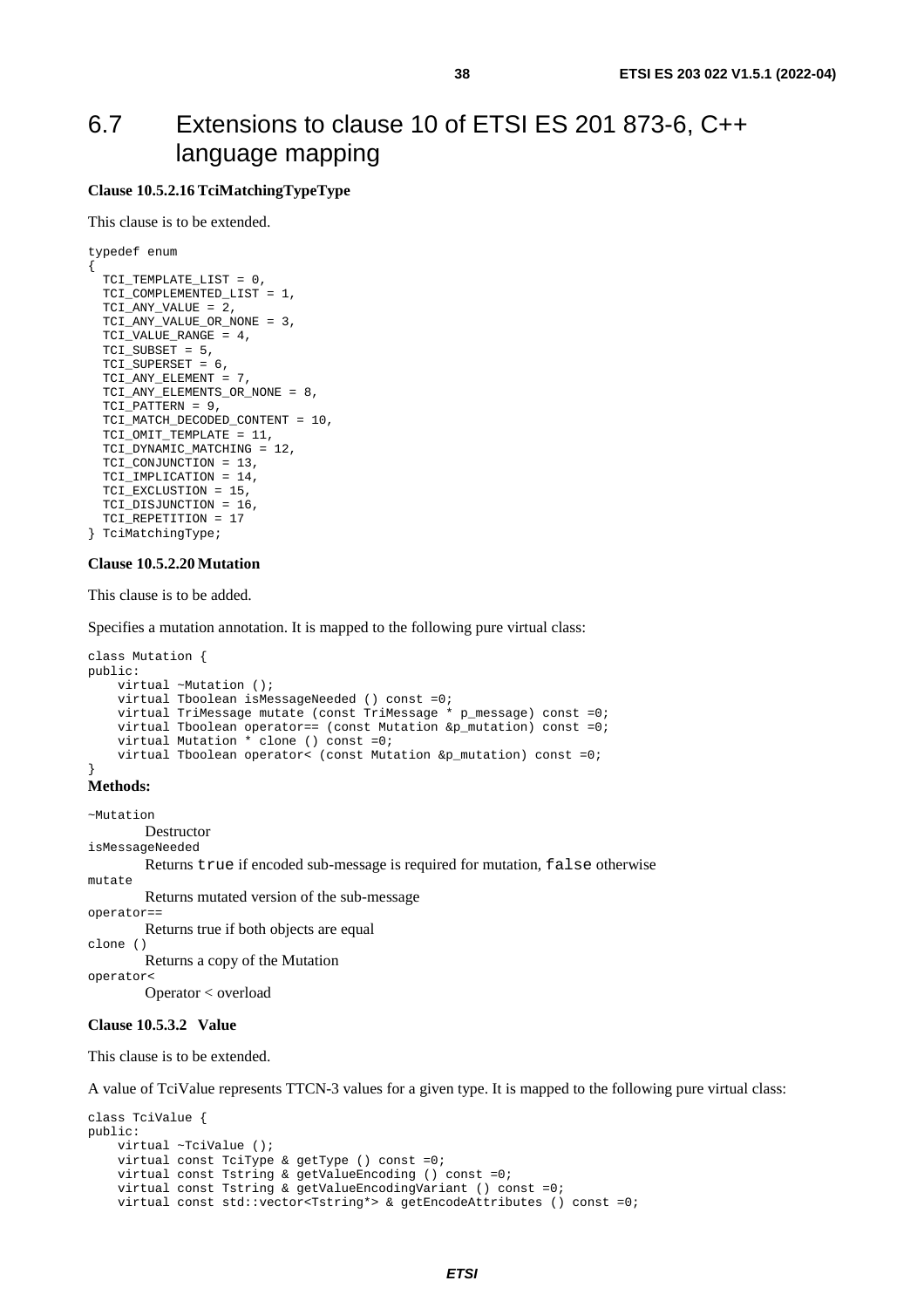# 6.7 Extensions to clause 10 of ETSI ES 201 873-6, C++ language mapping

**Clause 10.5.2.16 TciMatchingTypeType**

This clause is to be extended.

```
typedef enum
{
  TCI_TEMPLATE_LIST = 0,
  TCI_COMPLEMENTED_LIST = 1,
  TCI_ANY_VALUE = 2,
  TCI_ANY_VALUE_OR_NONE = 3,
  TCI_VALUE_RANGE = 4,
  TCI_SUBSET = 5,
  TCI_SUPERSET = 6,
  TCI_ANY_ELEMENT = 7,
  TCI_ANY_ELEMENTS_OR_NONE = 8,
  TCI_PATTERN = 9,
  TCI_MATCH_DECODED_CONTENT = 10,
  TCI_OMIT_TEMPLATE = 11,
  TCI_DYNAMIC_MATCHING = 12,
  TCI_CONJUNCTION = 13,
  TCI_IMPLICATION = 14,
  TCI_EXCLUSTION = 15,
  TCI_DISJUNCTION = 16,
  TCI_REPETITION = 17
} TciMatchingType;
```

**Clause 10.5.2.20 Mutation**

This clause is to be added.

Specifies a mutation annotation. It is mapped to the following pure virtual class:

```
class Mutation {
public:
    virtual ~Mutation ();
    virtual Tboolean isMessageNeeded () const =0;
    virtual TriMessage mutate (const TriMessage * p_message) const =0;
    virtual Tboolean operator== (const Mutation &p_mutation) const =0;
    virtual Mutation * clone () const =0;
    virtual Tboolean operator< (const Mutation &p_mutation) const =0;
}
```

**Methods:**

`~Mutation`
  Destructor

`isMessageNeeded`
  Returns `true` if encoded sub-message is required for mutation, `false` otherwise

`mutate`
  Returns mutated version of the sub-message

`operator==`
  Returns true if both objects are equal

`clone ()`
  Returns a copy of the Mutation

`operator<`
  Operator < overload

**Clause 10.5.3.2 Value**

This clause is to be extended.

A value of TciValue represents TTCN-3 values for a given type. It is mapped to the following pure virtual class:

```
class TciValue {
public:
    virtual ~TciValue ();
    virtual const TciType & getType () const =0;
    virtual const Tstring & getValueEncoding () const =0;
    virtual const Tstring & getValueEncodingVariant () const =0;
    virtual const std::vector<Tstring*> & getEncodeAttributes () const =0;
```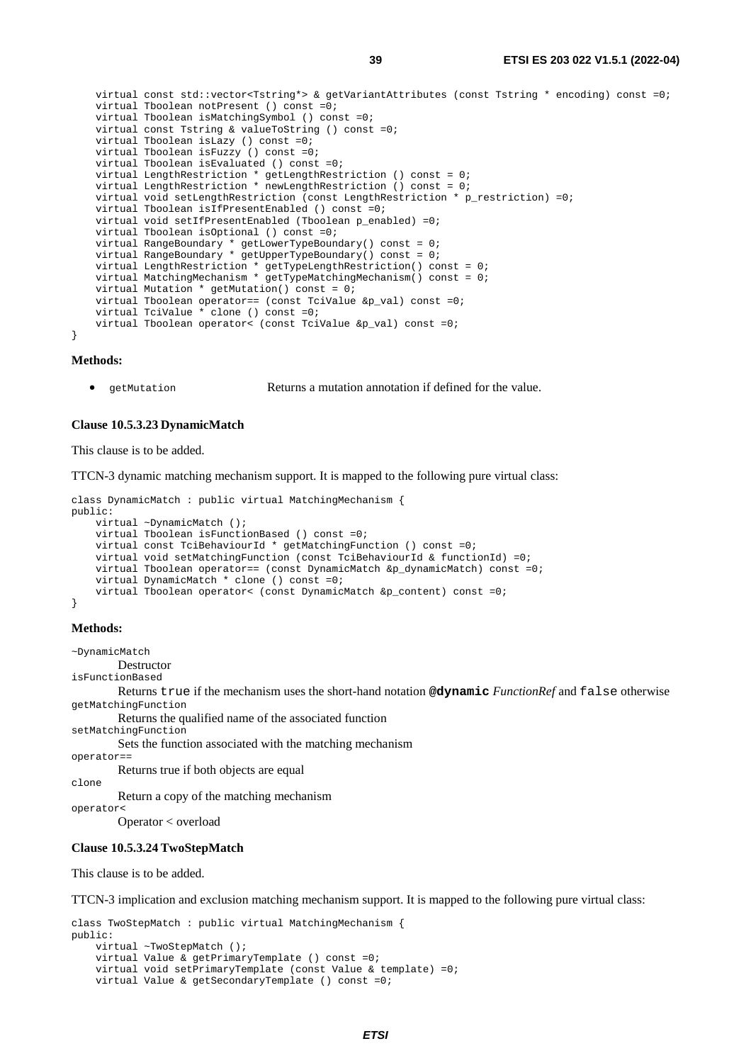```
    virtual const std::vector<Tstring*> & getVariantAttributes (const Tstring * encoding) const =0;
    virtual Tboolean notPresent () const =0;
    virtual Tboolean isMatchingSymbol () const =0;
    virtual const Tstring & valueToString () const =0;
    virtual Tboolean isLazy () const =0;
    virtual Tboolean isFuzzy () const =0;
    virtual Tboolean isEvaluated () const =0;
    virtual LengthRestriction * getLengthRestriction () const = 0;
    virtual LengthRestriction * newLengthRestriction () const = 0;
    virtual void setLengthRestriction (const LengthRestriction * p_restriction) =0;
    virtual Tboolean isIfPresentEnabled () const =0;
    virtual void setIfPresentEnabled (Tboolean p_enabled) =0;
    virtual Tboolean isOptional () const =0;
    virtual RangeBoundary * getLowerTypeBoundary() const = 0;
    virtual RangeBoundary * getUpperTypeBoundary() const = 0;
    virtual LengthRestriction * getTypeLengthRestriction() const = 0;
    virtual MatchingMechanism * getTypeMatchingMechanism() const = 0;
    virtual Mutation * getMutation() const = 0;
    virtual Tboolean operator== (const TciValue &p_val) const =0;
    virtual TciValue * clone () const =0;
    virtual Tboolean operator< (const TciValue &p_val) const =0;
}
```

**Methods:**

- `getMutation` Returns a mutation annotation if defined for the value.

**Clause 10.5.3.23 DynamicMatch**

This clause is to be added.

TTCN-3 dynamic matching mechanism support. It is mapped to the following pure virtual class:

```
class DynamicMatch : public virtual MatchingMechanism {
public:
    virtual ~DynamicMatch ();
    virtual Tboolean isFunctionBased () const =0;
    virtual const TciBehaviourId * getMatchingFunction () const =0;
    virtual void setMatchingFunction (const TciBehaviourId & functionId) =0;
    virtual Tboolean operator== (const DynamicMatch &p_dynamicMatch) const =0;
    virtual DynamicMatch * clone () const =0;
    virtual Tboolean operator< (const DynamicMatch &p_content) const =0;
}
```

**Methods:**

`~DynamicMatch`
: Destructor

`isFunctionBased`
: Returns `true` if the mechanism uses the short-hand notation **`@dynamic`** *FunctionRef* and `false` otherwise

`getMatchingFunction`
: Returns the qualified name of the associated function

`setMatchingFunction`
: Sets the function associated with the matching mechanism

`operator==`
: Returns true if both objects are equal

`clone`
: Return a copy of the matching mechanism

`operator<`
: Operator < overload

**Clause 10.5.3.24 TwoStepMatch**

This clause is to be added.

TTCN-3 implication and exclusion matching mechanism support. It is mapped to the following pure virtual class:

```
class TwoStepMatch : public virtual MatchingMechanism {
public:
    virtual ~TwoStepMatch ();
    virtual Value & getPrimaryTemplate () const =0;
    virtual void setPrimaryTemplate (const Value & template) =0;
    virtual Value & getSecondaryTemplate () const =0;
```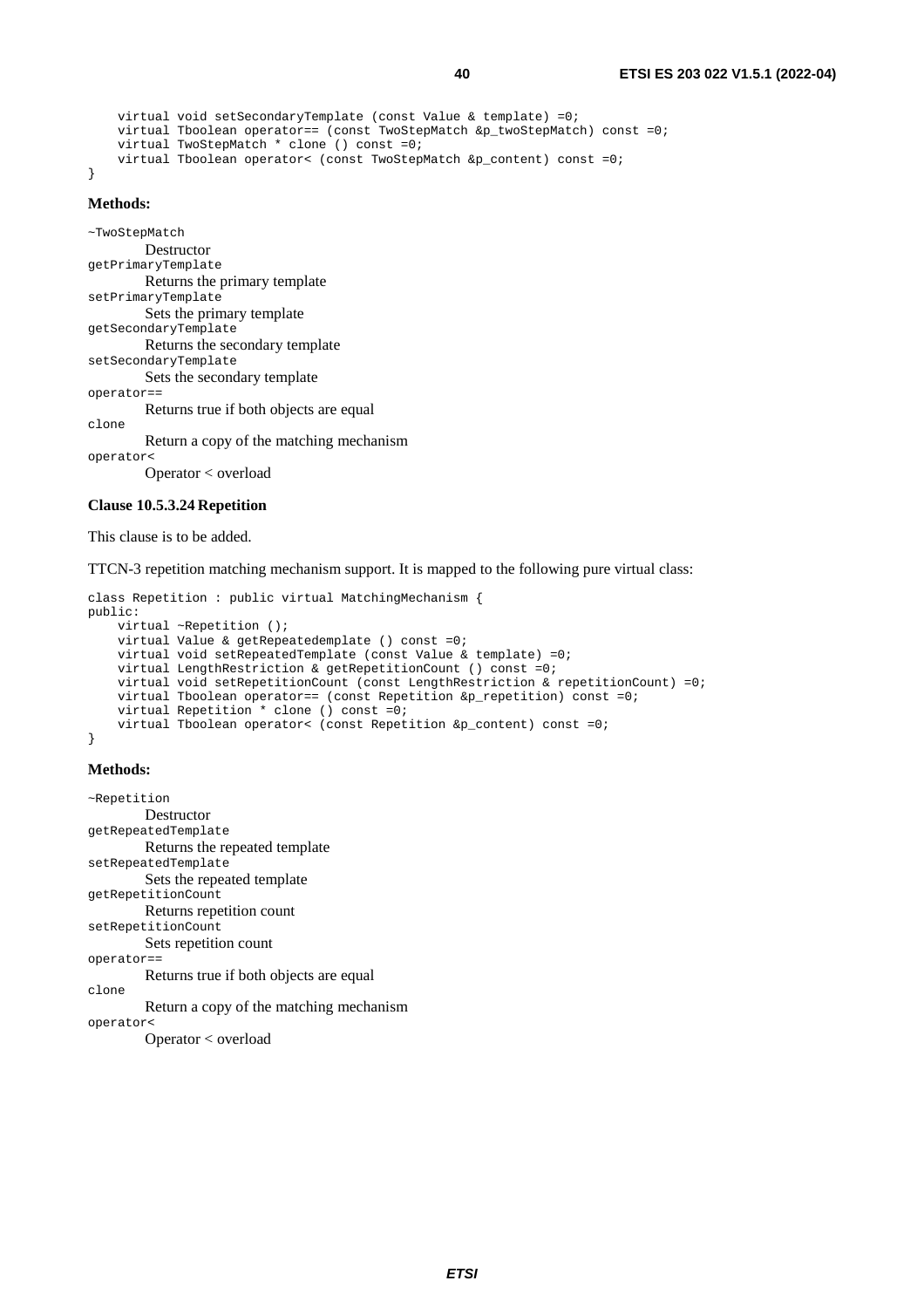```
    virtual void setSecondaryTemplate (const Value & template) =0;
    virtual Tboolean operator== (const TwoStepMatch &p_twoStepMatch) const =0;
    virtual TwoStepMatch * clone () const =0;
    virtual Tboolean operator< (const TwoStepMatch &p_content) const =0;
}
```

**Methods:**

`~TwoStepMatch`
    Destructor
`getPrimaryTemplate`
    Returns the primary template
`setPrimaryTemplate`
    Sets the primary template
`getSecondaryTemplate`
    Returns the secondary template
`setSecondaryTemplate`
    Sets the secondary template
`operator==`
    Returns true if both objects are equal
`clone`
    Return a copy of the matching mechanism
`operator<`
    Operator < overload

**Clause 10.5.3.24 Repetition**

This clause is to be added.

TTCN-3 repetition matching mechanism support. It is mapped to the following pure virtual class:

```
class Repetition : public virtual MatchingMechanism {
public:
    virtual ~Repetition ();
    virtual Value & getRepeatedemplate () const =0;
    virtual void setRepeatedTemplate (const Value & template) =0;
    virtual LengthRestriction & getRepetitionCount () const =0;
    virtual void setRepetitionCount (const LengthRestriction & repetitionCount) =0;
    virtual Tboolean operator== (const Repetition &p_repetition) const =0;
    virtual Repetition * clone () const =0;
    virtual Tboolean operator< (const Repetition &p_content) const =0;
}
```

**Methods:**

`~Repetition`
    Destructor
`getRepeatedTemplate`
    Returns the repeated template
`setRepeatedTemplate`
    Sets the repeated template
`getRepetitionCount`
    Returns repetition count
`setRepetitionCount`
    Sets repetition count
`operator==`
    Returns true if both objects are equal
`clone`
    Return a copy of the matching mechanism
`operator<`
    Operator < overload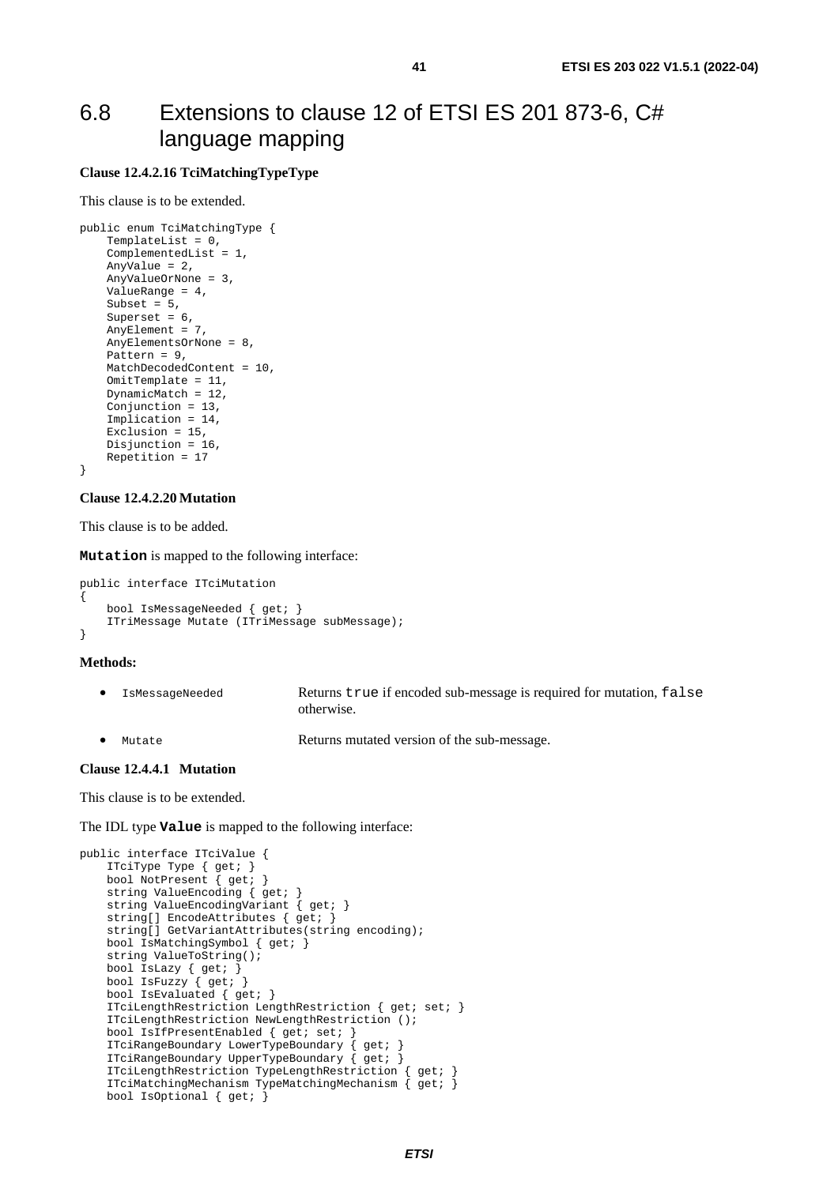# 6.8 Extensions to clause 12 of ETSI ES 201 873-6, C# language mapping

**Clause 12.4.2.16 TciMatchingTypeType**

This clause is to be extended.

```
public enum TciMatchingType {
    TemplateList = 0,
    ComplementedList = 1,
    AnyValue = 2,
    AnyValueOrNone = 3,
    ValueRange = 4,
    Subset = 5,
    Superset = 6,
    AnyElement = 7,
    AnyElementsOrNone = 8,
    Pattern = 9,
    MatchDecodedContent = 10,
    OmitTemplate = 11,
    DynamicMatch = 12,
    Conjunction = 13,
    Implication = 14,
    Exclusion = 15,
    Disjunction = 16,
    Repetition = 17
}
```

**Clause 12.4.2.20 Mutation**

This clause is to be added.

**`Mutation`** is mapped to the following interface:

```
public interface ITciMutation
{
    bool IsMessageNeeded { get; }
    ITriMessage Mutate (ITriMessage subMessage);
}
```

**Methods:**

- `IsMessageNeeded` Returns `true` if encoded sub-message is required for mutation, `false` otherwise.
- `Mutate` Returns mutated version of the sub-message.

**Clause 12.4.4.1 Mutation**

This clause is to be extended.

The IDL type **`Value`** is mapped to the following interface:

```
public interface ITciValue {
    ITciType Type { get; }
    bool NotPresent { get; }
    string ValueEncoding { get; }
    string ValueEncodingVariant { get; }
    string[] EncodeAttributes { get; }
    string[] GetVariantAttributes(string encoding);
    bool IsMatchingSymbol { get; }
    string ValueToString();
    bool IsLazy { get; }
    bool IsFuzzy { get; }
    bool IsEvaluated { get; }
    ITciLengthRestriction LengthRestriction { get; set; }
    ITciLengthRestriction NewLengthRestriction ();
    bool IsIfPresentEnabled { get; set; }
    ITciRangeBoundary LowerTypeBoundary { get; }
    ITciRangeBoundary UpperTypeBoundary { get; }
    ITciLengthRestriction TypeLengthRestriction { get; }
    ITciMatchingMechanism TypeMatchingMechanism { get; }
    bool IsOptional { get; }
```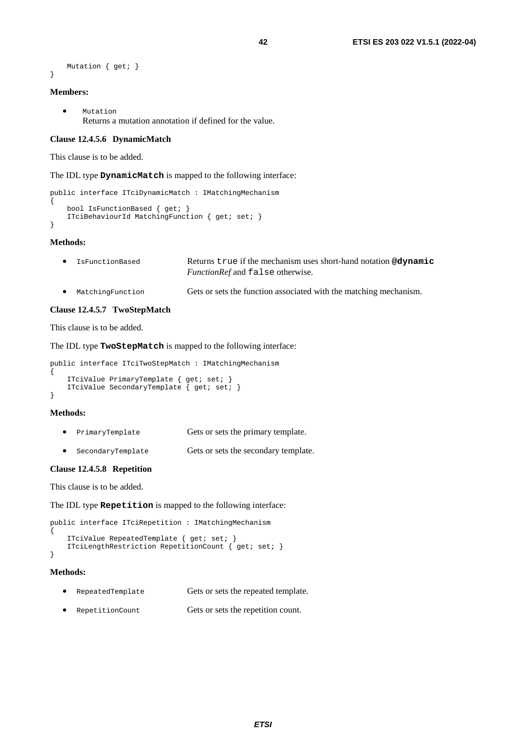```
    Mutation { get; }
}
```

**Members:**

- `Mutation`
  Returns a mutation annotation if defined for the value.

**Clause 12.4.5.6 DynamicMatch**

This clause is to be added.

The IDL type **`DynamicMatch`** is mapped to the following interface:

```
public interface ITciDynamicMatch : IMatchingMechanism
{
    bool IsFunctionBased { get; }
    ITciBehaviourId MatchingFunction { get; set; }
}
```

**Methods:**

- `IsFunctionBased` Returns `true` if the mechanism uses short-hand notation **`@dynamic`** *FunctionRef* and `false` otherwise.
- `MatchingFunction` Gets or sets the function associated with the matching mechanism.

**Clause 12.4.5.7 TwoStepMatch**

This clause is to be added.

The IDL type **`TwoStepMatch`** is mapped to the following interface:

```
public interface ITciTwoStepMatch : IMatchingMechanism
{
    ITciValue PrimaryTemplate { get; set; }
    ITciValue SecondaryTemplate { get; set; }
}
```

**Methods:**

- `PrimaryTemplate` Gets or sets the primary template.
- `SecondaryTemplate` Gets or sets the secondary template.

**Clause 12.4.5.8 Repetition**

This clause is to be added.

The IDL type **`Repetition`** is mapped to the following interface:

```
public interface ITciRepetition : IMatchingMechanism
{
    ITciValue RepeatedTemplate { get; set; }
    ITciLengthRestriction RepetitionCount { get; set; }
}
```

**Methods:**

- `RepeatedTemplate` Gets or sets the repeated template.
- `RepetitionCount` Gets or sets the repetition count.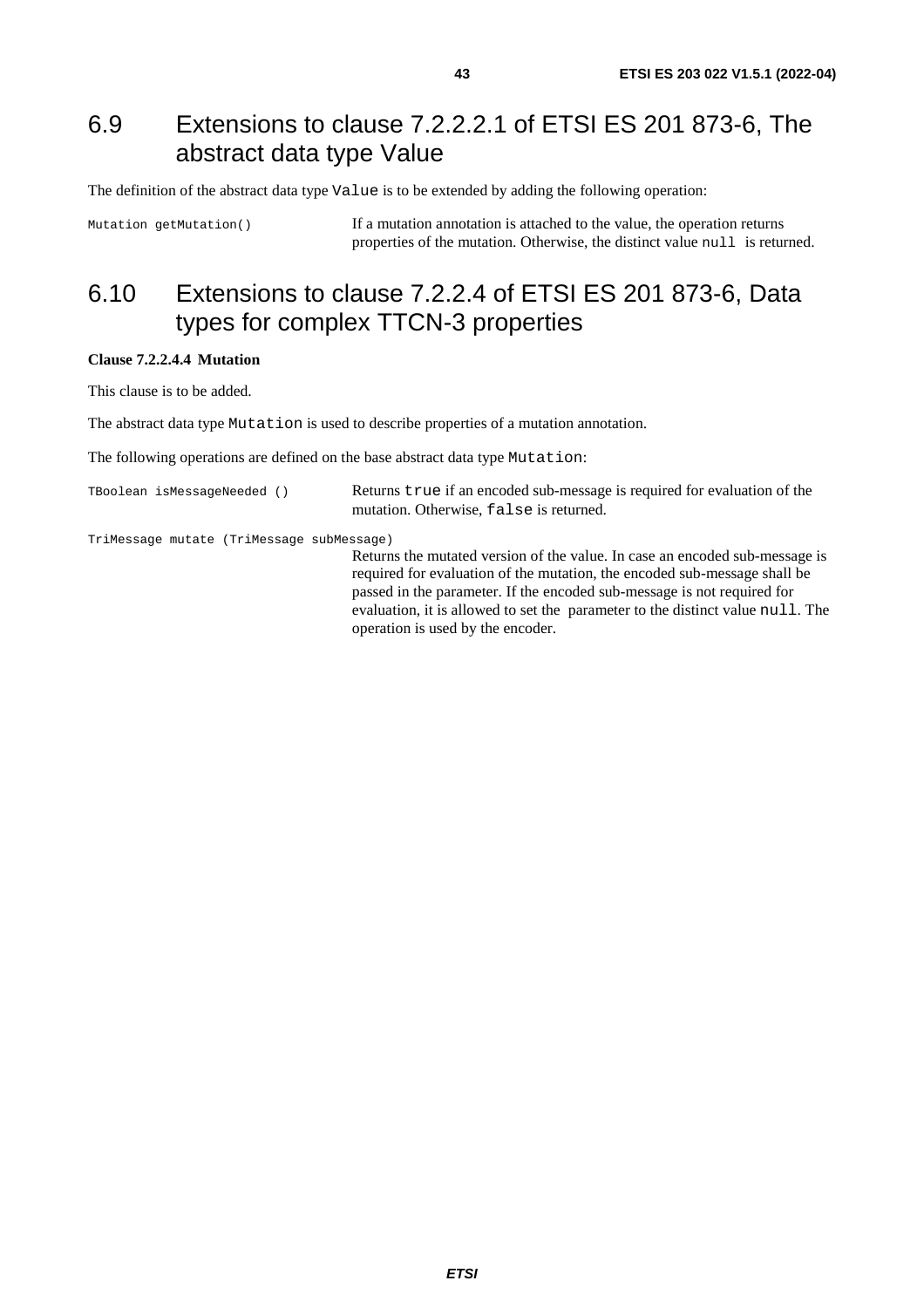## 6.9 Extensions to clause 7.2.2.2.1 of ETSI ES 201 873-6, The abstract data type Value

The definition of the abstract data type `Value` is to be extended by adding the following operation:

| | |
|---|---|
| `Mutation getMutation()` | If a mutation annotation is attached to the value, the operation returns properties of the mutation. Otherwise, the distinct value `null` is returned. |

## 6.10 Extensions to clause 7.2.2.4 of ETSI ES 201 873-6, Data types for complex TTCN-3 properties

**Clause 7.2.2.4.4 Mutation**

This clause is to be added.

The abstract data type `Mutation` is used to describe properties of a mutation annotation.

The following operations are defined on the base abstract data type `Mutation`:

| | |
|---|---|
| `TBoolean isMessageNeeded ()` | Returns `true` if an encoded sub-message is required for evaluation of the mutation. Otherwise, `false` is returned. |
| `TriMessage mutate (TriMessage subMessage)` | Returns the mutated version of the value. In case an encoded sub-message is required for evaluation of the mutation, the encoded sub-message shall be passed in the parameter. If the encoded sub-message is not required for evaluation, it is allowed to set the parameter to the distinct value `null`. The operation is used by the encoder. |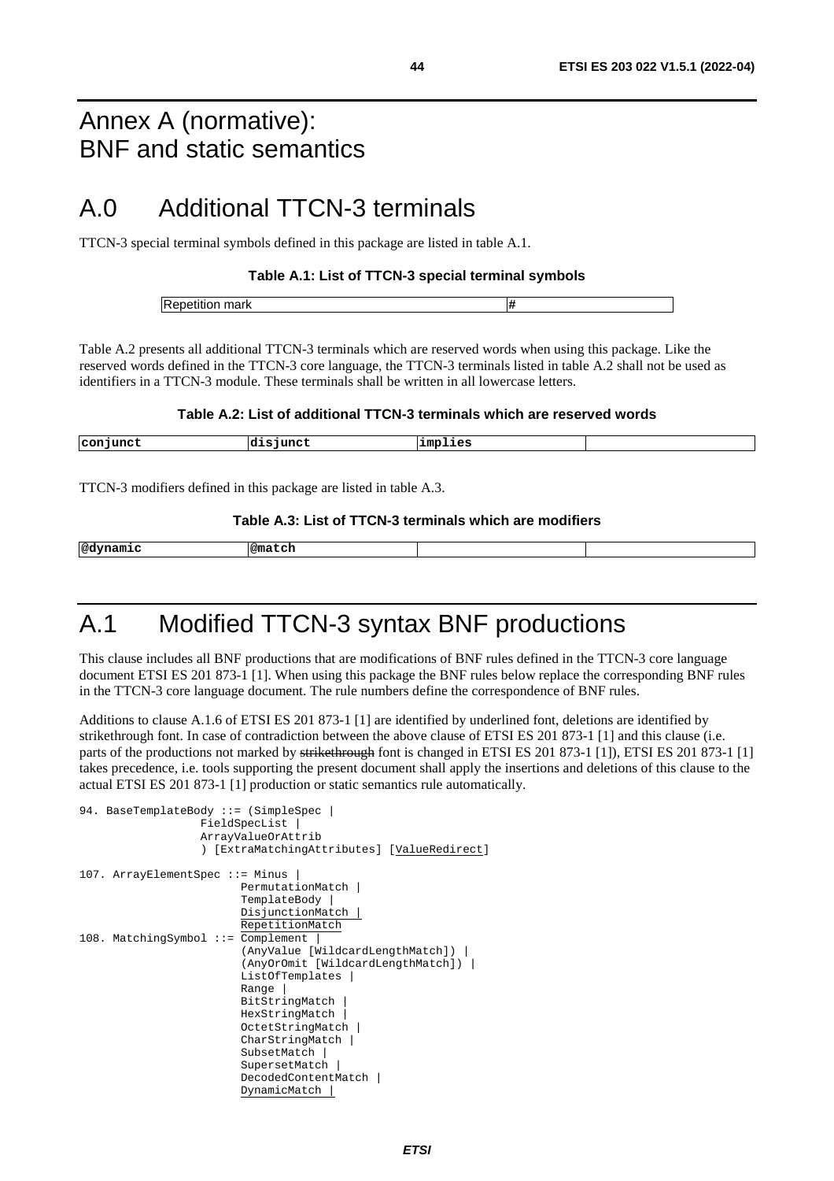# Annex A (normative): BNF and static semantics

## A.0 Additional TTCN-3 terminals

TTCN-3 special terminal symbols defined in this package are listed in table A.1.

**Table A.1: List of TTCN-3 special terminal symbols**

| Repetition mark | # |
|---|---|

Table A.2 presents all additional TTCN-3 terminals which are reserved words when using this package. Like the reserved words defined in the TTCN-3 core language, the TTCN-3 terminals listed in table A.2 shall not be used as identifiers in a TTCN-3 module. These terminals shall be written in all lowercase letters.

**Table A.2: List of additional TTCN-3 terminals which are reserved words**

| conjunct | disjunct | implies | |
|---|---|---|---|

TTCN-3 modifiers defined in this package are listed in table A.3.

**Table A.3: List of TTCN-3 terminals which are modifiers**

| @dynamic | @match | | |
|---|---|---|---|

## A.1 Modified TTCN-3 syntax BNF productions

This clause includes all BNF productions that are modifications of BNF rules defined in the TTCN-3 core language document ETSI ES 201 873-1 [1]. When using this package the BNF rules below replace the corresponding BNF rules in the TTCN-3 core language document. The rule numbers define the correspondence of BNF rules.

Additions to clause A.1.6 of ETSI ES 201 873-1 [1] are identified by underlined font, deletions are identified by strikethrough font. In case of contradiction between the above clause of ETSI ES 201 873-1 [1] and this clause (i.e. parts of the productions not marked by ~~strikethrough~~ font is changed in ETSI ES 201 873-1 [1]), ETSI ES 201 873-1 [1] takes precedence, i.e. tools supporting the present document shall apply the insertions and deletions of this clause to the actual ETSI ES 201 873-1 [1] production or static semantics rule automatically.

```
94. BaseTemplateBody ::= (SimpleSpec |
                  FieldSpecList |
                  ArrayValueOrAttrib
                  ) [ExtraMatchingAttributes] [ValueRedirect]

107. ArrayElementSpec ::= Minus |
                        PermutationMatch |
                        TemplateBody |
                        DisjunctionMatch |
                        RepetitionMatch
108. MatchingSymbol ::= Complement |
                        (AnyValue [WildcardLengthMatch]) |
                        (AnyOrOmit [WildcardLengthMatch]) |
                        ListOfTemplates |
                        Range |
                        BitStringMatch |
                        HexStringMatch |
                        OctetStringMatch |
                        CharStringMatch |
                        SubsetMatch |
                        SupersetMatch |
                        DecodedContentMatch |
                        DynamicMatch |
```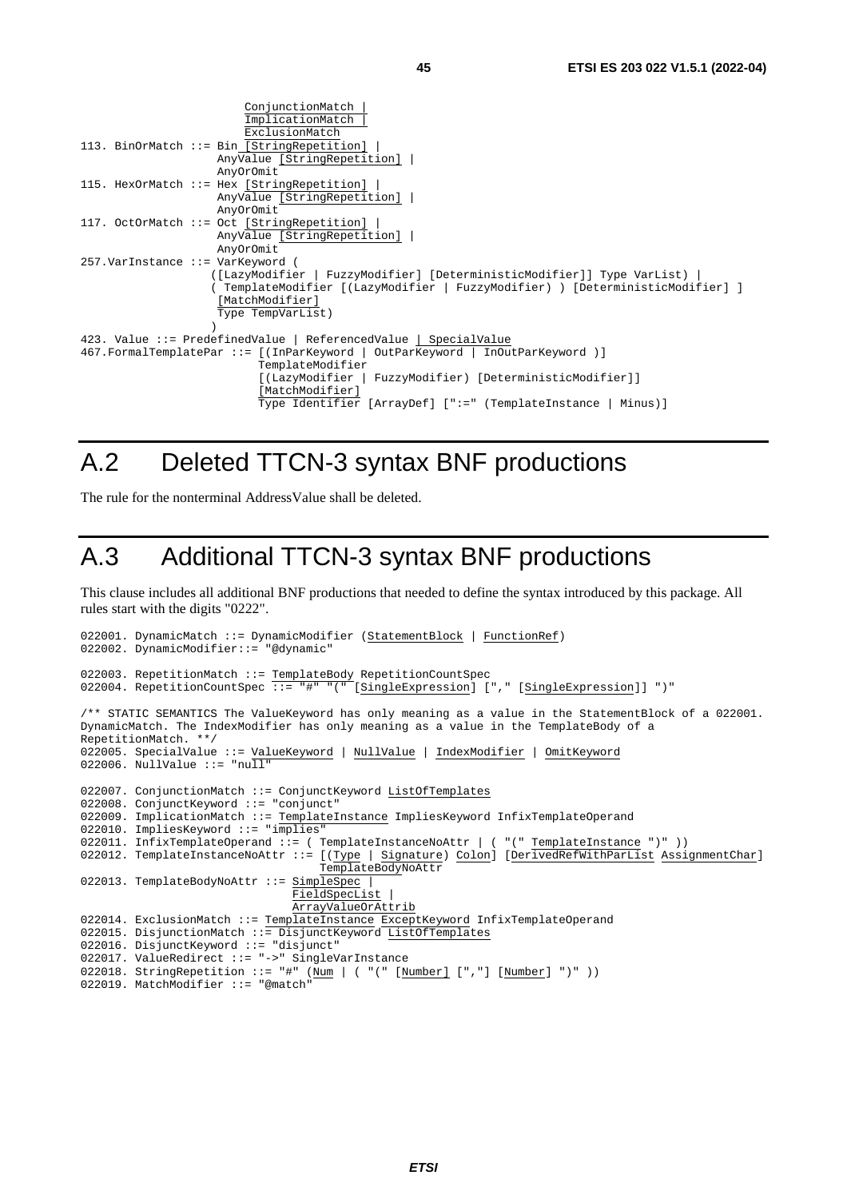```
                        ConjunctionMatch |
                        ImplicationMatch |
                        ExclusionMatch
113. BinOrMatch ::= Bin [StringRepetition] |
                    AnyValue [StringRepetition] |
                    AnyOrOmit
115. HexOrMatch ::= Hex [StringRepetition] |
                    AnyValue [StringRepetition] |
                    AnyOrOmit
117. OctOrMatch ::= Oct [StringRepetition] |
                    AnyValue [StringRepetition] |
                    AnyOrOmit
257.VarInstance ::= VarKeyword (
                   ([LazyModifier | FuzzyModifier] [DeterministicModifier]] Type VarList) |
                   ( TemplateModifier [(LazyModifier | FuzzyModifier) ) [DeterministicModifier] ]
                    [MatchModifier]
                    Type TempVarList)
                   )
423. Value ::= PredefinedValue | ReferencedValue | SpecialValue
467.FormalTemplatePar ::= [(InParKeyword | OutParKeyword | InOutParKeyword )]
                          TemplateModifier
                          [(LazyModifier | FuzzyModifier) [DeterministicModifier]]
                          [MatchModifier]
                          Type Identifier [ArrayDef] [":=" (TemplateInstance | Minus)]
```

# A.2 Deleted TTCN-3 syntax BNF productions

The rule for the nonterminal AddressValue shall be deleted.

# A.3 Additional TTCN-3 syntax BNF productions

This clause includes all additional BNF productions that needed to define the syntax introduced by this package. All rules start with the digits "0222".

```
022001. DynamicMatch ::= DynamicModifier (StatementBlock | FunctionRef)
022002. DynamicModifier::= "@dynamic"

022003. RepetitionMatch ::= TemplateBody RepetitionCountSpec
022004. RepetitionCountSpec ::= "#" "(" [SingleExpression] ["," [SingleExpression]] ")"

/** STATIC SEMANTICS The ValueKeyword has only meaning as a value in the StatementBlock of a 022001.
DynamicMatch. The IndexModifier has only meaning as a value in the TemplateBody of a
RepetitionMatch. **/
022005. SpecialValue ::= ValueKeyword | NullValue | IndexModifier | OmitKeyword
022006. NullValue ::= "null"

022007. ConjunctionMatch ::= ConjunctKeyword ListOfTemplates
022008. ConjunctKeyword ::= "conjunct"
022009. ImplicationMatch ::= TemplateInstance ImpliesKeyword InfixTemplateOperand
022010. ImpliesKeyword ::= "implies"
022011. InfixTemplateOperand ::= ( TemplateInstanceNoAttr | ( "(" TemplateInstance ")" ))
022012. TemplateInstanceNoAttr ::= [(Type | Signature) Colon] [DerivedRefWithParList AssignmentChar]
                                  TemplateBodyNoAttr
022013. TemplateBodyNoAttr ::= SimpleSpec |
                               FieldSpecList |
                               ArrayValueOrAttrib
022014. ExclusionMatch ::= TemplateInstance ExceptKeyword InfixTemplateOperand
022015. DisjunctionMatch ::= DisjunctKeyword ListOfTemplates
022016. DisjunctKeyword ::= "disjunct"
022017. ValueRedirect ::= "->" SingleVarInstance
022018. StringRepetition ::= "#" (Num | ( "(" [Number] [","] [Number] ")" ))
022019. MatchModifier ::= "@match"
```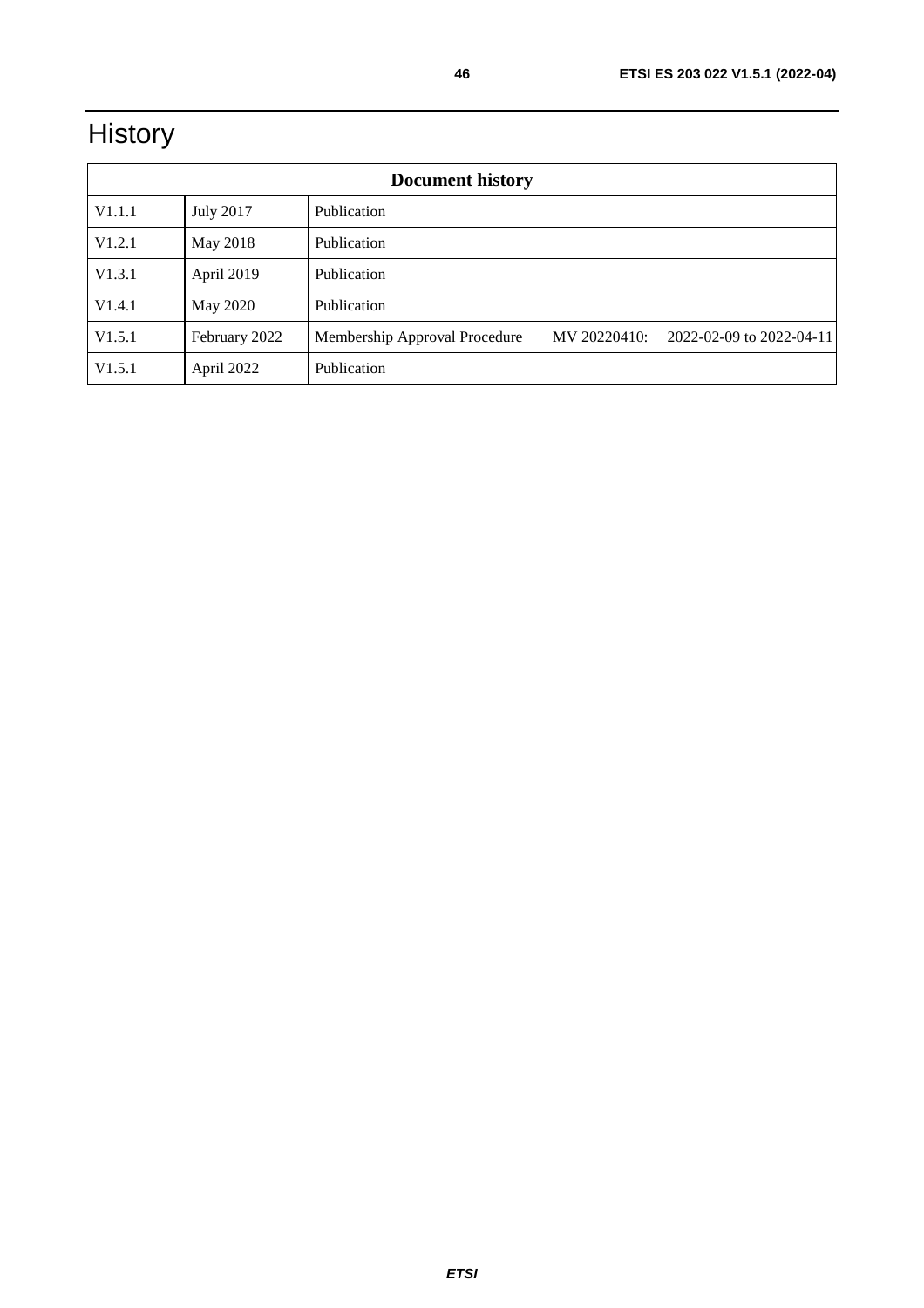# History

| Document history | | |
|---|---|---|
| V1.1.1 | July 2017 | Publication |
| V1.2.1 | May 2018 | Publication |
| V1.3.1 | April 2019 | Publication |
| V1.4.1 | May 2020 | Publication |
| V1.5.1 | February 2022 | Membership Approval Procedure MV 20220410: 2022-02-09 to 2022-04-11 |
| V1.5.1 | April 2022 | Publication |